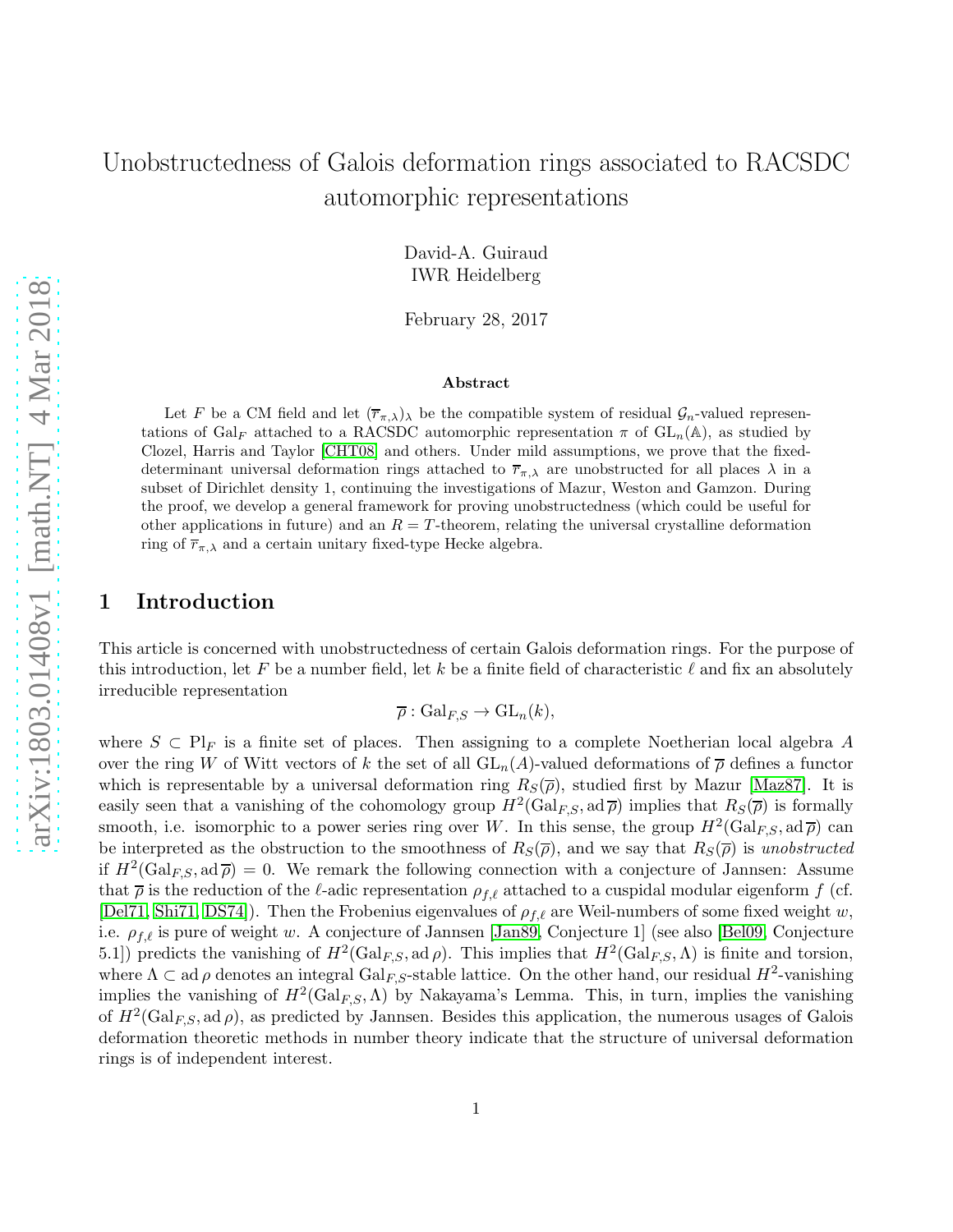# Unobstructedness of Galois deformation rings associated to RACSDC automorphic representations

David-A. Guiraud
IWR Heidelberg

February 28, 2017

### Abstract

Let $F$ be a CM field and let $(\overline{r}_{\pi,\lambda})_\lambda$ be the compatible system of residual $\mathcal{G}_n$-valued representations of $\mathrm{Gal}_F$ attached to a RACSDC automorphic representation $\pi$ of $\mathrm{GL}_n(\mathbb{A})$, as studied by Clozel, Harris and Taylor [CHT08] and others. Under mild assumptions, we prove that the fixed-determinant universal deformation rings attached to $\overline{r}_{\pi,\lambda}$ are unobstructed for all places $\lambda$ in a subset of Dirichlet density 1, continuing the investigations of Mazur, Weston and Gamzon. During the proof, we develop a general framework for proving unobstructedness (which could be useful for other applications in future) and an $R = T$-theorem, relating the universal crystalline deformation ring of $\overline{r}_{\pi,\lambda}$ and a certain unitary fixed-type Hecke algebra.

## 1 Introduction

This article is concerned with unobstructedness of certain Galois deformation rings. For the purpose of this introduction, let $F$ be a number field, let $k$ be a finite field of characteristic $\ell$ and fix an absolutely irreducible representation

$$\overline{\rho} : \mathrm{Gal}_{F,S} \to \mathrm{GL}_n(k),$$

where $S \subset \mathrm{Pl}_F$ is a finite set of places. Then assigning to a complete Noetherian local algebra $A$ over the ring $W$ of Witt vectors of $k$ the set of all $\mathrm{GL}_n(A)$-valued deformations of $\overline{\rho}$ defines a functor which is representable by a universal deformation ring $R_S(\overline{\rho})$, studied first by Mazur [Maz87]. It is easily seen that a vanishing of the cohomology group $H^2(\mathrm{Gal}_{F,S}, \mathrm{ad}\,\overline{\rho})$ implies that $R_S(\overline{\rho})$ is formally smooth, i.e. isomorphic to a power series ring over $W$. In this sense, the group $H^2(\mathrm{Gal}_{F,S}, \mathrm{ad}\,\overline{\rho})$ can be interpreted as the obstruction to the smoothness of $R_S(\overline{\rho})$, and we say that $R_S(\overline{\rho})$ is *unobstructed* if $H^2(\mathrm{Gal}_{F,S}, \mathrm{ad}\,\overline{\rho}) = 0$. We remark the following connection with a conjecture of Jannsen: Assume that $\overline{\rho}$ is the reduction of the $\ell$-adic representation $\rho_{f,\ell}$ attached to a cuspidal modular eigenform $f$ (cf. [Del71, Shi71, DS74]). Then the Frobenius eigenvalues of $\rho_{f,\ell}$ are Weil-numbers of some fixed weight $w$, i.e. $\rho_{f,\ell}$ is pure of weight $w$. A conjecture of Jannsen [Jan89, Conjecture 1] (see also [Bel09, Conjecture 5.1]) predicts the vanishing of $H^2(\mathrm{Gal}_{F,S}, \mathrm{ad}\,\rho)$. This implies that $H^2(\mathrm{Gal}_{F,S}, \Lambda)$ is finite and torsion, where $\Lambda \subset \mathrm{ad}\,\rho$ denotes an integral $\mathrm{Gal}_{F,S}$-stable lattice. On the other hand, our residual $H^2$-vanishing implies the vanishing of $H^2(\mathrm{Gal}_{F,S}, \Lambda)$ by Nakayama's Lemma. This, in turn, implies the vanishing of $H^2(\mathrm{Gal}_{F,S}, \mathrm{ad}\,\rho)$, as predicted by Jannsen. Besides this application, the numerous usages of Galois deformation theoretic methods in number theory indicate that the structure of universal deformation rings is of independent interest.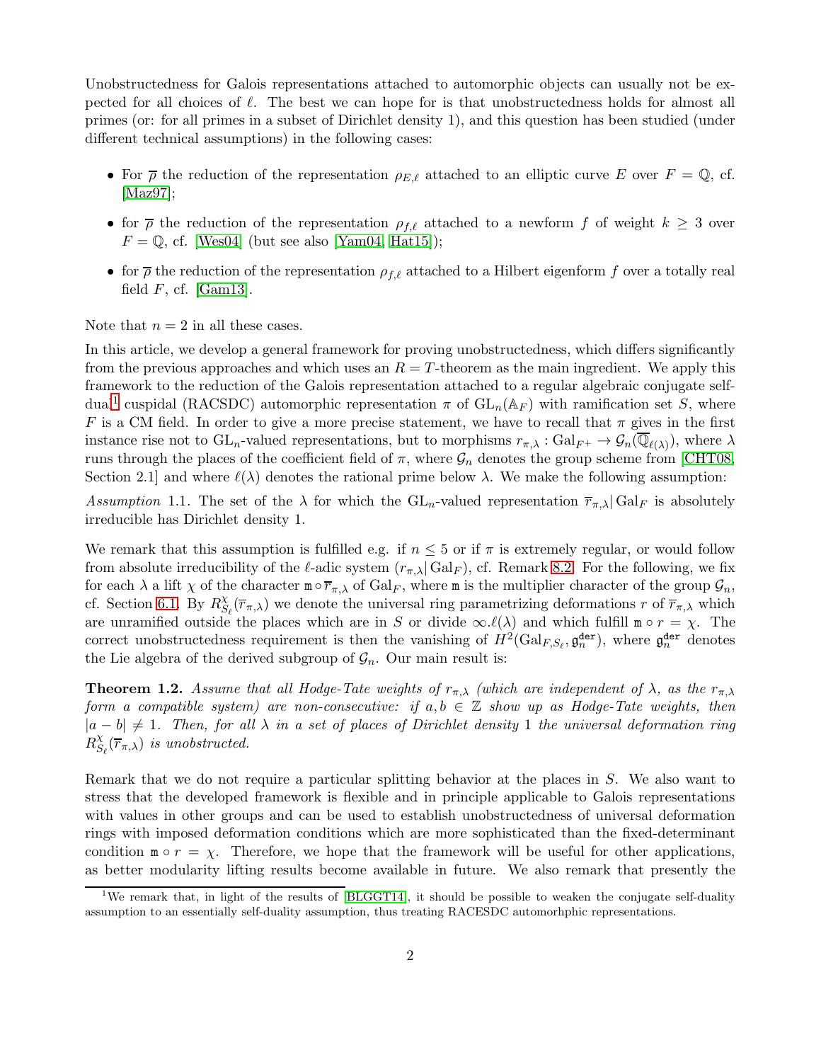Unobstructedness for Galois representations attached to automorphic objects can usually not be expected for all choices of $\ell$. The best we can hope for is that unobstructedness holds for almost all primes (or: for all primes in a subset of Dirichlet density 1), and this question has been studied (under different technical assumptions) in the following cases:

- For $\overline{\rho}$ the reduction of the representation $\rho_{E,\ell}$ attached to an elliptic curve $E$ over $F = \mathbb{Q}$, cf. [Maz97];
- for $\overline{\rho}$ the reduction of the representation $\rho_{f,\ell}$ attached to a newform $f$ of weight $k \geq 3$ over $F = \mathbb{Q}$, cf. [Wes04] (but see also [Yam04, Hat15]);
- for $\overline{\rho}$ the reduction of the representation $\rho_{f,\ell}$ attached to a Hilbert eigenform $f$ over a totally real field $F$, cf. [Gam13].

Note that $n = 2$ in all these cases.

In this article, we develop a general framework for proving unobstructedness, which differs significantly from the previous approaches and which uses an $R = T$-theorem as the main ingredient. We apply this framework to the reduction of the Galois representation attached to a regular algebraic conjugate self-dual[1] cuspidal (RACSDC) automorphic representation $\pi$ of $\mathrm{GL}_n(\mathbb{A}_F)$ with ramification set $S$, where $F$ is a CM field. In order to give a more precise statement, we have to recall that $\pi$ gives in the first instance rise not to $\mathrm{GL}_n$-valued representations, but to morphisms $r_{\pi,\lambda} : \mathrm{Gal}_{F^+} \to \mathcal{G}_n(\overline{\mathbb{Q}}_{\ell(\lambda)})$, where $\lambda$ runs through the places of the coefficient field of $\pi$, where $\mathcal{G}_n$ denotes the group scheme from [CHT08, Section 2.1] and where $\ell(\lambda)$ denotes the rational prime below $\lambda$. We make the following assumption:

*Assumption* 1.1. The set of the $\lambda$ for which the $\mathrm{GL}_n$-valued representation $\overline{r}_{\pi,\lambda}| \mathrm{Gal}_F$ is absolutely irreducible has Dirichlet density 1.

We remark that this assumption is fulfilled e.g. if $n \leq 5$ or if $\pi$ is extremely regular, or would follow from absolute irreducibility of the $\ell$-adic system $(r_{\pi,\lambda}| \mathrm{Gal}_F)$, cf. Remark 8.2. For the following, we fix for each $\lambda$ a lift $\chi$ of the character $\mathtt{m} \circ \overline{r}_{\pi,\lambda}$ of $\mathrm{Gal}_F$, where $\mathtt{m}$ is the multiplier character of the group $\mathcal{G}_n$, cf. Section 6.1. By $R^{\chi}_{S_\ell}(\overline{r}_{\pi,\lambda})$ we denote the universal ring parametrizing deformations $r$ of $\overline{r}_{\pi,\lambda}$ which are unramified outside the places which are in $S$ or divide $\infty.\ell(\lambda)$ and which fulfill $\mathtt{m} \circ r = \chi$. The correct unobstructedness requirement is then the vanishing of $H^2(\mathrm{Gal}_{F,S_\ell}, \mathfrak{g}^{\mathtt{der}}_n)$, where $\mathfrak{g}^{\mathtt{der}}_n$ denotes the Lie algebra of the derived subgroup of $\mathcal{G}_n$. Our main result is:

**Theorem 1.2.** *Assume that all Hodge-Tate weights of $r_{\pi,\lambda}$ (which are independent of $\lambda$, as the $r_{\pi,\lambda}$ form a compatible system) are non-consecutive: if $a, b \in \mathbb{Z}$ show up as Hodge-Tate weights, then $|a - b| \neq 1$. Then, for all $\lambda$ in a set of places of Dirichlet density 1 the universal deformation ring $R^{\chi}_{S_\ell}(\overline{r}_{\pi,\lambda})$ is unobstructed.*

Remark that we do not require a particular splitting behavior at the places in $S$. We also want to stress that the developed framework is flexible and in principle applicable to Galois representations with values in other groups and can be used to establish unobstructedness of universal deformation rings with imposed deformation conditions which are more sophisticated than the fixed-determinant condition $\mathtt{m} \circ r = \chi$. Therefore, we hope that the framework will be useful for other applications, as better modularity lifting results become available in future. We also remark that presently the

[1] We remark that, in light of the results of [BLGGT14], it should be possible to weaken the conjugate self-duality assumption to an essentially self-duality assumption, thus treating RACESDC automorhphic representations.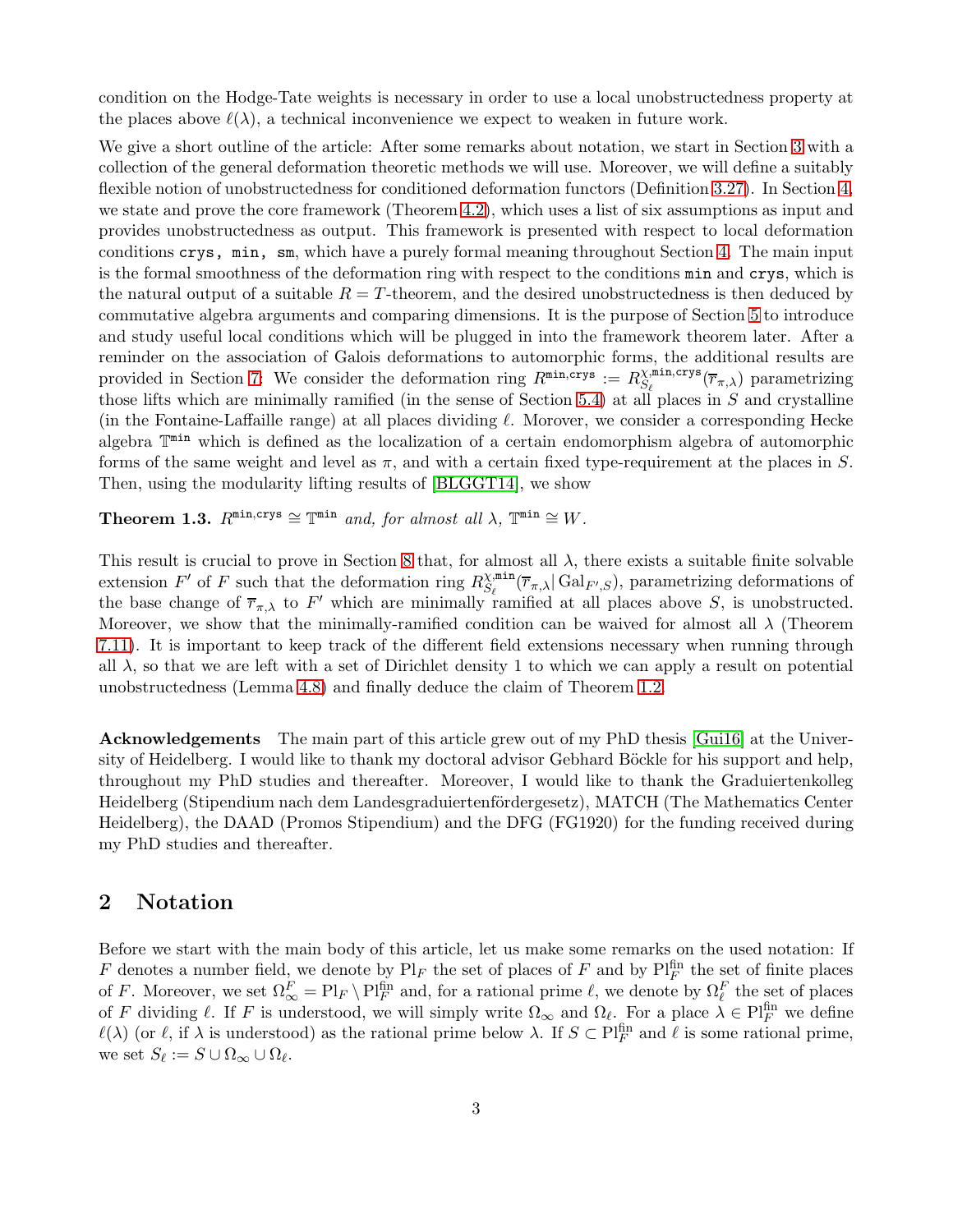condition on the Hodge-Tate weights is necessary in order to use a local unobstructedness property at the places above $\ell(\lambda)$, a technical inconvenience we expect to weaken in future work.

We give a short outline of the article: After some remarks about notation, we start in Section 3 with a collection of the general deformation theoretic methods we will use. Moreover, we will define a suitably flexible notion of unobstructedness for conditioned deformation functors (Definition 3.27). In Section 4, we state and prove the core framework (Theorem 4.2), which uses a list of six assumptions as input and provides unobstructedness as output. This framework is presented with respect to local deformation conditions `crys, min, sm`, which have a purely formal meaning throughout Section 4. The main input is the formal smoothness of the deformation ring with respect to the conditions `min` and `crys`, which is the natural output of a suitable $R = T$-theorem, and the desired unobstructedness is then deduced by commutative algebra arguments and comparing dimensions. It is the purpose of Section 5 to introduce and study useful local conditions which will be plugged in into the framework theorem later. After a reminder on the association of Galois deformations to automorphic forms, the additional results are provided in Section 7: We consider the deformation ring $R^{\texttt{min},\texttt{crys}} := R^{\chi,\texttt{min},\texttt{crys}}_{S_\ell}(\overline{r}_{\pi,\lambda})$ parametrizing those lifts which are minimally ramified (in the sense of Section 5.4) at all places in $S$ and crystalline (in the Fontaine-Laffaille range) at all places dividing $\ell$. Morover, we consider a corresponding Hecke algebra $\mathbb{T}^{\texttt{min}}$ which is defined as the localization of a certain endomorphism algebra of automorphic forms of the same weight and level as $\pi$, and with a certain fixed type-requirement at the places in $S$. Then, using the modularity lifting results of [BLGGT14], we show

**Theorem 1.3.** *$R^{\texttt{min},\texttt{crys}} \cong \mathbb{T}^{\texttt{min}}$ and, for almost all $\lambda$, $\mathbb{T}^{\texttt{min}} \cong W$.*

This result is crucial to prove in Section 8 that, for almost all $\lambda$, there exists a suitable finite solvable extension $F'$ of $F$ such that the deformation ring $R^{\chi,\texttt{min}}_{S_\ell}(\overline{r}_{\pi,\lambda}|\operatorname{Gal}_{F',S})$, parametrizing deformations of the base change of $\overline{r}_{\pi,\lambda}$ to $F'$ which are minimally ramified at all places above $S$, is unobstructed. Moreover, we show that the minimally-ramified condition can be waived for almost all $\lambda$ (Theorem 7.11). It is important to keep track of the different field extensions necessary when running through all $\lambda$, so that we are left with a set of Dirichlet density 1 to which we can apply a result on potential unobstructedness (Lemma 4.8) and finally deduce the claim of Theorem 1.2.

**Acknowledgements** The main part of this article grew out of my PhD thesis [Gui16] at the University of Heidelberg. I would like to thank my doctoral advisor Gebhard Böckle for his support and help, throughout my PhD studies and thereafter. Moreover, I would like to thank the Graduiertenkolleg Heidelberg (Stipendium nach dem Landesgraduiertenfördergesetz), MATCH (The Mathematics Center Heidelberg), the DAAD (Promos Stipendium) and the DFG (FG1920) for the funding received during my PhD studies and thereafter.

## 2 Notation

Before we start with the main body of this article, let us make some remarks on the used notation: If $F$ denotes a number field, we denote by $\mathrm{Pl}_F$ the set of places of $F$ and by $\mathrm{Pl}_F^{\mathrm{fin}}$ the set of finite places of $F$. Moreover, we set $\Omega_\infty^F = \mathrm{Pl}_F \setminus \mathrm{Pl}_F^{\mathrm{fin}}$ and, for a rational prime $\ell$, we denote by $\Omega_\ell^F$ the set of places of $F$ dividing $\ell$. If $F$ is understood, we will simply write $\Omega_\infty$ and $\Omega_\ell$. For a place $\lambda \in \mathrm{Pl}_F^{\mathrm{fin}}$ we define $\ell(\lambda)$ (or $\ell$, if $\lambda$ is understood) as the rational prime below $\lambda$. If $S \subset \mathrm{Pl}_F^{\mathrm{fin}}$ and $\ell$ is some rational prime, we set $S_\ell := S \cup \Omega_\infty \cup \Omega_\ell$.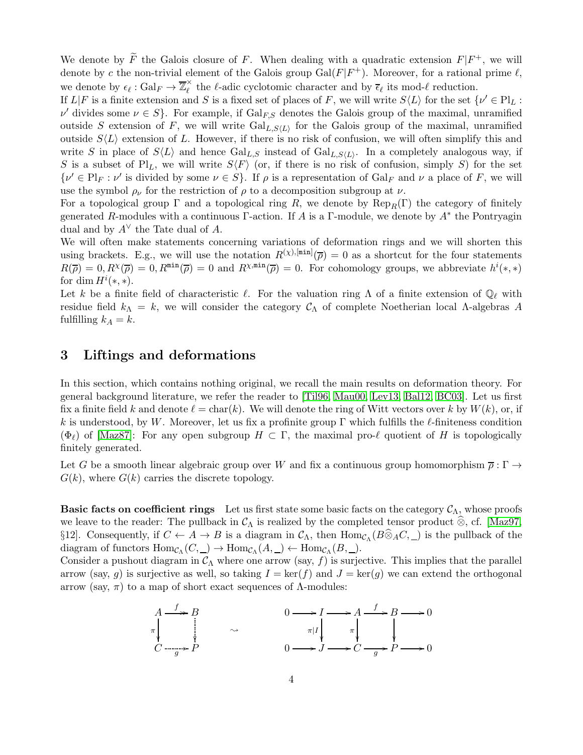We denote by $\widetilde{F}$ the Galois closure of $F$. When dealing with a quadratic extension $F|F^+$, we will denote by $c$ the non-trivial element of the Galois group $\mathrm{Gal}(F|F^+)$. Moreover, for a rational prime $\ell$, we denote by $\epsilon_\ell : \mathrm{Gal}_F \to \overline{\mathbb{Z}}_\ell^\times$ the $\ell$-adic cyclotomic character and by $\overline{\epsilon}_\ell$ its mod-$\ell$ reduction.

If $L|F$ is a finite extension and $S$ is a fixed set of places of $F$, we will write $S\langle L\rangle$ for the set $\{\nu' \in \mathrm{Pl}_L : \nu'$ divides some $\nu \in S\}$. For example, if $\mathrm{Gal}_{F,S}$ denotes the Galois group of the maximal, unramified outside $S$ extension of $F$, we will write $\mathrm{Gal}_{L,S\langle L\rangle}$ for the Galois group of the maximal, unramified outside $S\langle L\rangle$ extension of $L$. However, if there is no risk of confusion, we will often simplify this and write $S$ in place of $S\langle L\rangle$ and hence $\mathrm{Gal}_{L,S}$ instead of $\mathrm{Gal}_{L,S\langle L\rangle}$. In a completely analogous way, if $S$ is a subset of $\mathrm{Pl}_L$, we will write $S\langle F\rangle$ (or, if there is no risk of confusion, simply $S$) for the set $\{\nu' \in \mathrm{Pl}_F : \nu'$ is divided by some $\nu \in S\}$. If $\rho$ is a representation of $\mathrm{Gal}_F$ and $\nu$ a place of $F$, we will use the symbol $\rho_\nu$ for the restriction of $\rho$ to a decomposition subgroup at $\nu$.

For a topological group $\Gamma$ and a topological ring $R$, we denote by $\mathrm{Rep}_R(\Gamma)$ the category of finitely generated $R$-modules with a continuous $\Gamma$-action. If $A$ is a $\Gamma$-module, we denote by $A^*$ the Pontryagin dual and by $A^\vee$ the Tate dual of $A$.

We will often make statements concerning variations of deformation rings and we will shorten this using brackets. E.g., we will use the notation $R^{(\chi),[\mathtt{min}]}(\overline{\rho}) = 0$ as a shortcut for the four statements $R(\overline{\rho}) = 0, R^\chi(\overline{\rho}) = 0, R^{\mathtt{min}}(\overline{\rho}) = 0$ and $R^{\chi,\mathtt{min}}(\overline{\rho}) = 0$. For cohomology groups, we abbreviate $h^i(*,*)$ for $\dim H^i(*,*)$.

Let $k$ be a finite field of characteristic $\ell$. For the valuation ring $\Lambda$ of a finite extension of $\mathbb{Q}_\ell$ with residue field $k_\Lambda = k$, we will consider the category $\mathcal{C}_\Lambda$ of complete Noetherian local $\Lambda$-algebras $A$ fulfilling $k_A = k$.

# 3 Liftings and deformations

In this section, which contains nothing original, we recall the main results on deformation theory. For general background literature, we refer the reader to [Til96, Mau00, Lev13, Bal12, BC03]. Let us first fix a finite field $k$ and denote $\ell = \mathrm{char}(k)$. We will denote the ring of Witt vectors over $k$ by $W(k)$, or, if $k$ is understood, by $W$. Moreover, let us fix a profinite group $\Gamma$ which fulfills the $\ell$-finiteness condition $(\Phi_\ell)$ of [Maz87]: For any open subgroup $H \subset \Gamma$, the maximal pro-$\ell$ quotient of $H$ is topologically finitely generated.

Let $G$ be a smooth linear algebraic group over $W$ and fix a continuous group homomorphism $\overline{\rho} : \Gamma \to G(k)$, where $G(k)$ carries the discrete topology.

**Basic facts on coefficient rings** Let us first state some basic facts on the category $\mathcal{C}_\Lambda$, whose proofs we leave to the reader: The pullback in $\mathcal{C}_\Lambda$ is realized by the completed tensor product $\widehat{\otimes}$, cf. [Maz97, §12]. Consequently, if $C \leftarrow A \to B$ is a diagram in $\mathcal{C}_\Lambda$, then $\mathrm{Hom}_{\mathcal{C}_\Lambda}(B\widehat{\otimes}_A C, \_)$ is the pullback of the diagram of functors $\mathrm{Hom}_{\mathcal{C}_\Lambda}(C, \_) \to \mathrm{Hom}_{\mathcal{C}_\Lambda}(A, \_) \leftarrow \mathrm{Hom}_{\mathcal{C}_\Lambda}(B, \_)$.

Consider a pushout diagram in $\mathcal{C}_\Lambda$ where one arrow (say, $f$) is surjective. This implies that the parallel arrow (say, $g$) is surjective as well, so taking $I = \ker(f)$ and $J = \ker(g)$ we can extend the orthogonal arrow (say, $\pi$) to a map of short exact sequences of $\Lambda$-modules:

$$
\begin{array}{ccc}
A & \xrightarrow{f} & B \\
{\scriptstyle\pi}\downarrow & & \downarrow \\
C & \xrightarrow{g} & P
\end{array}
\qquad \rightsquigarrow \qquad
\begin{array}{ccccccccc}
0 & \to & I & \to & A & \xrightarrow{f} & B & \to & 0 \\
& & {\scriptstyle\pi|I}\downarrow & & {\scriptstyle\pi}\downarrow & & \downarrow & & \\
0 & \to & J & \to & C & \xrightarrow{g} & P & \to & 0
\end{array}
$$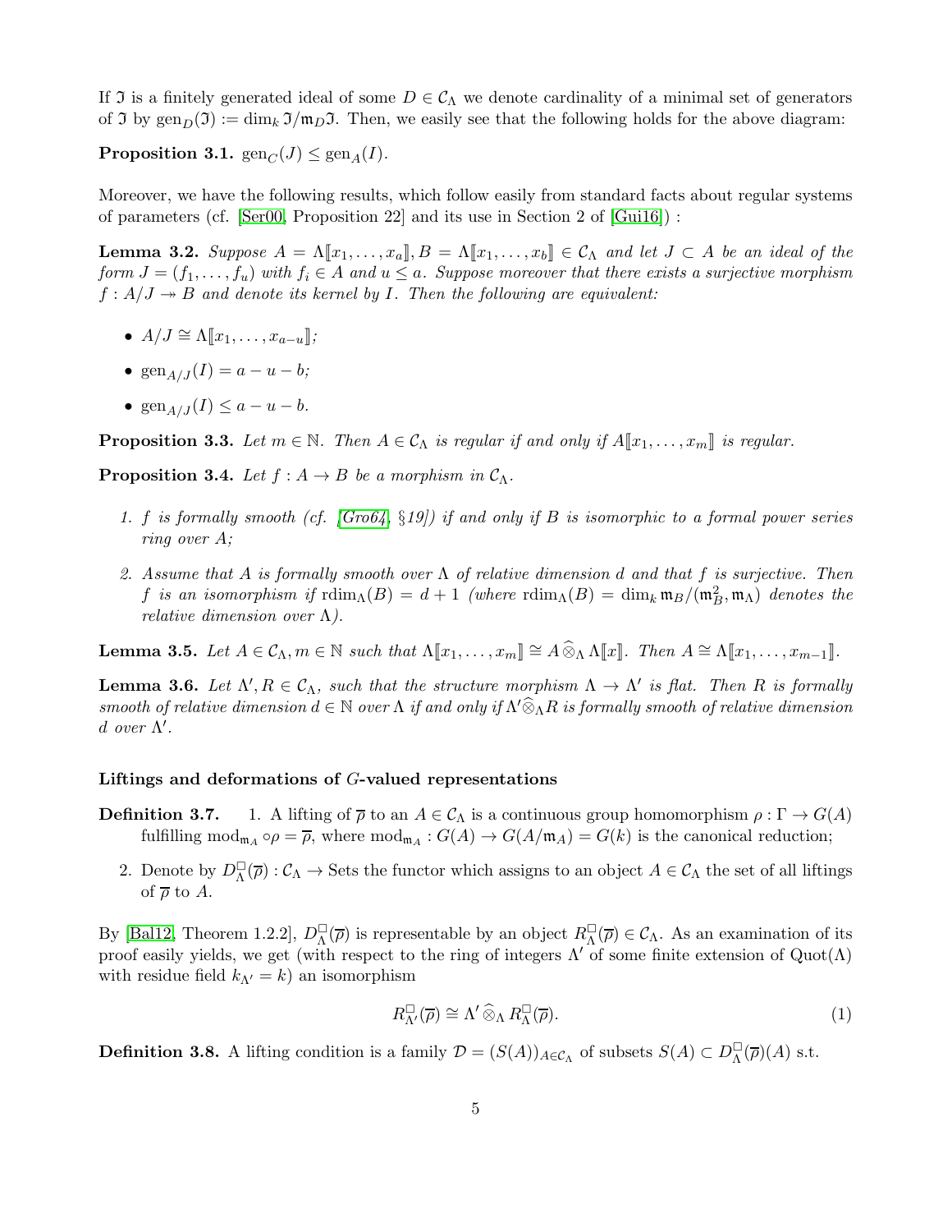If $\mathfrak{I}$ is a finitely generated ideal of some $D \in \mathcal{C}_\Lambda$ we denote cardinality of a minimal set of generators of $\mathfrak{I}$ by $\mathrm{gen}_D(\mathfrak{I}) := \dim_k \mathfrak{I}/\mathfrak{m}_D\mathfrak{I}$. Then, we easily see that the following holds for the above diagram:

**Proposition 3.1.** $\mathrm{gen}_C(J) \leq \mathrm{gen}_A(I)$.

Moreover, we have the following results, which follow easily from standard facts about regular systems of parameters (cf. [Ser00, Proposition 22] and its use in Section 2 of [Gui16]) :

**Lemma 3.2.** *Suppose $A = \Lambda[\![x_1, \ldots, x_a]\!], B = \Lambda[\![x_1, \ldots, x_b]\!] \in \mathcal{C}_\Lambda$ and let $J \subset A$ be an ideal of the form $J = (f_1, \ldots, f_u)$ with $f_i \in A$ and $u \leq a$. Suppose moreover that there exists a surjective morphism $f : A/J \twoheadrightarrow B$ and denote its kernel by $I$. Then the following are equivalent:*

- $A/J \cong \Lambda[\![x_1, \ldots, x_{a-u}]\!]$*;*
- $\mathrm{gen}_{A/J}(I) = a - u - b$*;*
- $\mathrm{gen}_{A/J}(I) \leq a - u - b$*.*

**Proposition 3.3.** *Let $m \in \mathbb{N}$. Then $A \in \mathcal{C}_\Lambda$ is regular if and only if $A[\![x_1, \ldots, x_m]\!]$ is regular.*

**Proposition 3.4.** *Let $f : A \to B$ be a morphism in $\mathcal{C}_\Lambda$.*

1. *$f$ is formally smooth (cf. [Gro64, §19]) if and only if $B$ is isomorphic to a formal power series ring over $A$;*
2. *Assume that $A$ is formally smooth over $\Lambda$ of relative dimension $d$ and that $f$ is surjective. Then $f$ is an isomorphism if $\mathrm{rdim}_\Lambda(B) = d + 1$ (where $\mathrm{rdim}_\Lambda(B) = \dim_k \mathfrak{m}_B/(\mathfrak{m}_B^2, \mathfrak{m}_\Lambda)$ denotes the relative dimension over $\Lambda$).*

**Lemma 3.5.** *Let $A \in \mathcal{C}_\Lambda, m \in \mathbb{N}$ such that $\Lambda[\![x_1, \ldots, x_m]\!] \cong A \widehat{\otimes}_\Lambda \Lambda[\![x]\!]$. Then $A \cong \Lambda[\![x_1, \ldots, x_{m-1}]\!]$.*

**Lemma 3.6.** *Let $\Lambda', R \in \mathcal{C}_\Lambda$, such that the structure morphism $\Lambda \to \Lambda'$ is flat. Then $R$ is formally smooth of relative dimension $d \in \mathbb{N}$ over $\Lambda$ if and only if $\Lambda' \widehat{\otimes}_\Lambda R$ is formally smooth of relative dimension $d$ over $\Lambda'$.*

#### Liftings and deformations of $G$-valued representations

**Definition 3.7.**
1. A lifting of $\overline{\rho}$ to an $A \in \mathcal{C}_\Lambda$ is a continuous group homomorphism $\rho : \Gamma \to G(A)$ fulfilling $\mathrm{mod}_{\mathfrak{m}_A} \circ \rho = \overline{\rho}$, where $\mathrm{mod}_{\mathfrak{m}_A} : G(A) \to G(A/\mathfrak{m}_A) = G(k)$ is the canonical reduction;
2. Denote by $D^\square_\Lambda(\overline{\rho}) : \mathcal{C}_\Lambda \to \mathrm{Sets}$ the functor which assigns to an object $A \in \mathcal{C}_\Lambda$ the set of all liftings of $\overline{\rho}$ to $A$.

By [Bal12, Theorem 1.2.2], $D^\square_\Lambda(\overline{\rho})$ is representable by an object $R^\square_\Lambda(\overline{\rho}) \in \mathcal{C}_\Lambda$. As an examination of its proof easily yields, we get (with respect to the ring of integers $\Lambda'$ of some finite extension of $\mathrm{Quot}(\Lambda)$ with residue field $k_{\Lambda'} = k$) an isomorphism

$$R^\square_{\Lambda'}(\overline{\rho}) \cong \Lambda' \widehat{\otimes}_\Lambda R^\square_\Lambda(\overline{\rho}). \tag{1}$$

**Definition 3.8.** A lifting condition is a family $\mathcal{D} = (S(A))_{A \in \mathcal{C}_\Lambda}$ of subsets $S(A) \subset D^\square_\Lambda(\overline{\rho})(A)$ s.t.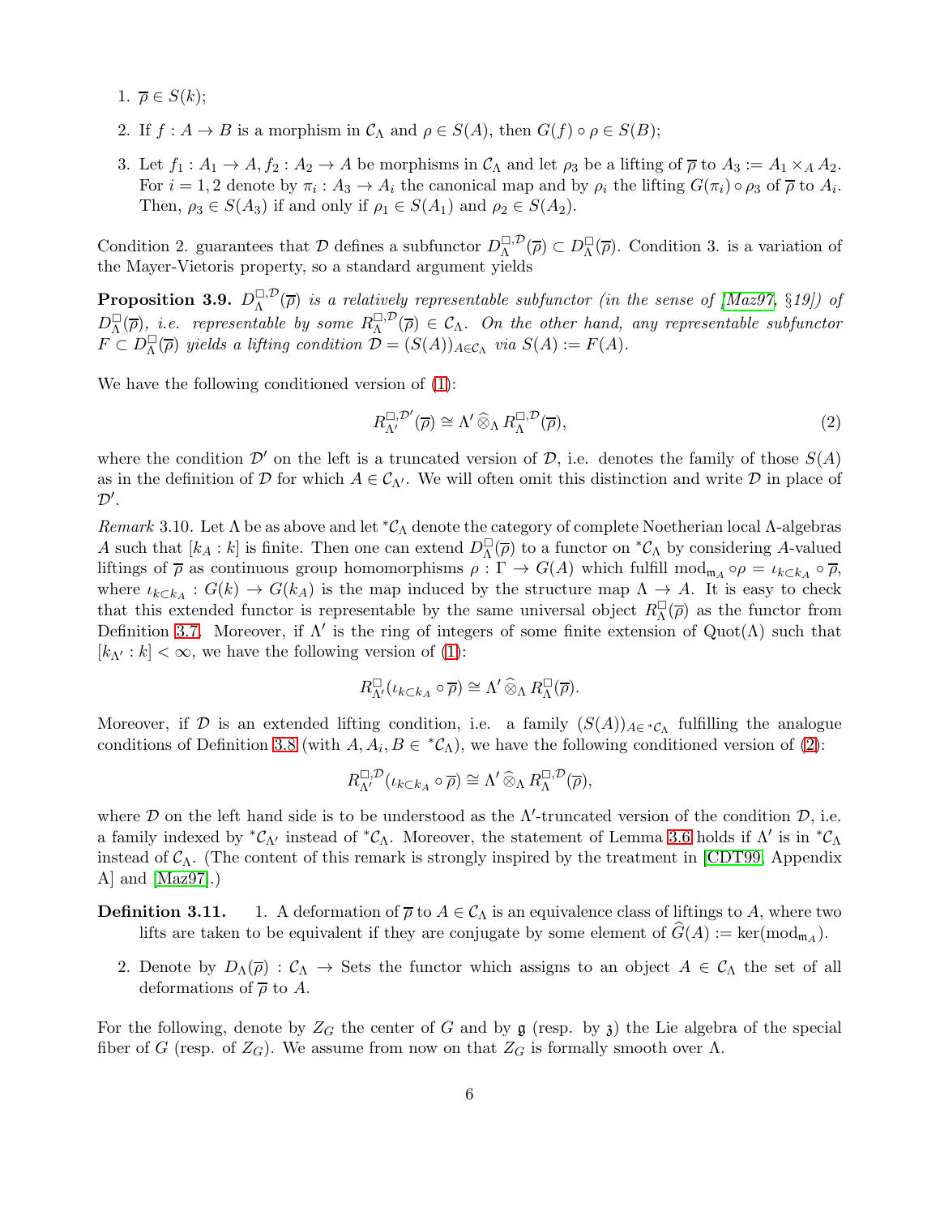1. $\overline{\rho} \in S(k)$;
2. If $f : A \to B$ is a morphism in $\mathcal{C}_\Lambda$ and $\rho \in S(A)$, then $G(f) \circ \rho \in S(B)$;
3. Let $f_1 : A_1 \to A, f_2 : A_2 \to A$ be morphisms in $\mathcal{C}_\Lambda$ and let $\rho_3$ be a lifting of $\overline{\rho}$ to $A_3 := A_1 \times_A A_2$. For $i = 1, 2$ denote by $\pi_i : A_3 \to A_i$ the canonical map and by $\rho_i$ the lifting $G(\pi_i) \circ \rho_3$ of $\overline{\rho}$ to $A_i$. Then, $\rho_3 \in S(A_3)$ if and only if $\rho_1 \in S(A_1)$ and $\rho_2 \in S(A_2)$.

Condition 2. guarantees that $\mathcal{D}$ defines a subfunctor $D^{\square,\mathcal{D}}_\Lambda(\overline{\rho}) \subset D^{\square}_\Lambda(\overline{\rho})$. Condition 3. is a variation of the Mayer-Vietoris property, so a standard argument yields

**Proposition 3.9.** *$D^{\square,\mathcal{D}}_\Lambda(\overline{\rho})$ is a relatively representable subfunctor (in the sense of [Maz97, §19]) of $D^{\square}_\Lambda(\overline{\rho})$, i.e. representable by some $R^{\square,\mathcal{D}}_\Lambda(\overline{\rho}) \in \mathcal{C}_\Lambda$. On the other hand, any representable subfunctor $F \subset D^{\square}_\Lambda(\overline{\rho})$ yields a lifting condition $\mathcal{D} = (S(A))_{A \in \mathcal{C}_\Lambda}$ via $S(A) := F(A)$.*

We have the following conditioned version of (1):

$$R^{\square,\mathcal{D}'}_{\Lambda'}(\overline{\rho}) \cong \Lambda' \,\widehat{\otimes}_\Lambda\, R^{\square,\mathcal{D}}_\Lambda(\overline{\rho}), \tag{2}$$

where the condition $\mathcal{D}'$ on the left is a truncated version of $\mathcal{D}$, i.e. denotes the family of those $S(A)$ as in the definition of $\mathcal{D}$ for which $A \in \mathcal{C}_{\Lambda'}$. We will often omit this distinction and write $\mathcal{D}$ in place of $\mathcal{D}'$.

*Remark* 3.10. Let $\Lambda$ be as above and let ${}^*\mathcal{C}_\Lambda$ denote the category of complete Noetherian local $\Lambda$-algebras $A$ such that $[k_A : k]$ is finite. Then one can extend $D^{\square}_\Lambda(\overline{\rho})$ to a functor on ${}^*\mathcal{C}_\Lambda$ by considering $A$-valued liftings of $\overline{\rho}$ as continuous group homomorphisms $\rho : \Gamma \to G(A)$ which fulfill $\mathrm{mod}_{\mathfrak{m}_A} \circ \rho = \iota_{k \subset k_A} \circ \overline{\rho}$, where $\iota_{k \subset k_A} : G(k) \to G(k_A)$ is the map induced by the structure map $\Lambda \to A$. It is easy to check that this extended functor is representable by the same universal object $R^{\square}_\Lambda(\overline{\rho})$ as the functor from Definition 3.7. Moreover, if $\Lambda'$ is the ring of integers of some finite extension of $\mathrm{Quot}(\Lambda)$ such that $[k_{\Lambda'} : k] < \infty$, we have the following version of (1):

$$R^{\square}_{\Lambda'}(\iota_{k \subset k_A} \circ \overline{\rho}) \cong \Lambda' \,\widehat{\otimes}_\Lambda\, R^{\square}_\Lambda(\overline{\rho}).$$

Moreover, if $\mathcal{D}$ is an extended lifting condition, i.e. a family $(S(A))_{A \in {}^*\mathcal{C}_\Lambda}$ fulfilling the analogue conditions of Definition 3.8 (with $A, A_i, B \in {}^*\mathcal{C}_\Lambda$), we have the following conditioned version of (2):

$$R^{\square,\mathcal{D}}_{\Lambda'}(\iota_{k \subset k_A} \circ \overline{\rho}) \cong \Lambda' \,\widehat{\otimes}_\Lambda\, R^{\square,\mathcal{D}}_\Lambda(\overline{\rho}),$$

where $\mathcal{D}$ on the left hand side is to be understood as the $\Lambda'$-truncated version of the condition $\mathcal{D}$, i.e. a family indexed by ${}^*\mathcal{C}_{\Lambda'}$ instead of ${}^*\mathcal{C}_\Lambda$. Moreover, the statement of Lemma 3.6 holds if $\Lambda'$ is in ${}^*\mathcal{C}_\Lambda$ instead of $\mathcal{C}_\Lambda$. (The content of this remark is strongly inspired by the treatment in [CDT99, Appendix A] and [Maz97].)

**Definition 3.11.**
1. A deformation of $\overline{\rho}$ to $A \in \mathcal{C}_\Lambda$ is an equivalence class of liftings to $A$, where two lifts are taken to be equivalent if they are conjugate by some element of $\widehat{G}(A) := \ker(\mathrm{mod}_{\mathfrak{m}_A})$.
2. Denote by $D_\Lambda(\overline{\rho}) : \mathcal{C}_\Lambda \to \mathrm{Sets}$ the functor which assigns to an object $A \in \mathcal{C}_\Lambda$ the set of all deformations of $\overline{\rho}$ to $A$.

For the following, denote by $Z_G$ the center of $G$ and by $\mathfrak{g}$ (resp. by $\mathfrak{z}$) the Lie algebra of the special fiber of $G$ (resp. of $Z_G$). We assume from now on that $Z_G$ is formally smooth over $\Lambda$.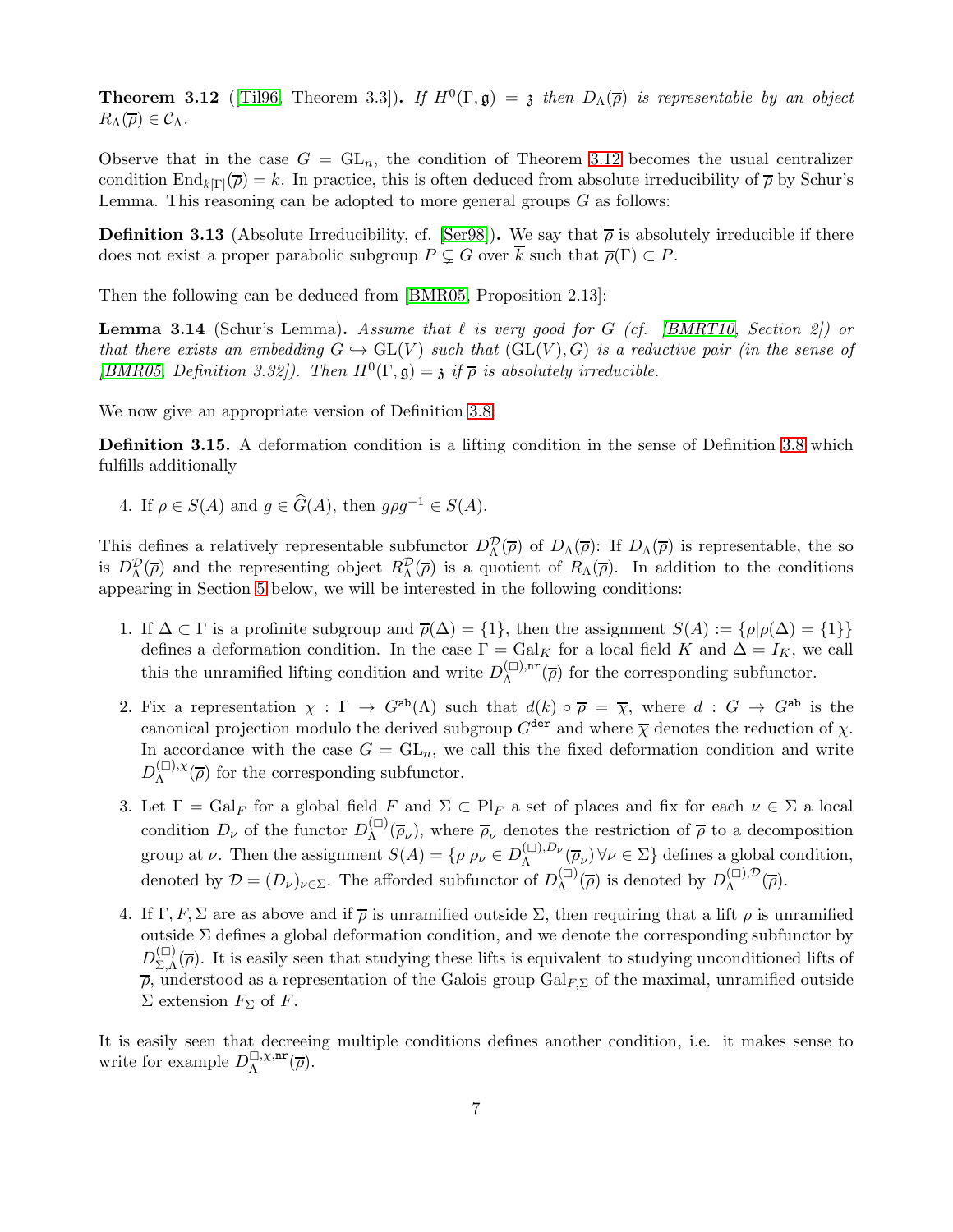**Theorem 3.12** ([Til96, Theorem 3.3])**.** *If $H^0(\Gamma, \mathfrak{g}) = \mathfrak{z}$ then $D_\Lambda(\overline{\rho})$ is representable by an object $R_\Lambda(\overline{\rho}) \in \mathcal{C}_\Lambda$.*

Observe that in the case $G = \mathrm{GL}_n$, the condition of Theorem 3.12 becomes the usual centralizer condition $\mathrm{End}_{k[\Gamma]}(\overline{\rho}) = k$. In practice, this is often deduced from absolute irreducibility of $\overline{\rho}$ by Schur's Lemma. This reasoning can be adopted to more general groups $G$ as follows:

**Definition 3.13** (Absolute Irreducibility, cf. [Ser98])**.** We say that $\overline{\rho}$ is absolutely irreducible if there does not exist a proper parabolic subgroup $P \subsetneq G$ over $\overline{k}$ such that $\overline{\rho}(\Gamma) \subset P$.

Then the following can be deduced from [BMR05, Proposition 2.13]:

**Lemma 3.14** (Schur's Lemma)**.** *Assume that $\ell$ is very good for $G$ (cf. [BMRT10, Section 2]) or that there exists an embedding $G \hookrightarrow \mathrm{GL}(V)$ such that $(\mathrm{GL}(V), G)$ is a reductive pair (in the sense of [BMR05, Definition 3.32]). Then $H^0(\Gamma, \mathfrak{g}) = \mathfrak{z}$ if $\overline{\rho}$ is absolutely irreducible.*

We now give an appropriate version of Definition 3.8.

**Definition 3.15.** A deformation condition is a lifting condition in the sense of Definition 3.8 which fulfills additionally

4. If $\rho \in S(A)$ and $g \in \widehat{G}(A)$, then $g\rho g^{-1} \in S(A)$.

This defines a relatively representable subfunctor $D^{\mathcal{D}}_\Lambda(\overline{\rho})$ of $D_\Lambda(\overline{\rho})$: If $D_\Lambda(\overline{\rho})$ is representable, the so is $D^{\mathcal{D}}_\Lambda(\overline{\rho})$ and the representing object $R^{\mathcal{D}}_\Lambda(\overline{\rho})$ is a quotient of $R_\Lambda(\overline{\rho})$. In addition to the conditions appearing in Section 5 below, we will be interested in the following conditions:

1. If $\Delta \subset \Gamma$ is a profinite subgroup and $\overline{\rho}(\Delta) = \{1\}$, then the assignment $S(A) := \{\rho | \rho(\Delta) = \{1\}\}$ defines a deformation condition. In the case $\Gamma = \mathrm{Gal}_K$ for a local field $K$ and $\Delta = I_K$, we call this the unramified lifting condition and write $D^{(\square),\mathtt{nr}}_\Lambda(\overline{\rho})$ for the corresponding subfunctor.
2. Fix a representation $\chi : \Gamma \to G^{\mathtt{ab}}(\Lambda)$ such that $d(k) \circ \overline{\rho} = \overline{\chi}$, where $d : G \to G^{\mathtt{ab}}$ is the canonical projection modulo the derived subgroup $G^{\mathtt{der}}$ and where $\overline{\chi}$ denotes the reduction of $\chi$. In accordance with the case $G = \mathrm{GL}_n$, we call this the fixed deformation condition and write $D^{(\square),\chi}_\Lambda(\overline{\rho})$ for the corresponding subfunctor.
3. Let $\Gamma = \mathrm{Gal}_F$ for a global field $F$ and $\Sigma \subset \mathrm{Pl}_F$ a set of places and fix for each $\nu \in \Sigma$ a local condition $D_\nu$ of the functor $D^{(\square)}_\Lambda(\overline{\rho}_\nu)$, where $\overline{\rho}_\nu$ denotes the restriction of $\overline{\rho}$ to a decomposition group at $\nu$. Then the assignment $S(A) = \{\rho | \rho_\nu \in D^{(\square),D_\nu}_\Lambda(\overline{\rho}_\nu) \, \forall \nu \in \Sigma\}$ defines a global condition, denoted by $\mathcal{D} = (D_\nu)_{\nu \in \Sigma}$. The afforded subfunctor of $D^{(\square)}_\Lambda(\overline{\rho})$ is denoted by $D^{(\square),\mathcal{D}}_\Lambda(\overline{\rho})$.
4. If $\Gamma, F, \Sigma$ are as above and if $\overline{\rho}$ is unramified outside $\Sigma$, then requiring that a lift $\rho$ is unramified outside $\Sigma$ defines a global deformation condition, and we denote the corresponding subfunctor by $D^{(\square)}_{\Sigma,\Lambda}(\overline{\rho})$. It is easily seen that studying these lifts is equivalent to studying unconditioned lifts of $\overline{\rho}$, understood as a representation of the Galois group $\mathrm{Gal}_{F,\Sigma}$ of the maximal, unramified outside $\Sigma$ extension $F_\Sigma$ of $F$.

It is easily seen that decreeing multiple conditions defines another condition, i.e. it makes sense to write for example $D^{\square,\chi,\mathtt{nr}}_\Lambda(\overline{\rho})$.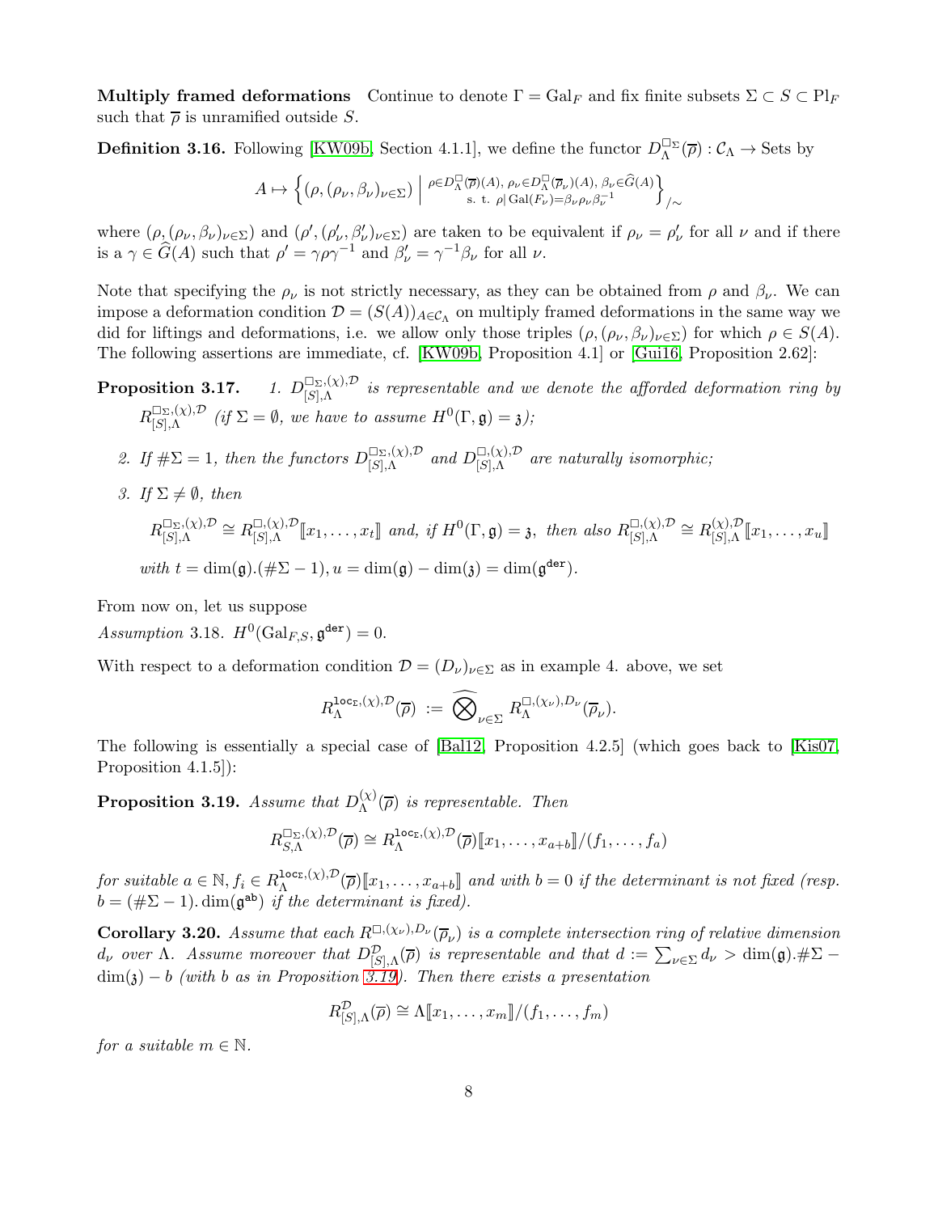**Multiply framed deformations** Continue to denote $\Gamma = \mathrm{Gal}_F$ and fix finite subsets $\Sigma \subset S \subset \mathrm{Pl}_F$ such that $\overline{\rho}$ is unramified outside $S$.

**Definition 3.16.** Following [KW09b, Section 4.1.1], we define the functor $D^{\square_\Sigma}_\Lambda(\overline{\rho}) : \mathcal{C}_\Lambda \to \mathrm{Sets}$ by

$$A \mapsto \left\{ (\rho, (\rho_\nu, \beta_\nu)_{\nu\in\Sigma}) \;\middle|\; {\scriptstyle \rho \in D^\square_\Lambda(\overline{\rho})(A),\ \rho_\nu \in D^\square_\Lambda(\overline{\rho}_\nu)(A),\ \beta_\nu \in \widehat{G}(A) \atop \text{s. t. } \rho|\,\mathrm{Gal}(F_\nu) = \beta_\nu \rho_\nu \beta_\nu^{-1}} \right\}_{/\sim}$$

where $(\rho, (\rho_\nu, \beta_\nu)_{\nu\in\Sigma})$ and $(\rho', (\rho'_\nu, \beta'_\nu)_{\nu\in\Sigma})$ are taken to be equivalent if $\rho_\nu = \rho'_\nu$ for all $\nu$ and if there is a $\gamma \in \widehat{G}(A)$ such that $\rho' = \gamma\rho\gamma^{-1}$ and $\beta'_\nu = \gamma^{-1}\beta_\nu$ for all $\nu$.

Note that specifying the $\rho_\nu$ is not strictly necessary, as they can be obtained from $\rho$ and $\beta_\nu$. We can impose a deformation condition $\mathcal{D} = (S(A))_{A\in\mathcal{C}_\Lambda}$ on multiply framed deformations in the same way we did for liftings and deformations, i.e. we allow only those triples $(\rho, (\rho_\nu, \beta_\nu)_{\nu\in\Sigma})$ for which $\rho \in S(A)$. The following assertions are immediate, cf. [KW09b, Proposition 4.1] or [Gui16, Proposition 2.62]:

**Proposition 3.17.** *1. $D^{\square_\Sigma,(\chi),\mathcal{D}}_{[S],\Lambda}$ is representable and we denote the afforded deformation ring by $R^{\square_\Sigma,(\chi),\mathcal{D}}_{[S],\Lambda}$ (if $\Sigma = \emptyset$, we have to assume $H^0(\Gamma, \mathfrak{g}) = \mathfrak{z}$);*

*2. If $\#\Sigma = 1$, then the functors $D^{\square_\Sigma,(\chi),\mathcal{D}}_{[S],\Lambda}$ and $D^{\square,(\chi),\mathcal{D}}_{[S],\Lambda}$ are naturally isomorphic;*

*3. If $\Sigma \neq \emptyset$, then*

$$R^{\square_\Sigma,(\chi),\mathcal{D}}_{[S],\Lambda} \cong R^{\square,(\chi),\mathcal{D}}_{[S],\Lambda}[\![x_1,\ldots,x_t]\!] \text{ and, if } H^0(\Gamma,\mathfrak{g}) = \mathfrak{z}, \text{ then also } R^{\square,(\chi),\mathcal{D}}_{[S],\Lambda} \cong R^{(\chi),\mathcal{D}}_{[S],\Lambda}[\![x_1,\ldots,x_u]\!]$$

*with $t = \dim(\mathfrak{g}).(\#\Sigma - 1)$, $u = \dim(\mathfrak{g}) - \dim(\mathfrak{z}) = \dim(\mathfrak{g}^{\mathtt{der}})$.*

From now on, let us suppose

*Assumption* 3.18. $H^0(\mathrm{Gal}_{F,S}, \mathfrak{g}^{\mathtt{der}}) = 0$.

With respect to a deformation condition $\mathcal{D} = (D_\nu)_{\nu\in\Sigma}$ as in example 4. above, we set

$$R^{\mathtt{loc}_\Sigma,(\chi),\mathcal{D}}_\Lambda(\overline{\rho}) := \widehat{\bigotimes}_{\nu\in\Sigma} R^{\square,(\chi_\nu),D_\nu}_\Lambda(\overline{\rho}_\nu).$$

The following is essentially a special case of [Bal12, Proposition 4.2.5] (which goes back to [Kis07, Proposition 4.1.5]):

**Proposition 3.19.** *Assume that $D^{(\chi)}_\Lambda(\overline{\rho})$ is representable. Then*

$$R^{\square_\Sigma,(\chi),\mathcal{D}}_{S,\Lambda}(\overline{\rho}) \cong R^{\mathtt{loc}_\Sigma,(\chi),\mathcal{D}}_\Lambda(\overline{\rho})[\![x_1,\ldots,x_{a+b}]\!]/(f_1,\ldots,f_a)$$

*for suitable $a \in \mathbb{N}$, $f_i \in R^{\mathtt{loc}_\Sigma,(\chi),\mathcal{D}}_\Lambda(\overline{\rho})[\![x_1,\ldots,x_{a+b}]\!]$ and with $b = 0$ if the determinant is not fixed (resp. $b = (\#\Sigma - 1).\dim(\mathfrak{g}^{\mathtt{ab}})$ if the determinant is fixed).*

**Corollary 3.20.** *Assume that each $R^{\square,(\chi_\nu),D_\nu}(\overline{\rho}_\nu)$ is a complete intersection ring of relative dimension $d_\nu$ over $\Lambda$. Assume moreover that $D^{\mathcal{D}}_{[S],\Lambda}(\overline{\rho})$ is representable and that $d := \sum_{\nu\in\Sigma} d_\nu > \dim(\mathfrak{g}).\#\Sigma - \dim(\mathfrak{z}) - b$ (with $b$ as in Proposition 3.19). Then there exists a presentation*

$$R^{\mathcal{D}}_{[S],\Lambda}(\overline{\rho}) \cong \Lambda[\![x_1,\ldots,x_m]\!]/(f_1,\ldots,f_m)$$

*for a suitable $m \in \mathbb{N}$.*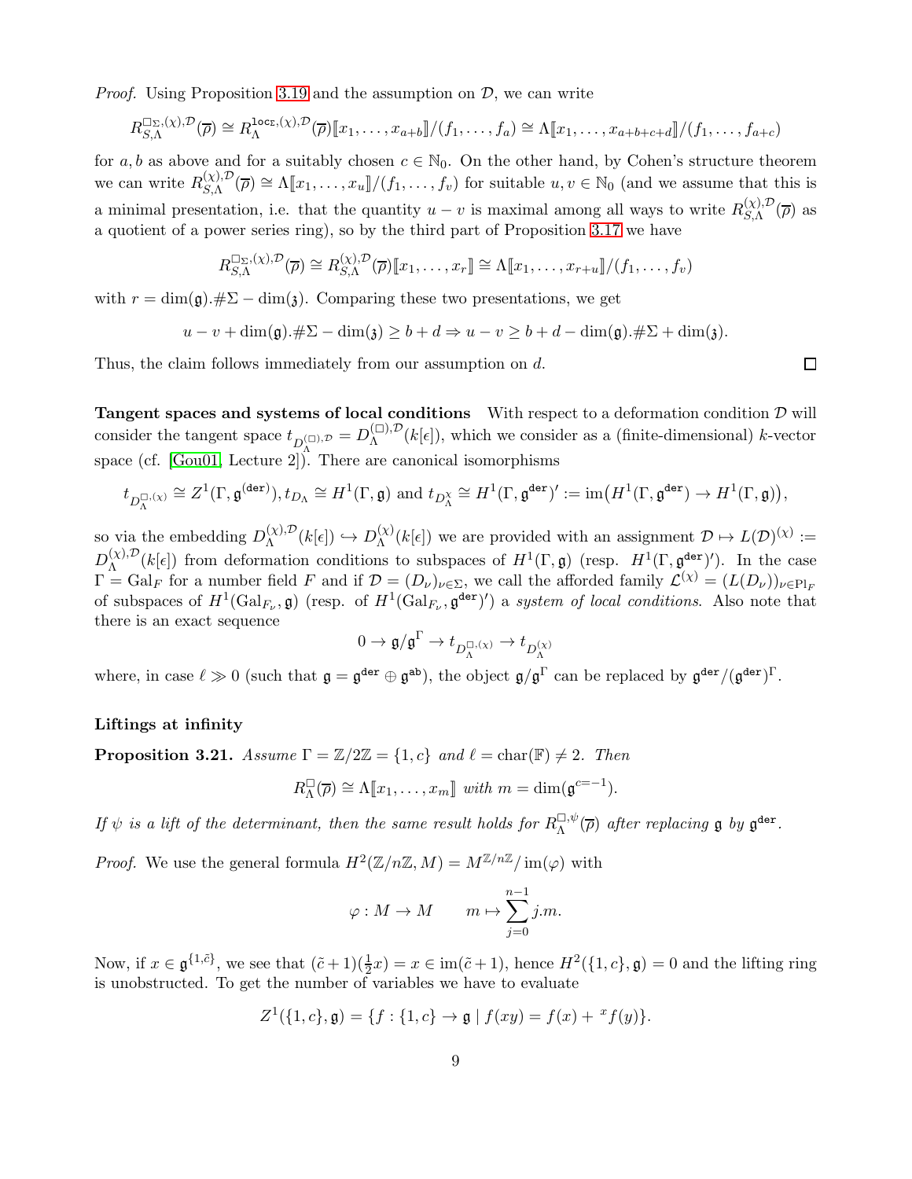*Proof.* Using Proposition 3.19 and the assumption on $\mathcal{D}$, we can write

$$R^{\square_\Sigma,(\chi),\mathcal{D}}_{S,\Lambda}(\overline{\rho}) \cong R^{\mathtt{loc}_\Sigma,(\chi),\mathcal{D}}_{\Lambda}(\overline{\rho})[\![x_1,\ldots,x_{a+b}]\!]/(f_1,\ldots,f_a) \cong \Lambda[\![x_1,\ldots,x_{a+b+c+d}]\!]/(f_1,\ldots,f_{a+c})$$

for $a,b$ as above and for a suitably chosen $c \in \mathbb{N}_0$. On the other hand, by Cohen's structure theorem we can write $R^{(\chi),\mathcal{D}}_{S,\Lambda}(\overline{\rho}) \cong \Lambda[\![x_1,\ldots,x_u]\!]/(f_1,\ldots,f_v)$ for suitable $u,v \in \mathbb{N}_0$ (and we assume that this is a minimal presentation, i.e. that the quantity $u-v$ is maximal among all ways to write $R^{(\chi),\mathcal{D}}_{S,\Lambda}(\overline{\rho})$ as a quotient of a power series ring), so by the third part of Proposition 3.17 we have

$$R^{\square_\Sigma,(\chi),\mathcal{D}}_{S,\Lambda}(\overline{\rho}) \cong R^{(\chi),\mathcal{D}}_{S,\Lambda}(\overline{\rho})[\![x_1,\ldots,x_r]\!] \cong \Lambda[\![x_1,\ldots,x_{r+u}]\!]/(f_1,\ldots,f_v)$$

with $r = \dim(\mathfrak{g}).\#\Sigma - \dim(\mathfrak{z})$. Comparing these two presentations, we get

$$u - v + \dim(\mathfrak{g}).\#\Sigma - \dim(\mathfrak{z}) \geq b + d \Rightarrow u - v \geq b + d - \dim(\mathfrak{g}).\#\Sigma + \dim(\mathfrak{z}).$$

Thus, the claim follows immediately from our assumption on $d$. $\square$

**Tangent spaces and systems of local conditions** With respect to a deformation condition $\mathcal{D}$ will consider the tangent space $t_{D^{(\square),\mathcal{D}}_\Lambda} = D^{(\square),\mathcal{D}}_\Lambda(k[\epsilon])$, which we consider as a (finite-dimensional) $k$-vector space (cf. [Gou01, Lecture 2]). There are canonical isomorphisms

$$t_{D^{\square,(\chi)}_\Lambda} \cong Z^1(\Gamma,\mathfrak{g}^{(\mathtt{der})}), t_{D_\Lambda} \cong H^1(\Gamma,\mathfrak{g}) \text{ and } t_{D^\chi_\Lambda} \cong H^1(\Gamma,\mathfrak{g}^{\mathtt{der}})' := \operatorname{im}\big(H^1(\Gamma,\mathfrak{g}^{\mathtt{der}}) \to H^1(\Gamma,\mathfrak{g})\big),$$

so via the embedding $D^{(\chi),\mathcal{D}}_\Lambda(k[\epsilon]) \hookrightarrow D^{(\chi)}_\Lambda(k[\epsilon])$ we are provided with an assignment $\mathcal{D} \mapsto L(\mathcal{D})^{(\chi)} := D^{(\chi),\mathcal{D}}_\Lambda(k[\epsilon])$ from deformation conditions to subspaces of $H^1(\Gamma,\mathfrak{g})$ (resp. $H^1(\Gamma,\mathfrak{g}^{\mathtt{der}})'$). In the case $\Gamma = \mathrm{Gal}_F$ for a number field $F$ and if $\mathcal{D} = (D_\nu)_{\nu\in\Sigma}$, we call the afforded family $\mathcal{L}^{(\chi)} = (L(D_\nu))_{\nu\in\mathrm{Pl}_F}$ of subspaces of $H^1(\mathrm{Gal}_{F_\nu},\mathfrak{g})$ (resp. of $H^1(\mathrm{Gal}_{F_\nu},\mathfrak{g}^{\mathtt{der}})'$) a *system of local conditions*. Also note that there is an exact sequence

$$0 \to \mathfrak{g}/\mathfrak{g}^\Gamma \to t_{D^{\square,(\chi)}_\Lambda} \to t_{D^{(\chi)}_\Lambda}$$

where, in case $\ell \gg 0$ (such that $\mathfrak{g} = \mathfrak{g}^{\mathtt{der}} \oplus \mathfrak{g}^{\mathtt{ab}}$), the object $\mathfrak{g}/\mathfrak{g}^\Gamma$ can be replaced by $\mathfrak{g}^{\mathtt{der}}/(\mathfrak{g}^{\mathtt{der}})^\Gamma$.

**Liftings at infinity**

**Proposition 3.21.** *Assume $\Gamma = \mathbb{Z}/2\mathbb{Z} = \{1,c\}$ and $\ell = \operatorname{char}(\mathbb{F}) \neq 2$. Then*

$$R^\square_\Lambda(\overline{\rho}) \cong \Lambda[\![x_1,\ldots,x_m]\!] \text{ with } m = \dim(\mathfrak{g}^{c=-1}).$$

*If $\psi$ is a lift of the determinant, then the same result holds for $R^{\square,\psi}_\Lambda(\overline{\rho})$ after replacing $\mathfrak{g}$ by $\mathfrak{g}^{\mathtt{der}}$.*

*Proof.* We use the general formula $H^2(\mathbb{Z}/n\mathbb{Z},M) = M^{\mathbb{Z}/n\mathbb{Z}}/\operatorname{im}(\varphi)$ with

$$\varphi : M \to M \qquad m \mapsto \sum_{j=0}^{n-1} j.m.$$

Now, if $x \in \mathfrak{g}^{\{1,\tilde{c}\}}$, we see that $(\tilde{c}+1)(\frac{1}{2}x) = x \in \operatorname{im}(\tilde{c}+1)$, hence $H^2(\{1,c\},\mathfrak{g}) = 0$ and the lifting ring is unobstructed. To get the number of variables we have to evaluate

$$Z^1(\{1,c\},\mathfrak{g}) = \{f : \{1,c\} \to \mathfrak{g} \mid f(xy) = f(x) + {}^x f(y)\}.$$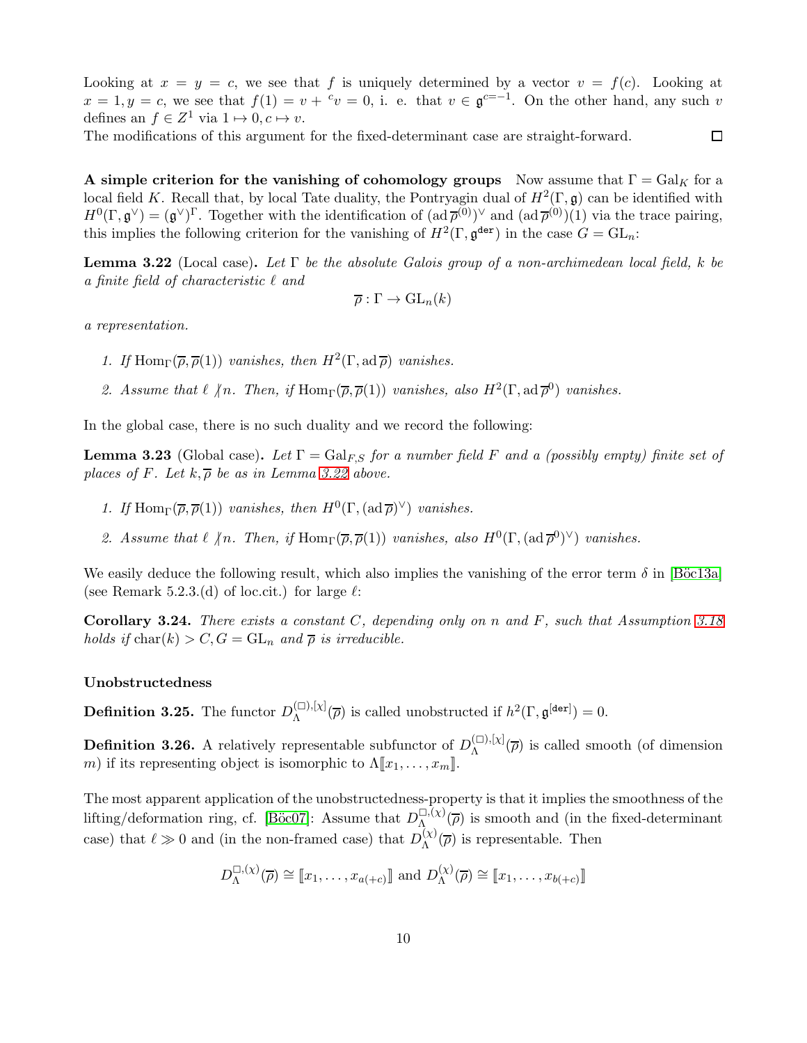Looking at $x = y = c$, we see that $f$ is uniquely determined by a vector $v = f(c)$. Looking at $x = 1, y = c$, we see that $f(1) = v + {}^c v = 0$, i. e. that $v \in \mathfrak{g}^{c=-1}$. On the other hand, any such $v$ defines an $f \in Z^1$ via $1 \mapsto 0, c \mapsto v$.

The modifications of this argument for the fixed-determinant case are straight-forward. $\square$

**A simple criterion for the vanishing of cohomology groups** Now assume that $\Gamma = \mathrm{Gal}_K$ for a local field $K$. Recall that, by local Tate duality, the Pontryagin dual of $H^2(\Gamma, \mathfrak{g})$ can be identified with $H^0(\Gamma, \mathfrak{g}^\vee) = (\mathfrak{g}^\vee)^\Gamma$. Together with the identification of $(\mathrm{ad}\,\overline{\rho}^{(0)})^\vee$ and $(\mathrm{ad}\,\overline{\rho}^{(0)})(1)$ via the trace pairing, this implies the following criterion for the vanishing of $H^2(\Gamma, \mathfrak{g}^{\mathtt{der}})$ in the case $G = \mathrm{GL}_n$:

**Lemma 3.22** (Local case)**.** *Let $\Gamma$ be the absolute Galois group of a non-archimedean local field, $k$ be a finite field of characteristic $\ell$ and*

$$\overline{\rho} : \Gamma \to \mathrm{GL}_n(k)$$

*a representation.*

1. *If $\mathrm{Hom}_\Gamma(\overline{\rho}, \overline{\rho}(1))$ vanishes, then $H^2(\Gamma, \mathrm{ad}\,\overline{\rho})$ vanishes.*
2. *Assume that $\ell \not| n$. Then, if $\mathrm{Hom}_\Gamma(\overline{\rho}, \overline{\rho}(1))$ vanishes, also $H^2(\Gamma, \mathrm{ad}\,\overline{\rho}^0)$ vanishes.*

In the global case, there is no such duality and we record the following:

**Lemma 3.23** (Global case)**.** *Let $\Gamma = \mathrm{Gal}_{F,S}$ for a number field $F$ and a (possibly empty) finite set of places of $F$. Let $k, \overline{\rho}$ be as in Lemma 3.22 above.*

1. *If $\mathrm{Hom}_\Gamma(\overline{\rho}, \overline{\rho}(1))$ vanishes, then $H^0(\Gamma, (\mathrm{ad}\,\overline{\rho})^\vee)$ vanishes.*
2. *Assume that $\ell \not| n$. Then, if $\mathrm{Hom}_\Gamma(\overline{\rho}, \overline{\rho}(1))$ vanishes, also $H^0(\Gamma, (\mathrm{ad}\,\overline{\rho}^0)^\vee)$ vanishes.*

We easily deduce the following result, which also implies the vanishing of the error term $\delta$ in [Böc13a] (see Remark 5.2.3.(d) of loc.cit.) for large $\ell$:

**Corollary 3.24.** *There exists a constant $C$, depending only on $n$ and $F$, such that Assumption 3.18 holds if $\mathrm{char}(k) > C, G = \mathrm{GL}_n$ and $\overline{\rho}$ is irreducible.*

**Unobstructedness**

**Definition 3.25.** The functor $D_\Lambda^{(\square),[\chi]}(\overline{\rho})$ is called unobstructed if $h^2(\Gamma, \mathfrak{g}^{[\mathtt{der}]}) = 0$.

**Definition 3.26.** A relatively representable subfunctor of $D_\Lambda^{(\square),[\chi]}(\overline{\rho})$ is called smooth (of dimension $m$) if its representing object is isomorphic to $\Lambda[\![x_1, \ldots, x_m]\!]$.

The most apparent application of the unobstructedness-property is that it implies the smoothness of the lifting/deformation ring, cf. [Böc07]: Assume that $D_\Lambda^{\square,(\chi)}(\overline{\rho})$ is smooth and (in the fixed-determinant case) that $\ell \gg 0$ and (in the non-framed case) that $D_\Lambda^{(\chi)}(\overline{\rho})$ is representable. Then

$$D_\Lambda^{\square,(\chi)}(\overline{\rho}) \cong [\![x_1, \ldots, x_{a(+c)}]\!] \text{ and } D_\Lambda^{(\chi)}(\overline{\rho}) \cong [\![x_1, \ldots, x_{b(+c)}]\!]$$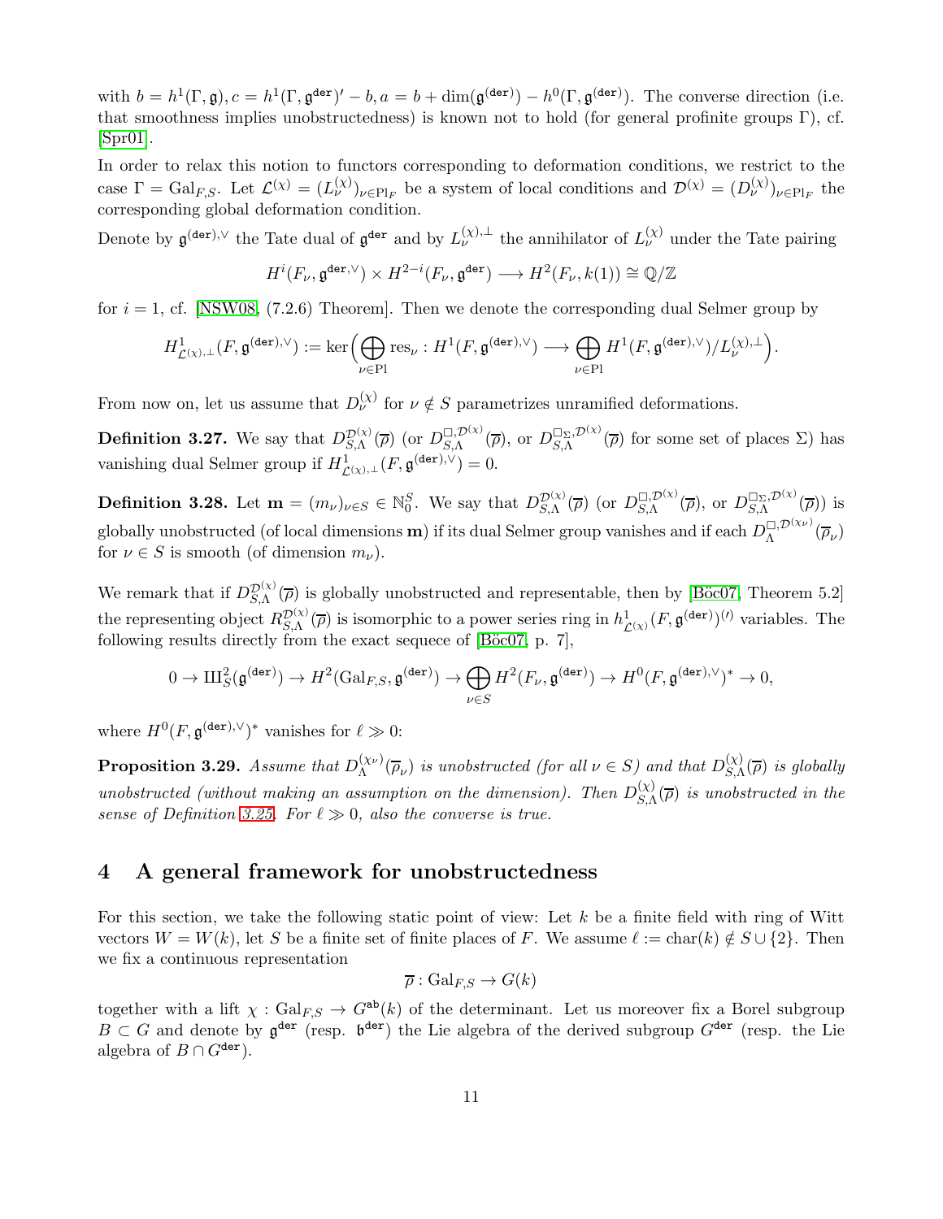with $b = h^1(\Gamma, \mathfrak{g}), c = h^1(\Gamma, \mathfrak{g}^{\mathsf{der}})' - b, a = b + \dim(\mathfrak{g}^{(\mathsf{der})}) - h^0(\Gamma, \mathfrak{g}^{(\mathsf{der})})$. The converse direction (i.e. that smoothness implies unobstructedness) is known not to hold (for general profinite groups $\Gamma$), cf. [Spr01].

In order to relax this notion to functors corresponding to deformation conditions, we restrict to the case $\Gamma = \mathrm{Gal}_{F,S}$. Let $\mathcal{L}^{(\chi)} = (L_\nu^{(\chi)})_{\nu \in \mathrm{Pl}_F}$ be a system of local conditions and $\mathcal{D}^{(\chi)} = (D_\nu^{(\chi)})_{\nu \in \mathrm{Pl}_F}$ the corresponding global deformation condition.

Denote by $\mathfrak{g}^{(\mathsf{der}),\vee}$ the Tate dual of $\mathfrak{g}^{\mathsf{der}}$ and by $L_\nu^{(\chi),\perp}$ the annihilator of $L_\nu^{(\chi)}$ under the Tate pairing

$$H^i(F_\nu, \mathfrak{g}^{\mathsf{der},\vee}) \times H^{2-i}(F_\nu, \mathfrak{g}^{\mathsf{der}}) \longrightarrow H^2(F_\nu, k(1)) \cong \mathbb{Q}/\mathbb{Z}$$

for $i = 1$, cf. [NSW08, (7.2.6) Theorem]. Then we denote the corresponding dual Selmer group by

$$H^1_{\mathcal{L}^{(\chi)},\perp}(F, \mathfrak{g}^{(\mathsf{der}),\vee}) := \ker\Big(\bigoplus_{\nu \in \mathrm{Pl}} \mathrm{res}_\nu : H^1(F, \mathfrak{g}^{(\mathsf{der}),\vee}) \longrightarrow \bigoplus_{\nu \in \mathrm{Pl}} H^1(F, \mathfrak{g}^{(\mathsf{der}),\vee})/L_\nu^{(\chi),\perp}\Big).$$

From now on, let us assume that $D_\nu^{(\chi)}$ for $\nu \notin S$ parametrizes unramified deformations.

**Definition 3.27.** We say that $D_{S,\Lambda}^{\mathcal{D}^{(\chi)}}(\overline{\rho})$ (or $D_{S,\Lambda}^{\square,\mathcal{D}^{(\chi)}}(\overline{\rho})$, or $D_{S,\Lambda}^{\square_\Sigma,\mathcal{D}^{(\chi)}}(\overline{\rho})$ for some set of places $\Sigma$) has vanishing dual Selmer group if $H^1_{\mathcal{L}^{(\chi)},\perp}(F, \mathfrak{g}^{(\mathsf{der}),\vee}) = 0$.

**Definition 3.28.** Let $\mathbf{m} = (m_\nu)_{\nu \in S} \in \mathbb{N}_0^S$. We say that $D_{S,\Lambda}^{\mathcal{D}^{(\chi)}}(\overline{\rho})$ (or $D_{S,\Lambda}^{\square,\mathcal{D}^{(\chi)}}(\overline{\rho})$, or $D_{S,\Lambda}^{\square_\Sigma,\mathcal{D}^{(\chi)}}(\overline{\rho})$) is globally unobstructed (of local dimensions $\mathbf{m}$) if its dual Selmer group vanishes and if each $D_\Lambda^{\square,\mathcal{D}^{(\chi_\nu)}}(\overline{\rho}_\nu)$ for $\nu \in S$ is smooth (of dimension $m_\nu$).

We remark that if $D_{S,\Lambda}^{\mathcal{D}^{(\chi)}}(\overline{\rho})$ is globally unobstructed and representable, then by [Böc07, Theorem 5.2] the representing object $R_{S,\Lambda}^{\mathcal{D}^{(\chi)}}(\overline{\rho})$ is isomorphic to a power series ring in $h^1_{\mathcal{L}^{(\chi)}}(F, \mathfrak{g}^{(\mathsf{der})})^{(\prime)}$ variables. The following results directly from the exact sequece of [Böc07, p. 7],

$$0 \to Ш^2_S(\mathfrak{g}^{(\mathsf{der})}) \to H^2(\mathrm{Gal}_{F,S}, \mathfrak{g}^{(\mathsf{der})}) \to \bigoplus_{\nu \in S} H^2(F_\nu, \mathfrak{g}^{(\mathsf{der})}) \to H^0(F, \mathfrak{g}^{(\mathsf{der}),\vee})^* \to 0,$$

where $H^0(F, \mathfrak{g}^{(\mathsf{der}),\vee})^*$ vanishes for $\ell \gg 0$:

**Proposition 3.29.** *Assume that $D_\Lambda^{(\chi_\nu)}(\overline{\rho}_\nu)$ is unobstructed (for all $\nu \in S$) and that $D_{S,\Lambda}^{(\chi)}(\overline{\rho})$ is globally unobstructed (without making an assumption on the dimension). Then $D_{S,\Lambda}^{(\chi)}(\overline{\rho})$ is unobstructed in the sense of Definition 3.25. For $\ell \gg 0$, also the converse is true.*

## 4 A general framework for unobstructedness

For this section, we take the following static point of view: Let $k$ be a finite field with ring of Witt vectors $W = W(k)$, let $S$ be a finite set of finite places of $F$. We assume $\ell := \mathrm{char}(k) \notin S \cup \{2\}$. Then we fix a continuous representation

$$\overline{\rho} : \mathrm{Gal}_{F,S} \to G(k)$$

together with a lift $\chi : \mathrm{Gal}_{F,S} \to G^{\mathsf{ab}}(k)$ of the determinant. Let us moreover fix a Borel subgroup $B \subset G$ and denote by $\mathfrak{g}^{\mathsf{der}}$ (resp. $\mathfrak{b}^{\mathsf{der}}$) the Lie algebra of the derived subgroup $G^{\mathsf{der}}$ (resp. the Lie algebra of $B \cap G^{\mathsf{der}}$).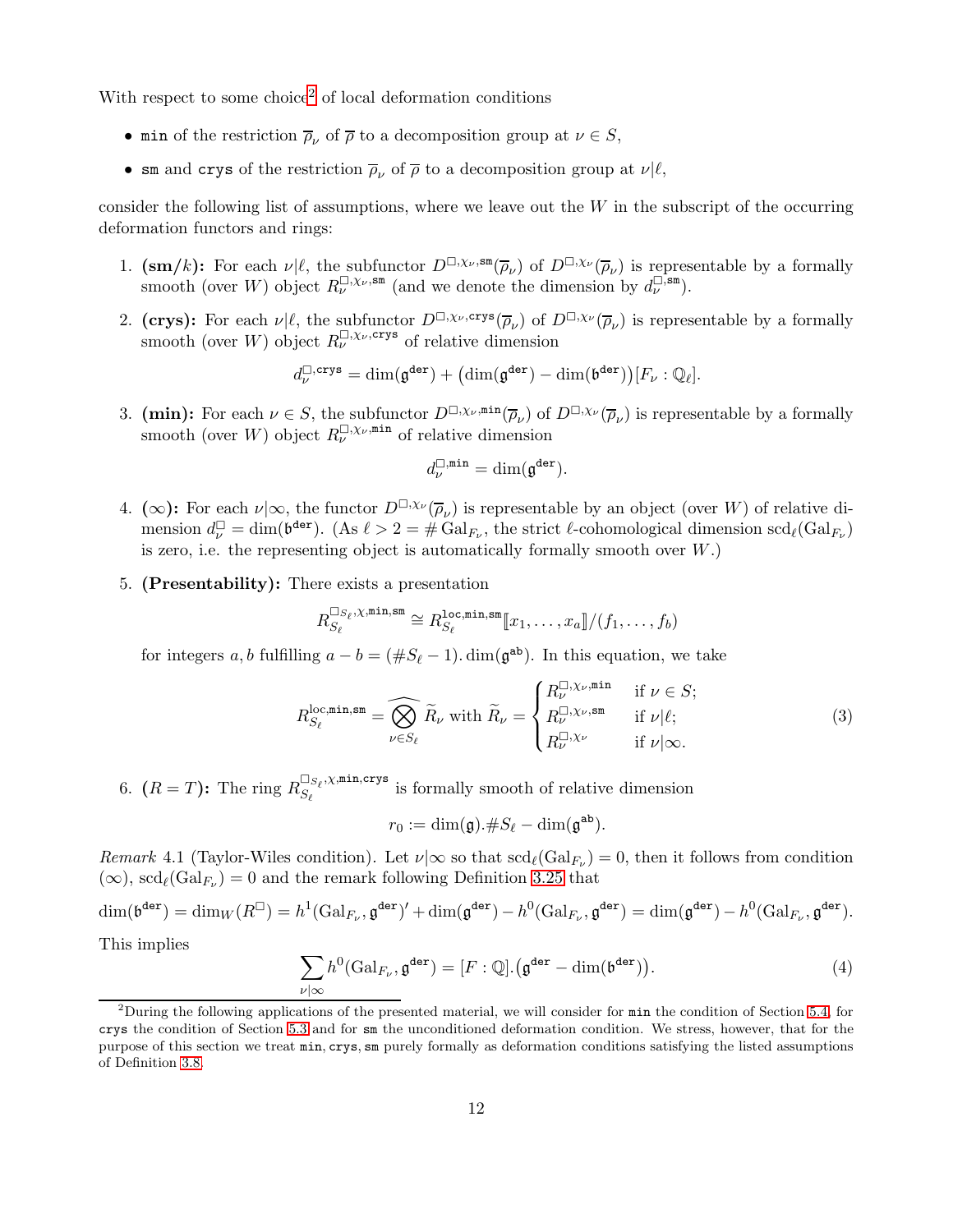With respect to some choice[2] of local deformation conditions

- $\mathtt{min}$ of the restriction $\overline{\rho}_\nu$ of $\overline{\rho}$ to a decomposition group at $\nu \in S$,
- $\mathtt{sm}$ and $\mathtt{crys}$ of the restriction $\overline{\rho}_\nu$ of $\overline{\rho}$ to a decomposition group at $\nu|\ell$,

consider the following list of assumptions, where we leave out the $W$ in the subscript of the occurring deformation functors and rings:

1. **(sm/$k$):** For each $\nu|\ell$, the subfunctor $D^{\square,\chi_\nu,\mathtt{sm}}(\overline{\rho}_\nu)$ of $D^{\square,\chi_\nu}(\overline{\rho}_\nu)$ is representable by a formally smooth (over $W$) object $R_\nu^{\square,\chi_\nu,\mathtt{sm}}$ (and we denote the dimension by $d_\nu^{\square,\mathtt{sm}}$).

2. **(crys):** For each $\nu|\ell$, the subfunctor $D^{\square,\chi_\nu,\mathtt{crys}}(\overline{\rho}_\nu)$ of $D^{\square,\chi_\nu}(\overline{\rho}_\nu)$ is representable by a formally smooth (over $W$) object $R_\nu^{\square,\chi_\nu,\mathtt{crys}}$ of relative dimension
$$d_\nu^{\square,\mathtt{crys}} = \dim(\mathfrak{g}^{\mathtt{der}}) + \big(\dim(\mathfrak{g}^{\mathtt{der}}) - \dim(\mathfrak{b}^{\mathtt{der}})\big)[F_\nu : \mathbb{Q}_\ell].$$

3. **(min):** For each $\nu \in S$, the subfunctor $D^{\square,\chi_\nu,\mathtt{min}}(\overline{\rho}_\nu)$ of $D^{\square,\chi_\nu}(\overline{\rho}_\nu)$ is representable by a formally smooth (over $W$) object $R_\nu^{\square,\chi_\nu,\mathtt{min}}$ of relative dimension
$$d_\nu^{\square,\mathtt{min}} = \dim(\mathfrak{g}^{\mathtt{der}}).$$

4. **($\infty$):** For each $\nu|\infty$, the functor $D^{\square,\chi_\nu}(\overline{\rho}_\nu)$ is representable by an object (over $W$) of relative dimension $d_\nu^{\square} = \dim(\mathfrak{b}^{\mathtt{der}})$. (As $\ell > 2 = \#\operatorname{Gal}_{F_\nu}$, the strict $\ell$-cohomological dimension $\operatorname{scd}_\ell(\operatorname{Gal}_{F_\nu})$ is zero, i.e. the representing object is automatically formally smooth over $W$.)

5. **(Presentability):** There exists a presentation
$$R_{S_\ell}^{\square_{S_\ell},\chi,\mathtt{min},\mathtt{sm}} \cong R_{S_\ell}^{\mathrm{loc},\mathtt{min},\mathtt{sm}}[\![x_1,\ldots,x_a]\!]/(f_1,\ldots,f_b)$$
for integers $a, b$ fulfilling $a - b = (\#S_\ell - 1).\dim(\mathfrak{g}^{\mathtt{ab}})$. In this equation, we take
$$R_{S_\ell}^{\mathrm{loc},\mathtt{min},\mathtt{sm}} = \widehat{\bigotimes_{\nu\in S_\ell}} \widetilde{R}_\nu \text{ with } \widetilde{R}_\nu = \begin{cases} R_\nu^{\square,\chi_\nu,\mathtt{min}} & \text{if } \nu \in S; \\ R_\nu^{\square,\chi_\nu,\mathtt{sm}} & \text{if } \nu|\ell; \\ R_\nu^{\square,\chi_\nu} & \text{if } \nu|\infty. \end{cases} \tag{3}$$

6. **($R = T$):** The ring $R_{S_\ell}^{\square_{S_\ell},\chi,\mathtt{min},\mathtt{crys}}$ is formally smooth of relative dimension
$$r_0 := \dim(\mathfrak{g}).\#S_\ell - \dim(\mathfrak{g}^{\mathtt{ab}}).$$

*Remark* 4.1 (Taylor-Wiles condition). Let $\nu|\infty$ so that $\operatorname{scd}_\ell(\operatorname{Gal}_{F_\nu}) = 0$, then it follows from condition ($\infty$), $\operatorname{scd}_\ell(\operatorname{Gal}_{F_\nu}) = 0$ and the remark following Definition 3.25 that

$$\dim(\mathfrak{b}^{\mathtt{der}}) = \dim_W(R^\square) = h^1(\operatorname{Gal}_{F_\nu}, \mathfrak{g}^{\mathtt{der}})' + \dim(\mathfrak{g}^{\mathtt{der}}) - h^0(\operatorname{Gal}_{F_\nu}, \mathfrak{g}^{\mathtt{der}}) = \dim(\mathfrak{g}^{\mathtt{der}}) - h^0(\operatorname{Gal}_{F_\nu}, \mathfrak{g}^{\mathtt{der}}).$$

This implies
$$\sum_{\nu|\infty} h^0(\operatorname{Gal}_{F_\nu}, \mathfrak{g}^{\mathtt{der}}) = [F : \mathbb{Q}].\big(\mathfrak{g}^{\mathtt{der}} - \dim(\mathfrak{b}^{\mathtt{der}})\big). \tag{4}$$

---

[2] During the following applications of the presented material, we will consider for $\mathtt{min}$ the condition of Section 5.4, for $\mathtt{crys}$ the condition of Section 5.3 and for $\mathtt{sm}$ the unconditioned deformation condition. We stress, however, that for the purpose of this section we treat $\mathtt{min}, \mathtt{crys}, \mathtt{sm}$ purely formally as deformation conditions satisfying the listed assumptions of Definition 3.8.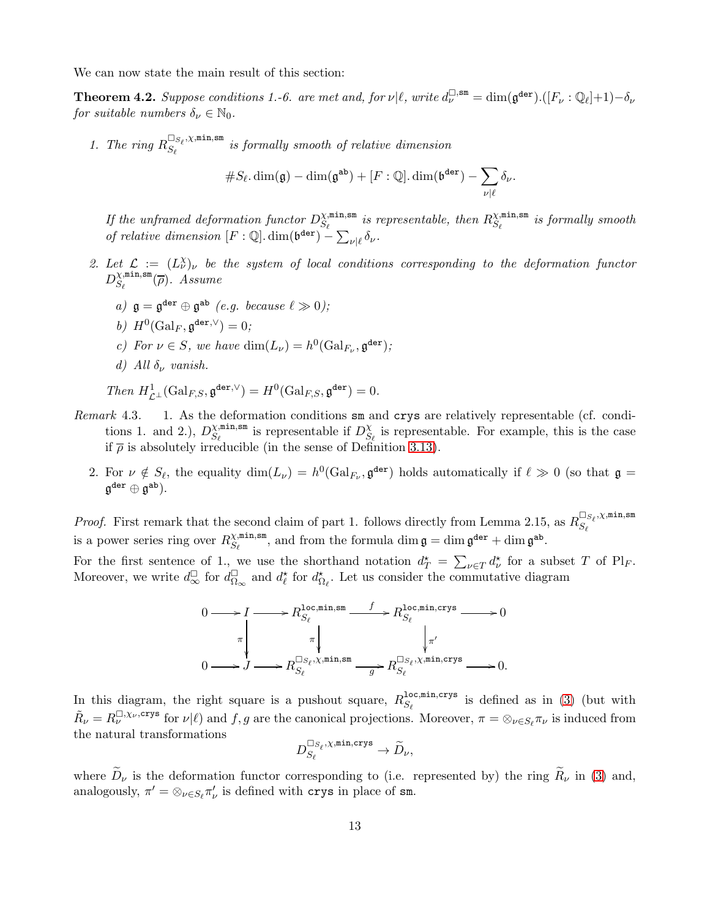We can now state the main result of this section:

**Theorem 4.2.** *Suppose conditions 1.-6. are met and, for $\nu|\ell$, write $d_\nu^{\square,\mathtt{sm}} = \dim(\mathfrak{g}^{\mathtt{der}}).([F_\nu : \mathbb{Q}_\ell]+1) - \delta_\nu$ for suitable numbers $\delta_\nu \in \mathbb{N}_0$.*

1. *The ring $R_{S_\ell}^{\square_{S_\ell},\chi,\mathtt{min},\mathtt{sm}}$ is formally smooth of relative dimension*

$$\#S_\ell.\dim(\mathfrak{g}) - \dim(\mathfrak{g}^{\mathtt{ab}}) + [F:\mathbb{Q}].\dim(\mathfrak{b}^{\mathtt{der}}) - \sum_{\nu|\ell} \delta_\nu.$$

   *If the unframed deformation functor $D_{S_\ell}^{\chi,\mathtt{min},\mathtt{sm}}$ is representable, then $R_{S_\ell}^{\chi,\mathtt{min},\mathtt{sm}}$ is formally smooth of relative dimension $[F:\mathbb{Q}].\dim(\mathfrak{b}^{\mathtt{der}}) - \sum_{\nu|\ell}\delta_\nu$.*

2. *Let $\mathcal{L} := (L_\nu^\chi)_\nu$ be the system of local conditions corresponding to the deformation functor $D_{S_\ell}^{\chi,\mathtt{min},\mathtt{sm}}(\overline{\rho})$. Assume*

   *a) $\mathfrak{g} = \mathfrak{g}^{\mathtt{der}} \oplus \mathfrak{g}^{\mathtt{ab}}$ (e.g. because $\ell \gg 0$);*

   *b) $H^0(\mathrm{Gal}_F, \mathfrak{g}^{\mathtt{der},\vee}) = 0$;*

   *c) For $\nu \in S$, we have $\dim(L_\nu) = h^0(\mathrm{Gal}_{F_\nu}, \mathfrak{g}^{\mathtt{der}})$;*

   *d) All $\delta_\nu$ vanish.*

   *Then $H^1_{\mathcal{L}^\perp}(\mathrm{Gal}_{F,S}, \mathfrak{g}^{\mathtt{der},\vee}) = H^0(\mathrm{Gal}_{F,S}, \mathfrak{g}^{\mathtt{der}}) = 0$.*

*Remark* 4.3.
1. As the deformation conditions sm and crys are relatively representable (cf. conditions 1. and 2.), $D_{S_\ell}^{\chi,\mathtt{min},\mathtt{sm}}$ is representable if $D_{S_\ell}^{\chi}$ is representable. For example, this is the case if $\overline{\rho}$ is absolutely irreducible (in the sense of Definition 3.13).
2. For $\nu \notin S_\ell$, the equality $\dim(L_\nu) = h^0(\mathrm{Gal}_{F_\nu}, \mathfrak{g}^{\mathtt{der}})$ holds automatically if $\ell \gg 0$ (so that $\mathfrak{g} = \mathfrak{g}^{\mathtt{der}} \oplus \mathfrak{g}^{\mathtt{ab}}$).

*Proof.* First remark that the second claim of part 1. follows directly from Lemma 2.15, as $R_{S_\ell}^{\square_{S_\ell},\chi,\mathtt{min},\mathtt{sm}}$ is a power series ring over $R_{S_\ell}^{\chi,\mathtt{min},\mathtt{sm}}$, and from the formula $\dim \mathfrak{g} = \dim \mathfrak{g}^{\mathtt{der}} + \dim \mathfrak{g}^{\mathtt{ab}}$.

For the first sentence of 1., we use the shorthand notation $d_T^\star = \sum_{\nu\in T} d_\nu^\star$ for a subset $T$ of $\mathrm{Pl}_F$. Moreover, we write $d_\infty^\square$ for $d_{\Omega_\infty}^\square$ and $d_\ell^\star$ for $d_{\Omega_\ell}^\star$. Let us consider the commutative diagram

$$\begin{array}{ccccccccc}
0 & \longrightarrow & I & \longrightarrow & R_{S_\ell}^{\mathtt{loc},\mathtt{min},\mathtt{sm}} & \xrightarrow{f} & R_{S_\ell}^{\mathtt{loc},\mathtt{min},\mathtt{crys}} & \longrightarrow & 0 \\
 & & \downarrow{\scriptstyle\pi} & & \downarrow{\scriptstyle\pi} & & \downarrow{\scriptstyle\pi'} & & \\
0 & \longrightarrow & J & \longrightarrow & R_{S_\ell}^{\square_{S_\ell},\chi,\mathtt{min},\mathtt{sm}} & \xrightarrow[g]{} & R_{S_\ell}^{\square_{S_\ell},\chi,\mathtt{min},\mathtt{crys}} & \longrightarrow & 0.
\end{array}$$

In this diagram, the right square is a pushout square, $R_{S_\ell}^{\mathtt{loc},\mathtt{min},\mathtt{crys}}$ is defined as in (3) (but with $\tilde{R}_\nu = R_\nu^{\square,\chi_\nu,\mathtt{crys}}$ for $\nu|\ell$) and $f, g$ are the canonical projections. Moreover, $\pi = \otimes_{\nu\in S_\ell}\pi_\nu$ is induced from the natural transformations

$$D_{S_\ell}^{\square_{S_\ell},\chi,\mathtt{min},\mathtt{crys}} \to \widetilde{D}_\nu,$$

where $\widetilde{D}_\nu$ is the deformation functor corresponding to (i.e. represented by) the ring $\widetilde{R}_\nu$ in (3) and, analogously, $\pi' = \otimes_{\nu\in S_\ell}\pi'_\nu$ is defined with crys in place of sm.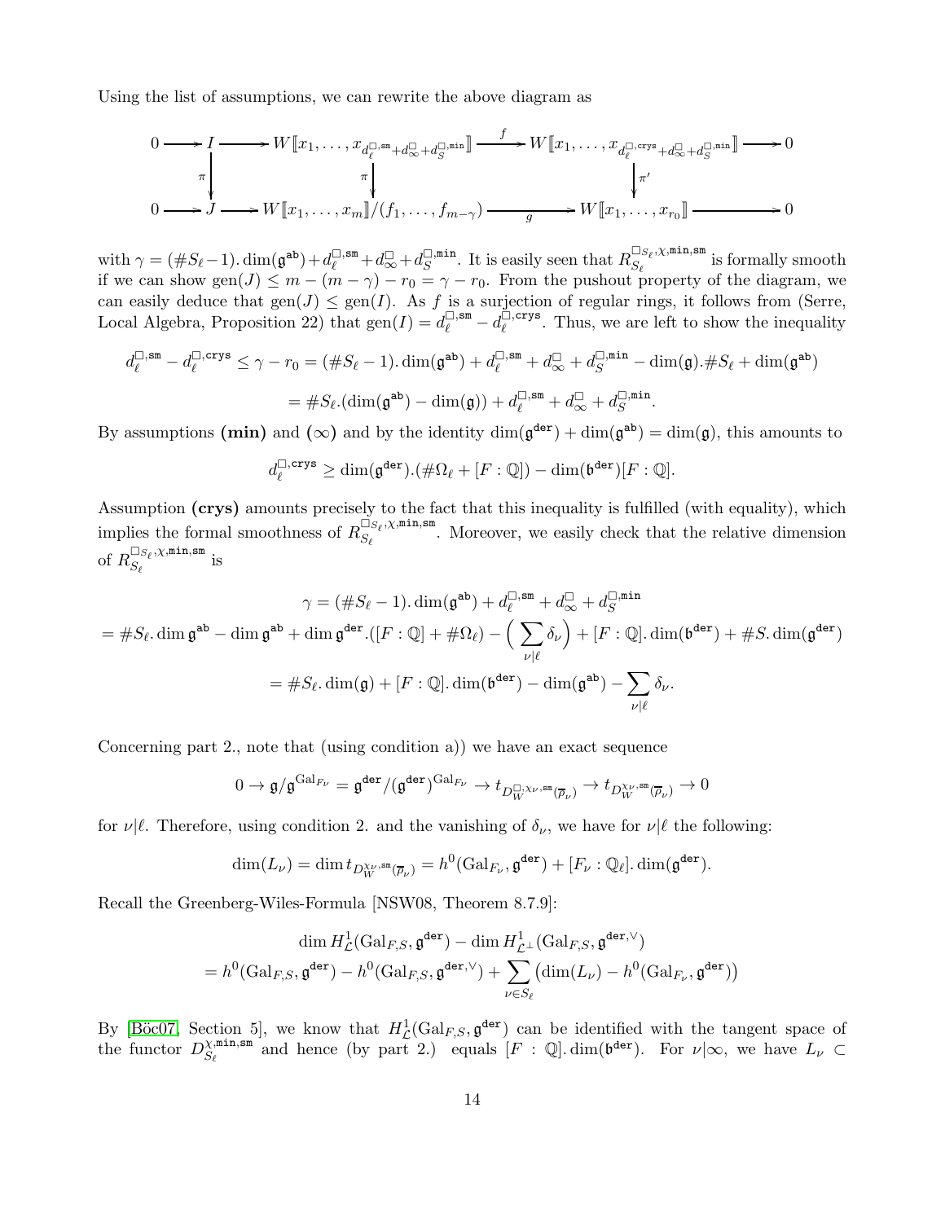Using the list of assumptions, we can rewrite the above diagram as

$$\begin{array}{ccccccccc}
0 & \longrightarrow & I & \longrightarrow & W[\![x_1,\dots,x_{d_\ell^{\square,\mathtt{sm}}+d_\infty^\square+d_S^{\square,\mathtt{min}}}]\!] & \xrightarrow{f} & W[\![x_1,\dots,x_{d_\ell^{\square,\mathtt{crys}}+d_\infty^\square+d_S^{\square,\mathtt{min}}}]\!] & \longrightarrow & 0\\
 & & \downarrow{\scriptstyle\pi} & & \downarrow{\scriptstyle\pi} & & \downarrow{\scriptstyle\pi'} & & \\
0 & \longrightarrow & J & \longrightarrow & W[\![x_1,\dots,x_m]\!]/(f_1,\dots,f_{m-\gamma}) & \xrightarrow{g} & W[\![x_1,\dots,x_{r_0}]\!] & \longrightarrow & 0
\end{array}$$

with $\gamma = (\#S_\ell - 1).\dim(\mathfrak{g}^{\mathtt{ab}}) + d_\ell^{\square,\mathtt{sm}} + d_\infty^\square + d_S^{\square,\mathtt{min}}$. It is easily seen that $R_{S_\ell}^{\square_{S_\ell},\chi,\mathtt{min},\mathtt{sm}}$ is formally smooth if we can show $\mathrm{gen}(J) \leq m - (m-\gamma) - r_0 = \gamma - r_0$. From the pushout property of the diagram, we can easily deduce that $\mathrm{gen}(J) \leq \mathrm{gen}(I)$. As $f$ is a surjection of regular rings, it follows from (Serre, Local Algebra, Proposition 22) that $\mathrm{gen}(I) = d_\ell^{\square,\mathtt{sm}} - d_\ell^{\square,\mathtt{crys}}$. Thus, we are left to show the inequality

$$d_\ell^{\square,\mathtt{sm}} - d_\ell^{\square,\mathtt{crys}} \leq \gamma - r_0 = (\#S_\ell - 1).\dim(\mathfrak{g}^{\mathtt{ab}}) + d_\ell^{\square,\mathtt{sm}} + d_\infty^\square + d_S^{\square,\mathtt{min}} - \dim(\mathfrak{g}).\#S_\ell + \dim(\mathfrak{g}^{\mathtt{ab}})$$

$$= \#S_\ell.(\dim(\mathfrak{g}^{\mathtt{ab}}) - \dim(\mathfrak{g})) + d_\ell^{\square,\mathtt{sm}} + d_\infty^\square + d_S^{\square,\mathtt{min}}.$$

By assumptions **(min)** and **($\infty$)** and by the identity $\dim(\mathfrak{g}^{\mathtt{der}}) + \dim(\mathfrak{g}^{\mathtt{ab}}) = \dim(\mathfrak{g})$, this amounts to

$$d_\ell^{\square,\mathtt{crys}} \geq \dim(\mathfrak{g}^{\mathtt{der}}).(\#\Omega_\ell + [F:\mathbb{Q}]) - \dim(\mathfrak{b}^{\mathtt{der}})[F:\mathbb{Q}].$$

Assumption **(crys)** amounts precisely to the fact that this inequality is fulfilled (with equality), which implies the formal smoothness of $R_{S_\ell}^{\square_{S_\ell},\chi,\mathtt{min},\mathtt{sm}}$. Moreover, we easily check that the relative dimension of $R_{S_\ell}^{\square_{S_\ell},\chi,\mathtt{min},\mathtt{sm}}$ is

$$\gamma = (\#S_\ell - 1).\dim(\mathfrak{g}^{\mathtt{ab}}) + d_\ell^{\square,\mathtt{sm}} + d_\infty^\square + d_S^{\square,\mathtt{min}}$$

$$= \#S_\ell.\dim\mathfrak{g}^{\mathtt{ab}} - \dim\mathfrak{g}^{\mathtt{ab}} + \dim\mathfrak{g}^{\mathtt{der}}.([F:\mathbb{Q}] + \#\Omega_\ell) - \Big(\sum_{\nu|\ell}\delta_\nu\Big) + [F:\mathbb{Q}].\dim(\mathfrak{b}^{\mathtt{der}}) + \#S.\dim(\mathfrak{g}^{\mathtt{der}})$$

$$= \#S_\ell.\dim(\mathfrak{g}) + [F:\mathbb{Q}].\dim(\mathfrak{b}^{\mathtt{der}}) - \dim(\mathfrak{g}^{\mathtt{ab}}) - \sum_{\nu|\ell}\delta_\nu.$$

Concerning part 2., note that (using condition a)) we have an exact sequence

$$0 \to \mathfrak{g}/\mathfrak{g}^{\mathrm{Gal}_{F_\nu}} = \mathfrak{g}^{\mathtt{der}}/(\mathfrak{g}^{\mathtt{der}})^{\mathrm{Gal}_{F_\nu}} \to t_{D_W^{\square,\chi_\nu,\mathtt{sm}}(\overline{\rho}_\nu)} \to t_{D_W^{\chi_\nu,\mathtt{sm}}(\overline{\rho}_\nu)} \to 0$$

for $\nu|\ell$. Therefore, using condition 2. and the vanishing of $\delta_\nu$, we have for $\nu|\ell$ the following:

$$\dim(L_\nu) = \dim t_{D_W^{\chi_\nu,\mathtt{sm}}(\overline{\rho}_\nu)} = h^0(\mathrm{Gal}_{F_\nu},\mathfrak{g}^{\mathtt{der}}) + [F_\nu:\mathbb{Q}_\ell].\dim(\mathfrak{g}^{\mathtt{der}}).$$

Recall the Greenberg-Wiles-Formula [NSW08, Theorem 8.7.9]:

$$\dim H^1_{\mathcal{L}}(\mathrm{Gal}_{F,S},\mathfrak{g}^{\mathtt{der}}) - \dim H^1_{\mathcal{L}^\perp}(\mathrm{Gal}_{F,S},\mathfrak{g}^{\mathtt{der},\vee})$$
$$= h^0(\mathrm{Gal}_{F,S},\mathfrak{g}^{\mathtt{der}}) - h^0(\mathrm{Gal}_{F,S},\mathfrak{g}^{\mathtt{der},\vee}) + \sum_{\nu\in S_\ell}\big(\dim(L_\nu) - h^0(\mathrm{Gal}_{F_\nu},\mathfrak{g}^{\mathtt{der}})\big)$$

By [Böc07, Section 5], we know that $H^1_{\mathcal{L}}(\mathrm{Gal}_{F,S},\mathfrak{g}^{\mathtt{der}})$ can be identified with the tangent space of the functor $D_{S_\ell}^{\chi,\mathtt{min},\mathtt{sm}}$ and hence (by part 2.) equals $[F:\mathbb{Q}].\dim(\mathfrak{b}^{\mathtt{der}})$. For $\nu|\infty$, we have $L_\nu \subset$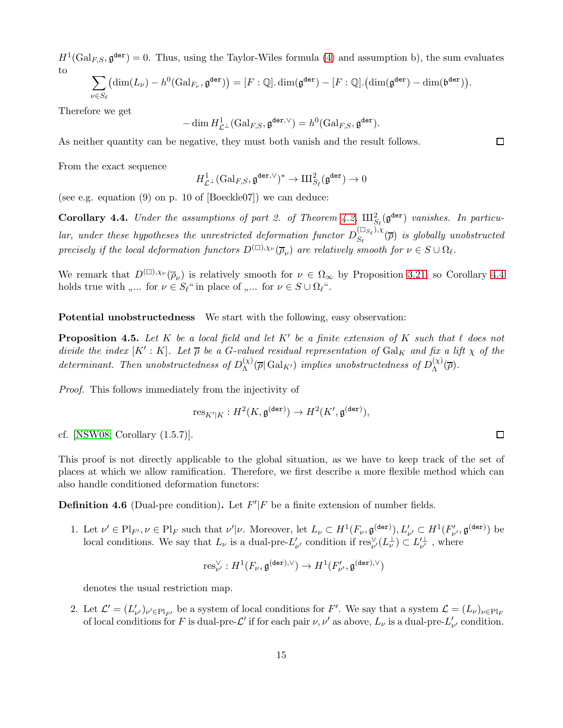$H^1(\mathrm{Gal}_{F,S}, \mathfrak{g}^{\mathtt{der}}) = 0$. Thus, using the Taylor-Wiles formula (4) and assumption b), the sum evaluates to

$$\sum_{\nu \in S_\ell} \big(\dim(L_\nu) - h^0(\mathrm{Gal}_{F_\nu}, \mathfrak{g}^{\mathtt{der}})\big) = [F:\mathbb{Q}].\dim(\mathfrak{g}^{\mathtt{der}}) - [F:\mathbb{Q}].\big(\dim(\mathfrak{g}^{\mathtt{der}}) - \dim(\mathfrak{b}^{\mathtt{der}})\big).$$

Therefore we get

$$-\dim H^1_{\mathcal{L}^\perp}(\mathrm{Gal}_{F,S}, \mathfrak{g}^{\mathtt{der},\vee}) = h^0(\mathrm{Gal}_{F,S}, \mathfrak{g}^{\mathtt{der}}).$$

As neither quantity can be negative, they must both vanish and the result follows. ☐

From the exact sequence

$$H^1_{\mathcal{L}^\perp}(\mathrm{Gal}_{F,S}, \mathfrak{g}^{\mathtt{der},\vee})^* \to Ш^2_{S_\ell}(\mathfrak{g}^{\mathtt{der}}) \to 0$$

(see e.g. equation (9) on p. 10 of [Boeckle07]) we can deduce:

**Corollary 4.4.** *Under the assumptions of part 2. of Theorem 4.2, $Ш^2_{S_\ell}(\mathfrak{g}^{\mathtt{der}})$ vanishes. In particular, under these hypotheses the unrestricted deformation functor $D^{(\square_{S_\ell}),\chi}_{S_\ell}(\overline{\rho})$ is globally unobstructed precisely if the local deformation functors $D^{(\square),\chi_\nu}(\overline{\rho}_\nu)$ are relatively smooth for $\nu \in S \cup \Omega_\ell$.*

We remark that $D^{(\square),\chi_\nu}(\overline{\rho}_\nu)$ is relatively smooth for $\nu \in \Omega_\infty$ by Proposition 3.21, so Corollary 4.4 holds true with „... for $\nu \in S_\ell$" in place of „... for $\nu \in S \cup \Omega_\ell$".

**Potential unobstructedness** We start with the following, easy observation:

**Proposition 4.5.** *Let $K$ be a local field and let $K'$ be a finite extension of $K$ such that $\ell$ does not divide the index $[K':K]$. Let $\overline{\rho}$ be a $G$-valued residual representation of $\mathrm{Gal}_K$ and fix a lift $\chi$ of the determinant. Then unobstructedness of $D^{(\chi)}_\Lambda(\overline{\rho}|\,\mathrm{Gal}_{K'})$ implies unobstructedness of $D^{(\chi)}_\Lambda(\overline{\rho})$.*

*Proof.* This follows immediately from the injectivity of

$$\mathrm{res}_{K'|K} : H^2(K, \mathfrak{g}^{(\mathtt{der})}) \to H^2(K', \mathfrak{g}^{(\mathtt{der})}),$$

cf. [NSW08, Corollary (1.5.7)]. ☐

This proof is not directly applicable to the global situation, as we have to keep track of the set of places at which we allow ramification. Therefore, we first describe a more flexible method which can also handle conditioned deformation functors:

**Definition 4.6** (Dual-pre condition)**.** Let $F'|F$ be a finite extension of number fields.

1. Let $\nu' \in \mathrm{Pl}_{F'}, \nu \in \mathrm{Pl}_F$ such that $\nu'|\nu$. Moreover, let $L_\nu \subset H^1(F_\nu, \mathfrak{g}^{(\mathtt{der})}), L'_{\nu'} \subset H^1(F'_{\nu'}, \mathfrak{g}^{(\mathtt{der})})$ be local conditions. We say that $L_\nu$ is a dual-pre-$L'_{\nu'}$ condition if $\mathrm{res}^\vee_{\nu'}(L_\nu^\perp) \subset L'^\perp_{\nu'}$ , where

$$\mathrm{res}^\vee_{\nu'} : H^1(F_\nu, \mathfrak{g}^{(\mathtt{der}),\vee}) \to H^1(F'_{\nu'}, \mathfrak{g}^{(\mathtt{der}),\vee})$$

denotes the usual restriction map.

2. Let $\mathcal{L}' = (L'_{\nu'})_{\nu' \in \mathrm{Pl}_{F'}}$ be a system of local conditions for $F'$. We say that a system $\mathcal{L} = (L_\nu)_{\nu \in \mathrm{Pl}_F}$ of local conditions for $F$ is dual-pre-$\mathcal{L}'$ if for each pair $\nu, \nu'$ as above, $L_\nu$ is a dual-pre-$L'_{\nu'}$ condition.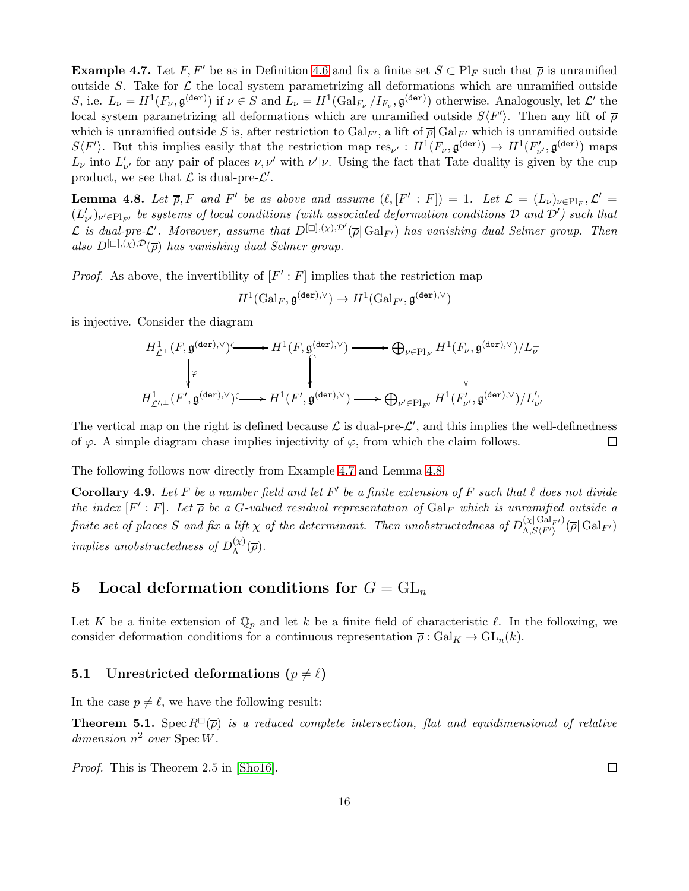**Example 4.7.** Let $F, F'$ be as in Definition 4.6 and fix a finite set $S \subset \mathrm{Pl}_F$ such that $\overline{\rho}$ is unramified outside $S$. Take for $\mathcal{L}$ the local system parametrizing all deformations which are unramified outside $S$, i.e. $L_\nu = H^1(F_\nu, \mathfrak{g}^{(\mathtt{der})})$ if $\nu \in S$ and $L_\nu = H^1(\mathrm{Gal}_{F_\nu}/I_{F_\nu}, \mathfrak{g}^{(\mathtt{der})})$ otherwise. Analogously, let $\mathcal{L}'$ the local system parametrizing all deformations which are unramified outside $S\langle F'\rangle$. Then any lift of $\overline{\rho}$ which is unramified outside $S$ is, after restriction to $\mathrm{Gal}_{F'}$, a lift of $\overline{\rho}|\,\mathrm{Gal}_{F'}$ which is unramified outside $S\langle F'\rangle$. But this implies easily that the restriction map $\mathrm{res}_{\nu'} : H^1(F_\nu, \mathfrak{g}^{(\mathtt{der})}) \to H^1(F'_{\nu'}, \mathfrak{g}^{(\mathtt{der})})$ maps $L_\nu$ into $L'_{\nu'}$ for any pair of places $\nu, \nu'$ with $\nu'|\nu$. Using the fact that Tate duality is given by the cup product, we see that $\mathcal{L}$ is dual-pre-$\mathcal{L}'$.

**Lemma 4.8.** *Let $\overline{\rho}, F$ and $F'$ be as above and assume $(\ell, [F' : F]) = 1$. Let $\mathcal{L} = (L_\nu)_{\nu\in \mathrm{Pl}_F}, \mathcal{L}' = (L'_{\nu'})_{\nu'\in\mathrm{Pl}_{F'}}$ be systems of local conditions (with associated deformation conditions $\mathcal{D}$ and $\mathcal{D}'$) such that $\mathcal{L}$ is dual-pre-$\mathcal{L}'$. Moreover, assume that $D^{[\square],(\chi),\mathcal{D}'}(\overline{\rho}|\,\mathrm{Gal}_{F'})$ has vanishing dual Selmer group. Then also $D^{[\square],(\chi),\mathcal{D}}(\overline{\rho})$ has vanishing dual Selmer group.*

*Proof.* As above, the invertibility of $[F' : F]$ implies that the restriction map

$$H^1(\mathrm{Gal}_F, \mathfrak{g}^{(\mathtt{der}),\vee}) \to H^1(\mathrm{Gal}_{F'}, \mathfrak{g}^{(\mathtt{der}),\vee})$$

is injective. Consider the diagram

$$\begin{array}{ccccc}
H^1_{\mathcal{L}^\perp}(F, \mathfrak{g}^{(\mathtt{der}),\vee}) & \hookrightarrow & H^1(F, \mathfrak{g}^{(\mathtt{der}),\vee}) & \longrightarrow & \bigoplus_{\nu\in\mathrm{Pl}_F} H^1(F_\nu, \mathfrak{g}^{(\mathtt{der}),\vee})/L_\nu^\perp \\
\downarrow \varphi & & \downarrow & & \downarrow \\
H^1_{\mathcal{L}',\perp}(F', \mathfrak{g}^{(\mathtt{der}),\vee}) & \hookrightarrow & H^1(F', \mathfrak{g}^{(\mathtt{der}),\vee}) & \longrightarrow & \bigoplus_{\nu'\in\mathrm{Pl}_{F'}} H^1(F'_{\nu'}, \mathfrak{g}^{(\mathtt{der}),\vee})/L_{\nu'}^{\prime,\perp}
\end{array}$$

The vertical map on the right is defined because $\mathcal{L}$ is dual-pre-$\mathcal{L}'$, and this implies the well-definedness of $\varphi$. A simple diagram chase implies injectivity of $\varphi$, from which the claim follows. ∎

The following follows now directly from Example 4.7 and Lemma 4.8:

**Corollary 4.9.** *Let $F$ be a number field and let $F'$ be a finite extension of $F$ such that $\ell$ does not divide the index $[F' : F]$. Let $\overline{\rho}$ be a $G$-valued residual representation of $\mathrm{Gal}_F$ which is unramified outside a finite set of places $S$ and fix a lift $\chi$ of the determinant. Then unobstructedness of $D^{(\chi|\,\mathrm{Gal}_{F'})}_{\Lambda,S\langle F'\rangle}(\overline{\rho}|\,\mathrm{Gal}_{F'})$ implies unobstructedness of $D^{(\chi)}_\Lambda(\overline{\rho})$.*

# 5 Local deformation conditions for $G = \mathrm{GL}_n$

Let $K$ be a finite extension of $\mathbb{Q}_p$ and let $k$ be a finite field of characteristic $\ell$. In the following, we consider deformation conditions for a continuous representation $\overline{\rho} : \mathrm{Gal}_K \to \mathrm{GL}_n(k)$.

## 5.1 Unrestricted deformations ($p \neq \ell$)

In the case $p \neq \ell$, we have the following result:

**Theorem 5.1.** *$\mathrm{Spec}\, R^\square(\overline{\rho})$ is a reduced complete intersection, flat and equidimensional of relative dimension $n^2$ over $\mathrm{Spec}\, W$.*

*Proof.* This is Theorem 2.5 in [Sho16]. ∎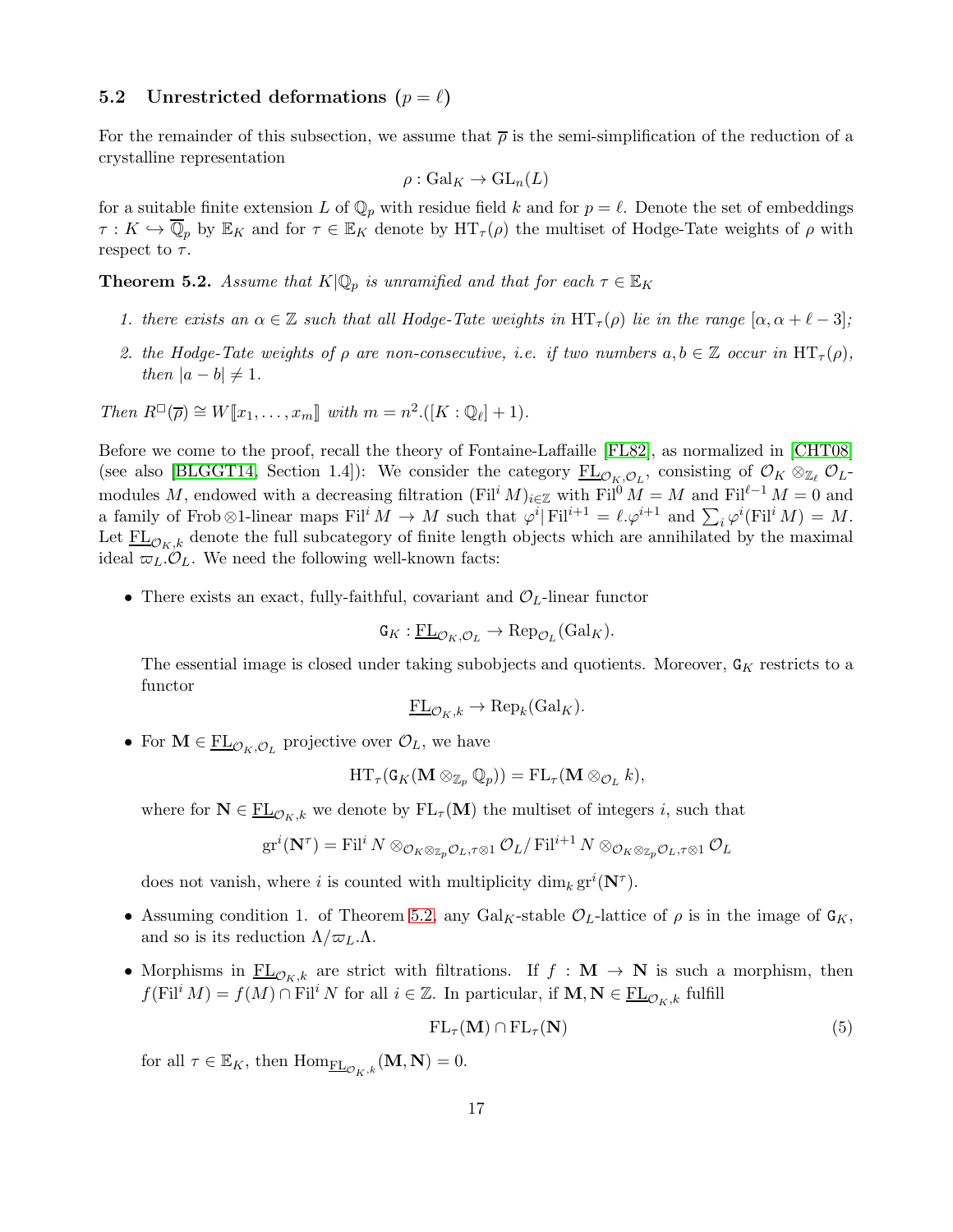### 5.2 Unrestricted deformations ($p = \ell$)

For the remainder of this subsection, we assume that $\overline{\rho}$ is the semi-simplification of the reduction of a crystalline representation

$$\rho : \mathrm{Gal}_K \to \mathrm{GL}_n(L)$$

for a suitable finite extension $L$ of $\mathbb{Q}_p$ with residue field $k$ and for $p = \ell$. Denote the set of embeddings $\tau : K \hookrightarrow \overline{\mathbb{Q}}_p$ by $\mathbb{E}_K$ and for $\tau \in \mathbb{E}_K$ denote by $\mathrm{HT}_\tau(\rho)$ the multiset of Hodge-Tate weights of $\rho$ with respect to $\tau$.

**Theorem 5.2.** *Assume that $K|\mathbb{Q}_p$ is unramified and that for each $\tau \in \mathbb{E}_K$*

1. *there exists an $\alpha \in \mathbb{Z}$ such that all Hodge-Tate weights in $\mathrm{HT}_\tau(\rho)$ lie in the range $[\alpha, \alpha + \ell - 3]$;*
2. *the Hodge-Tate weights of $\rho$ are non-consecutive, i.e. if two numbers $a, b \in \mathbb{Z}$ occur in $\mathrm{HT}_\tau(\rho)$, then $|a - b| \neq 1$.*

*Then $R^\square(\overline{\rho}) \cong W[\![x_1, \ldots, x_m]\!]$ with $m = n^2.([K : \mathbb{Q}_\ell] + 1)$.*

Before we come to the proof, recall the theory of Fontaine-Laffaille [FL82], as normalized in [CHT08] (see also [BLGGT14, Section 1.4]): We consider the category $\underline{\mathrm{FL}}_{\mathcal{O}_K,\mathcal{O}_L}$, consisting of $\mathcal{O}_K \otimes_{\mathbb{Z}_\ell} \mathcal{O}_L$-modules $M$, endowed with a decreasing filtration $(\mathrm{Fil}^i M)_{i \in \mathbb{Z}}$ with $\mathrm{Fil}^0 M = M$ and $\mathrm{Fil}^{\ell-1} M = 0$ and a family of $\mathrm{Frob} \otimes 1$-linear maps $\mathrm{Fil}^i M \to M$ such that $\varphi^i|\,\mathrm{Fil}^{i+1} = \ell.\varphi^{i+1}$ and $\sum_i \varphi^i(\mathrm{Fil}^i M) = M$. Let $\underline{\mathrm{FL}}_{\mathcal{O}_K,k}$ denote the full subcategory of finite length objects which are annihilated by the maximal ideal $\varpi_L.\mathcal{O}_L$. We need the following well-known facts:

- There exists an exact, fully-faithful, covariant and $\mathcal{O}_L$-linear functor

  $$\mathtt{G}_K : \underline{\mathrm{FL}}_{\mathcal{O}_K,\mathcal{O}_L} \to \mathrm{Rep}_{\mathcal{O}_L}(\mathrm{Gal}_K).$$

  The essential image is closed under taking subobjects and quotients. Moreover, $\mathtt{G}_K$ restricts to a functor

  $$\underline{\mathrm{FL}}_{\mathcal{O}_K,k} \to \mathrm{Rep}_k(\mathrm{Gal}_K).$$

- For $\mathbf{M} \in \underline{\mathrm{FL}}_{\mathcal{O}_K,\mathcal{O}_L}$ projective over $\mathcal{O}_L$, we have

  $$\mathrm{HT}_\tau(\mathtt{G}_K(\mathbf{M} \otimes_{\mathbb{Z}_p} \mathbb{Q}_p)) = \mathrm{FL}_\tau(\mathbf{M} \otimes_{\mathcal{O}_L} k),$$

  where for $\mathbf{N} \in \underline{\mathrm{FL}}_{\mathcal{O}_K,k}$ we denote by $\mathrm{FL}_\tau(\mathbf{M})$ the multiset of integers $i$, such that

  $$\mathrm{gr}^i(\mathbf{N}^\tau) = \mathrm{Fil}^i N \otimes_{\mathcal{O}_K \otimes_{\mathbb{Z}_p} \mathcal{O}_L, \tau \otimes 1} \mathcal{O}_L / \mathrm{Fil}^{i+1} N \otimes_{\mathcal{O}_K \otimes_{\mathbb{Z}_p} \mathcal{O}_L, \tau \otimes 1} \mathcal{O}_L$$

  does not vanish, where $i$ is counted with multiplicity $\dim_k \mathrm{gr}^i(\mathbf{N}^\tau)$.

- Assuming condition 1. of Theorem 5.2, any $\mathrm{Gal}_K$-stable $\mathcal{O}_L$-lattice of $\rho$ is in the image of $\mathtt{G}_K$, and so is its reduction $\Lambda/\varpi_L.\Lambda$.

- Morphisms in $\underline{\mathrm{FL}}_{\mathcal{O}_K,k}$ are strict with filtrations. If $f : \mathbf{M} \to \mathbf{N}$ is such a morphism, then $f(\mathrm{Fil}^i M) = f(M) \cap \mathrm{Fil}^i N$ for all $i \in \mathbb{Z}$. In particular, if $\mathbf{M}, \mathbf{N} \in \underline{\mathrm{FL}}_{\mathcal{O}_K,k}$ fulfill

  $$\mathrm{FL}_\tau(\mathbf{M}) \cap \mathrm{FL}_\tau(\mathbf{N}) \tag{5}$$

  for all $\tau \in \mathbb{E}_K$, then $\mathrm{Hom}_{\underline{\mathrm{FL}}_{\mathcal{O}_K,k}}(\mathbf{M}, \mathbf{N}) = 0$.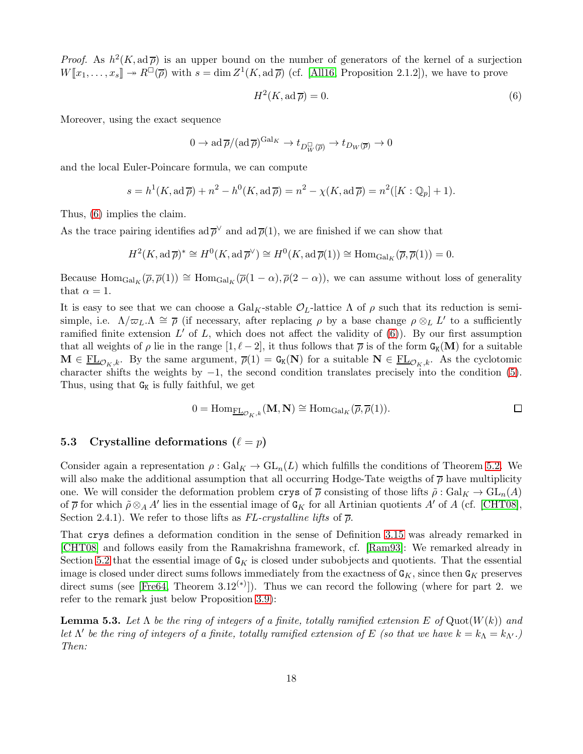*Proof.* As $h^2(K, \operatorname{ad}\overline{\rho})$ is an upper bound on the number of generators of the kernel of a surjection $W[\![x_1, \ldots, x_s]\!] \twoheadrightarrow R^\square(\overline{\rho})$ with $s = \dim Z^1(K, \operatorname{ad}\overline{\rho})$ (cf. [All16, Proposition 2.1.2]), we have to prove

$$H^2(K, \operatorname{ad}\overline{\rho}) = 0. \tag{6}$$

Moreover, using the exact sequence

$$0 \to \operatorname{ad}\overline{\rho}/(\operatorname{ad}\overline{\rho})^{\operatorname{Gal}_K} \to t_{D^\square_W(\overline{\rho})} \to t_{D_W(\overline{\rho})} \to 0$$

and the local Euler-Poincare formula, we can compute

$$s = h^1(K, \operatorname{ad}\overline{\rho}) + n^2 - h^0(K, \operatorname{ad}\overline{\rho}) = n^2 - \chi(K, \operatorname{ad}\overline{\rho}) = n^2([K : \mathbb{Q}_p] + 1).$$

Thus, (6) implies the claim.

As the trace pairing identifies $\operatorname{ad}\overline{\rho}^\vee$ and $\operatorname{ad}\overline{\rho}(1)$, we are finished if we can show that

$$H^2(K, \operatorname{ad}\overline{\rho})^* \cong H^0(K, \operatorname{ad}\overline{\rho}^\vee) \cong H^0(K, \operatorname{ad}\overline{\rho}(1)) \cong \operatorname{Hom}_{\operatorname{Gal}_K}(\overline{\rho}, \overline{\rho}(1)) = 0.$$

Because $\operatorname{Hom}_{\operatorname{Gal}_K}(\overline{\rho}, \overline{\rho}(1)) \cong \operatorname{Hom}_{\operatorname{Gal}_K}(\overline{\rho}(1-\alpha), \overline{\rho}(2-\alpha))$, we can assume without loss of generality that $\alpha = 1$.

It is easy to see that we can choose a $\operatorname{Gal}_K$-stable $\mathcal{O}_L$-lattice $\Lambda$ of $\rho$ such that its reduction is semi-simple, i.e. $\Lambda/\varpi_L.\Lambda \cong \overline{\rho}$ (if necessary, after replacing $\rho$ by a base change $\rho \otimes_L L'$ to a sufficiently ramified finite extension $L'$ of $L$, which does not affect the validity of (6)). By our first assumption that all weights of $\rho$ lie in the range $[1, \ell - 2]$, it thus follows that $\overline{\rho}$ is of the form $\mathtt{G_K}(\mathbf{M})$ for a suitable $\mathbf{M} \in \underline{\mathrm{FL}}_{\mathcal{O}_K,k}$. By the same argument, $\overline{\rho}(1) = \mathtt{G_K}(\mathbf{N})$ for a suitable $\mathbf{N} \in \underline{\mathrm{FL}}_{\mathcal{O}_K,k}$. As the cyclotomic character shifts the weights by $-1$, the second condition translates precisely into the condition (5). Thus, using that $\mathtt{G_K}$ is fully faithful, we get

$$0 = \operatorname{Hom}_{\underline{\mathrm{FL}}_{\mathcal{O}_K,k}}(\mathbf{M}, \mathbf{N}) \cong \operatorname{Hom}_{\operatorname{Gal}_K}(\overline{\rho}, \overline{\rho}(1)).$$ □

### 5.3 Crystalline deformations ($\ell = p$)

Consider again a representation $\rho : \operatorname{Gal}_K \to \operatorname{GL}_n(L)$ which fulfills the conditions of Theorem 5.2. We will also make the additional assumption that all occurring Hodge-Tate weigths of $\overline{\rho}$ have multiplicity one. We will consider the deformation problem `crys` of $\overline{\rho}$ consisting of those lifts $\tilde{\rho} : \operatorname{Gal}_K \to \operatorname{GL}_n(A)$ of $\overline{\rho}$ for which $\tilde{\rho} \otimes_A A'$ lies in the essential image of $\mathtt{G}_K$ for all Artinian quotients $A'$ of $A$ (cf. [CHT08], Section 2.4.1). We refer to those lifts as *FL-crystalline lifts* of $\overline{\rho}$.

That `crys` defines a deformation condition in the sense of Definition 3.15 was already remarked in [CHT08] and follows easily from the Ramakrishna framework, cf. [Ram93]: We remarked already in Section 5.2 that the essential image of $\mathtt{G}_K$ is closed under subobjects and quotients. That the essential image is closed under direct sums follows immediately from the exactness of $\mathtt{G}_K$, since then $\mathtt{G}_K$ preserves direct sums (see [Fre64, Theorem 3.12$^{(*)}$]). Thus we can record the following (where for part 2. we refer to the remark just below Proposition 3.9):

**Lemma 5.3.** *Let $\Lambda$ be the ring of integers of a finite, totally ramified extension $E$ of $\operatorname{Quot}(W(k))$ and let $\Lambda'$ be the ring of integers of a finite, totally ramified extension of $E$ (so that we have $k = k_\Lambda = k_{\Lambda'}$.) Then:*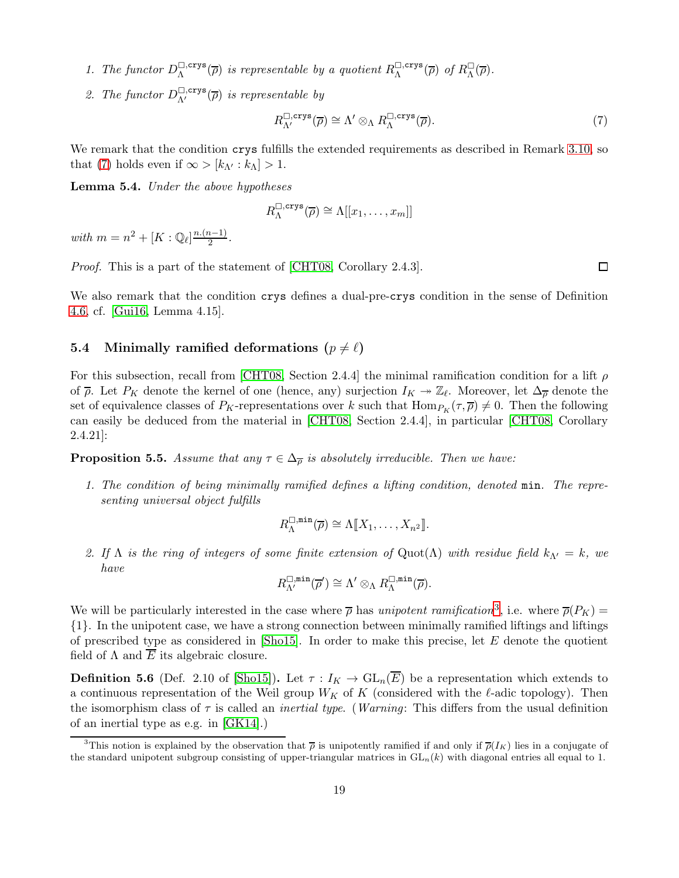1. *The functor $D^{\square,\texttt{crys}}_{\Lambda}(\overline{\rho})$ is representable by a quotient $R^{\square,\texttt{crys}}_{\Lambda}(\overline{\rho})$ of $R^{\square}_{\Lambda}(\overline{\rho})$.*
2. *The functor $D^{\square,\texttt{crys}}_{\Lambda'}(\overline{\rho})$ is representable by*

$$R^{\square,\texttt{crys}}_{\Lambda'}(\overline{\rho}) \cong \Lambda' \otimes_{\Lambda} R^{\square,\texttt{crys}}_{\Lambda}(\overline{\rho}). \tag{7}$$

We remark that the condition crys fulfills the extended requirements as described in Remark 3.10, so that (7) holds even if $\infty > [k_{\Lambda'} : k_{\Lambda}] > 1$.

**Lemma 5.4.** *Under the above hypotheses*

$$R^{\square,\texttt{crys}}_{\Lambda}(\overline{\rho}) \cong \Lambda[[x_1, \ldots, x_m]]$$

*with $m = n^2 + [K : \mathbb{Q}_\ell] \frac{n.(n-1)}{2}$.*

*Proof.* This is a part of the statement of [CHT08, Corollary 2.4.3]. □

We also remark that the condition crys defines a dual-pre-crys condition in the sense of Definition 4.6, cf. [Gui16, Lemma 4.15].

### 5.4 Minimally ramified deformations ($p \neq \ell$)

For this subsection, recall from [CHT08, Section 2.4.4] the minimal ramification condition for a lift $\rho$ of $\overline{\rho}$. Let $P_K$ denote the kernel of one (hence, any) surjection $I_K \twoheadrightarrow \mathbb{Z}_\ell$. Moreover, let $\Delta_{\overline{\rho}}$ denote the set of equivalence classes of $P_K$-representations over $k$ such that $\mathrm{Hom}_{P_K}(\tau, \overline{\rho}) \neq 0$. Then the following can easily be deduced from the material in [CHT08, Section 2.4.4], in particular [CHT08, Corollary 2.4.21]:

**Proposition 5.5.** *Assume that any $\tau \in \Delta_{\overline{\rho}}$ is absolutely irreducible. Then we have:*

1. *The condition of being minimally ramified defines a lifting condition, denoted* min*. The representing universal object fulfills*

$$R^{\square,\texttt{min}}_{\Lambda}(\overline{\rho}) \cong \Lambda[\![X_1, \ldots, X_{n^2}]\!].$$

2. *If $\Lambda$ is the ring of integers of some finite extension of $\mathrm{Quot}(\Lambda)$ with residue field $k_{\Lambda'} = k$, we have*

$$R^{\square,\texttt{min}}_{\Lambda'}(\overline{\rho}') \cong \Lambda' \otimes_{\Lambda} R^{\square,\texttt{min}}_{\Lambda}(\overline{\rho}).$$

We will be particularly interested in the case where $\overline{\rho}$ has *unipotent ramification*[3], i.e. where $\overline{\rho}(P_K) = \{1\}$. In the unipotent case, we have a strong connection between minimally ramified liftings and liftings of prescribed type as considered in [Sho15]. In order to make this precise, let $E$ denote the quotient field of $\Lambda$ and $\overline{E}$ its algebraic closure.

**Definition 5.6** (Def. 2.10 of [Sho15])**.** Let $\tau : I_K \to \mathrm{GL}_n(\overline{E})$ be a representation which extends to a continuous representation of the Weil group $W_K$ of $K$ (considered with the $\ell$-adic topology). Then the isomorphism class of $\tau$ is called an *inertial type*. (*Warning*: This differs from the usual definition of an inertial type as e.g. in [GK14].)

[3] This notion is explained by the observation that $\overline{\rho}$ is unipotently ramified if and only if $\overline{\rho}(I_K)$ lies in a conjugate of the standard unipotent subgroup consisting of upper-triangular matrices in $\mathrm{GL}_n(k)$ with diagonal entries all equal to 1.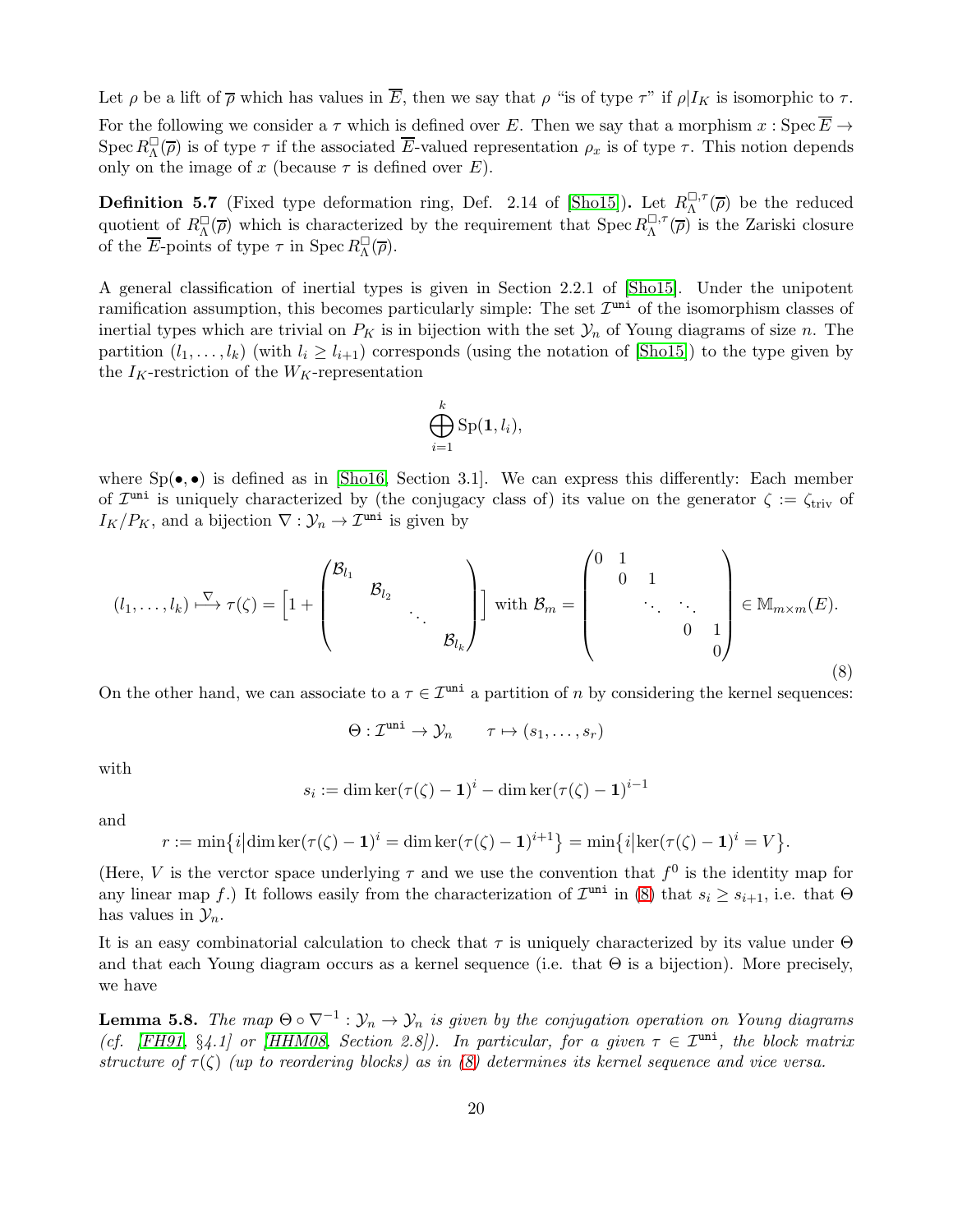Let $\rho$ be a lift of $\overline{\rho}$ which has values in $\overline{E}$, then we say that $\rho$ "is of type $\tau$" if $\rho|I_K$ is isomorphic to $\tau$. For the following we consider a $\tau$ which is defined over $E$. Then we say that a morphism $x : \operatorname{Spec} \overline{E} \to \operatorname{Spec} R^{\square}_{\Lambda}(\overline{\rho})$ is of type $\tau$ if the associated $\overline{E}$-valued representation $\rho_x$ is of type $\tau$. This notion depends only on the image of $x$ (because $\tau$ is defined over $E$).

**Definition 5.7** (Fixed type deformation ring, Def. 2.14 of [Sho15])**.** Let $R^{\square,\tau}_{\Lambda}(\overline{\rho})$ be the reduced quotient of $R^{\square}_{\Lambda}(\overline{\rho})$ which is characterized by the requirement that $\operatorname{Spec} R^{\square,\tau}_{\Lambda}(\overline{\rho})$ is the Zariski closure of the $\overline{E}$-points of type $\tau$ in $\operatorname{Spec} R^{\square}_{\Lambda}(\overline{\rho})$.

A general classification of inertial types is given in Section 2.2.1 of [Sho15]. Under the unipotent ramification assumption, this becomes particularly simple: The set $\mathcal{I}^{\mathtt{uni}}$ of the isomorphism classes of inertial types which are trivial on $P_K$ is in bijection with the set $\mathcal{Y}_n$ of Young diagrams of size $n$. The partition $(l_1, \ldots, l_k)$ (with $l_i \geq l_{i+1}$) corresponds (using the notation of [Sho15]) to the type given by the $I_K$-restriction of the $W_K$-representation

$$\bigoplus_{i=1}^{k} \operatorname{Sp}(\mathbf{1}, l_i),$$

where $\operatorname{Sp}(\bullet, \bullet)$ is defined as in [Sho16, Section 3.1]. We can express this differently: Each member of $\mathcal{I}^{\mathtt{uni}}$ is uniquely characterized by (the conjugacy class of) its value on the generator $\zeta := \zeta_{\text{triv}}$ of $I_K/P_K$, and a bijection $\nabla : \mathcal{Y}_n \to \mathcal{I}^{\mathtt{uni}}$ is given by

$$(l_1, \ldots, l_k) \overset{\nabla}{\longmapsto} \tau(\zeta) = \left[1 + \begin{pmatrix} \mathcal{B}_{l_1} & & & \\ & \mathcal{B}_{l_2} & & \\ & & \ddots & \\ & & & \mathcal{B}_{l_k} \end{pmatrix}\right] \text{ with } \mathcal{B}_m = \begin{pmatrix} 0 & 1 & & & \\ & 0 & 1 & & \\ & & \ddots & \ddots & \\ & & & 0 & 1 \\ & & & & 0 \end{pmatrix} \in \mathbb{M}_{m \times m}(E). \tag{8}$$

On the other hand, we can associate to a $\tau \in \mathcal{I}^{\mathtt{uni}}$ a partition of $n$ by considering the kernel sequences:

$$\Theta : \mathcal{I}^{\mathtt{uni}} \to \mathcal{Y}_n \qquad \tau \mapsto (s_1, \ldots, s_r)$$

with

$$s_i := \dim \ker(\tau(\zeta) - \mathbf{1})^i - \dim \ker(\tau(\zeta) - \mathbf{1})^{i-1}$$

and

$$r := \min\{i \,|\, \dim \ker(\tau(\zeta) - \mathbf{1})^i = \dim \ker(\tau(\zeta) - \mathbf{1})^{i+1}\} = \min\{i \,|\, \ker(\tau(\zeta) - \mathbf{1})^i = V\}.$$

(Here, $V$ is the verctor space underlying $\tau$ and we use the convention that $f^0$ is the identity map for any linear map $f$.) It follows easily from the characterization of $\mathcal{I}^{\mathtt{uni}}$ in (8) that $s_i \geq s_{i+1}$, i.e. that $\Theta$ has values in $\mathcal{Y}_n$.

It is an easy combinatorial calculation to check that $\tau$ is uniquely characterized by its value under $\Theta$ and that each Young diagram occurs as a kernel sequence (i.e. that $\Theta$ is a bijection). More precisely, we have

**Lemma 5.8.** *The map $\Theta \circ \nabla^{-1} : \mathcal{Y}_n \to \mathcal{Y}_n$ is given by the conjugation operation on Young diagrams (cf. [FH91, §4.1] or [HHM08, Section 2.8]). In particular, for a given $\tau \in \mathcal{I}^{\mathtt{uni}}$, the block matrix structure of $\tau(\zeta)$ (up to reordering blocks) as in (8) determines its kernel sequence and vice versa.*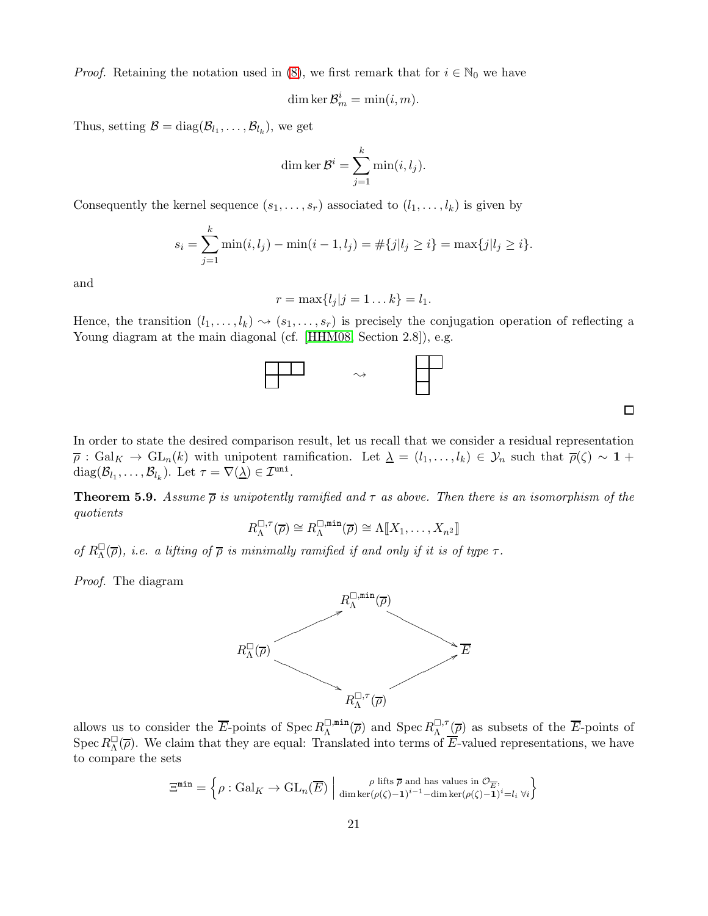*Proof.* Retaining the notation used in (8), we first remark that for $i \in \mathbb{N}_0$ we have

$$\dim \ker \mathcal{B}_m^i = \min(i, m).$$

Thus, setting $\mathcal{B} = \operatorname{diag}(\mathcal{B}_{l_1}, \ldots, \mathcal{B}_{l_k})$, we get

$$\dim \ker \mathcal{B}^i = \sum_{j=1}^{k} \min(i, l_j).$$

Consequently the kernel sequence $(s_1, \ldots, s_r)$ associated to $(l_1, \ldots, l_k)$ is given by

$$s_i = \sum_{j=1}^{k} \min(i, l_j) - \min(i-1, l_j) = \#\{j | l_j \geq i\} = \max\{j | l_j \geq i\}.$$

and

$$r = \max\{l_j | j = 1 \ldots k\} = l_1.$$

Hence, the transition $(l_1, \ldots, l_k) \rightsquigarrow (s_1, \ldots, s_r)$ is precisely the conjugation operation of reflecting a Young diagram at the main diagonal (cf. [HHM08, Section 2.8]), e.g.

$$\begin{array}{|c|c|c|}\hline \phantom{x} & \phantom{x} & \phantom{x} \\ \hline \phantom{x} \\ \cline{1-1}\end{array} \quad \rightsquigarrow \quad \begin{array}{|c|c|}\hline \phantom{x} & \phantom{x} \\ \hline \phantom{x} \\ \cline{1-1} \phantom{x} \\ \cline{1-1}\end{array}$$

□

In order to state the desired comparison result, let us recall that we consider a residual representation $\overline{\rho} : \mathrm{Gal}_K \to \mathrm{GL}_n(k)$ with unipotent ramification. Let $\underline{\lambda} = (l_1, \ldots, l_k) \in \mathcal{Y}_n$ such that $\overline{\rho}(\zeta) \sim \mathbf{1} + \operatorname{diag}(\mathcal{B}_{l_1}, \ldots, \mathcal{B}_{l_k})$. Let $\tau = \nabla(\underline{\lambda}) \in \mathcal{I}^{\mathtt{uni}}$.

**Theorem 5.9.** *Assume $\overline{\rho}$ is unipotently ramified and $\tau$ as above. Then there is an isomorphism of the quotients*

$$R_\Lambda^{\square,\tau}(\overline{\rho}) \cong R_\Lambda^{\square,\mathtt{min}}(\overline{\rho}) \cong \Lambda[\![X_1, \ldots, X_{n^2}]\!]$$

*of $R_\Lambda^\square(\overline{\rho})$, i.e. a lifting of $\overline{\rho}$ is minimally ramified if and only if it is of type $\tau$.*

*Proof.* The diagram

$$\begin{array}{ccccc} & & R_\Lambda^{\square,\mathtt{min}}(\overline{\rho}) & & \\ & \nearrow & & \searrow & \\ R_\Lambda^\square(\overline{\rho}) & & & & \overline{E} \\ & \searrow & & \nearrow & \\ & & R_\Lambda^{\square,\tau}(\overline{\rho}) & & \end{array}$$

allows us to consider the $\overline{E}$-points of $\operatorname{Spec} R_\Lambda^{\square,\mathtt{min}}(\overline{\rho})$ and $\operatorname{Spec} R_\Lambda^{\square,\tau}(\overline{\rho})$ as subsets of the $\overline{E}$-points of $\operatorname{Spec} R_\Lambda^\square(\overline{\rho})$. We claim that they are equal: Translated into terms of $\overline{E}$-valued representations, we have to compare the sets

$$\Xi^{\mathtt{min}} = \left\{ \rho : \mathrm{Gal}_K \to \mathrm{GL}_n(\overline{E}) \;\middle|\; \substack{\rho \text{ lifts } \overline{\rho} \text{ and has values in } \mathcal{O}_{\overline{E}}, \\ \dim \ker(\rho(\zeta) - \mathbf{1})^{i-1} - \dim \ker(\rho(\zeta) - \mathbf{1})^i = l_i \;\forall i} \right\}$$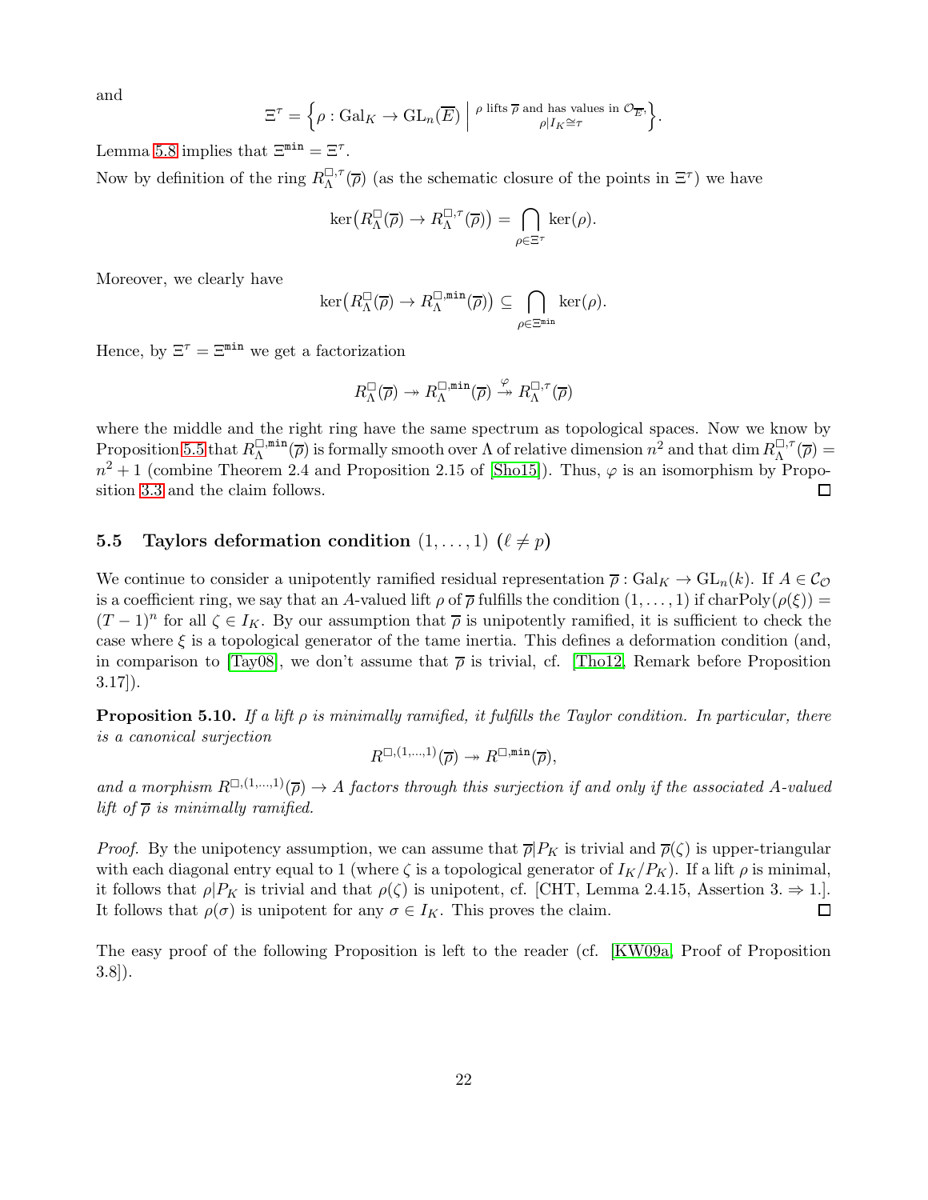and

$$\Xi^\tau = \Big\{\rho : \mathrm{Gal}_K \to \mathrm{GL}_n(\overline{E}) \;\Big|\; {\scriptstyle \rho \text{ lifts } \overline{\rho} \text{ and has values in } \mathcal{O}_{\overline{E}}, \atop \rho|I_K \cong \tau} \Big\}.$$

Lemma 5.8 implies that $\Xi^{\mathtt{min}} = \Xi^\tau$.

Now by definition of the ring $R^{\square,\tau}_\Lambda(\overline{\rho})$ (as the schematic closure of the points in $\Xi^\tau$) we have

$$\ker\big(R^{\square}_\Lambda(\overline{\rho}) \to R^{\square,\tau}_\Lambda(\overline{\rho})\big) = \bigcap_{\rho \in \Xi^\tau} \ker(\rho).$$

Moreover, we clearly have

$$\ker\big(R^{\square}_\Lambda(\overline{\rho}) \to R^{\square,\mathtt{min}}_\Lambda(\overline{\rho})\big) \subseteq \bigcap_{\rho \in \Xi^{\mathtt{min}}} \ker(\rho).$$

Hence, by $\Xi^\tau = \Xi^{\mathtt{min}}$ we get a factorization

$$R^{\square}_\Lambda(\overline{\rho}) \twoheadrightarrow R^{\square,\mathtt{min}}_\Lambda(\overline{\rho}) \overset{\varphi}{\twoheadrightarrow} R^{\square,\tau}_\Lambda(\overline{\rho})$$

where the middle and the right ring have the same spectrum as topological spaces. Now we know by Proposition 5.5 that $R^{\square,\mathtt{min}}_\Lambda(\overline{\rho})$ is formally smooth over $\Lambda$ of relative dimension $n^2$ and that $\dim R^{\square,\tau}_\Lambda(\overline{\rho}) = n^2+1$ (combine Theorem 2.4 and Proposition 2.15 of [Sho15]). Thus, $\varphi$ is an isomorphism by Proposition 3.3 and the claim follows. $\square$

### 5.5 Taylors deformation condition $(1,\ldots,1)$ ($\ell \neq p$)

We continue to consider a unipotently ramified residual representation $\overline{\rho} : \mathrm{Gal}_K \to \mathrm{GL}_n(k)$. If $A \in \mathcal{C}_\mathcal{O}$ is a coefficient ring, we say that an $A$-valued lift $\rho$ of $\overline{\rho}$ fulfills the condition $(1,\ldots,1)$ if $\mathrm{charPoly}(\rho(\xi)) = (T-1)^n$ for all $\zeta \in I_K$. By our assumption that $\overline{\rho}$ is unipotently ramified, it is sufficient to check the case where $\xi$ is a topological generator of the tame inertia. This defines a deformation condition (and, in comparison to [Tay08], we don't assume that $\overline{\rho}$ is trivial, cf. [Tho12, Remark before Proposition 3.17]).

**Proposition 5.10.** *If a lift $\rho$ is minimally ramified, it fulfills the Taylor condition. In particular, there is a canonical surjection*

$$R^{\square,(1,\ldots,1)}(\overline{\rho}) \twoheadrightarrow R^{\square,\mathtt{min}}(\overline{\rho}),$$

*and a morphism $R^{\square,(1,\ldots,1)}(\overline{\rho}) \to A$ factors through this surjection if and only if the associated $A$-valued lift of $\overline{\rho}$ is minimally ramified.*

*Proof.* By the unipotency assumption, we can assume that $\overline{\rho}|P_K$ is trivial and $\overline{\rho}(\zeta)$ is upper-triangular with each diagonal entry equal to 1 (where $\zeta$ is a topological generator of $I_K/P_K$). If a lift $\rho$ is minimal, it follows that $\rho|P_K$ is trivial and that $\rho(\zeta)$ is unipotent, cf. [CHT, Lemma 2.4.15, Assertion 3. $\Rightarrow$ 1.]. It follows that $\rho(\sigma)$ is unipotent for any $\sigma \in I_K$. This proves the claim. $\square$

The easy proof of the following Proposition is left to the reader (cf. [KW09a, Proof of Proposition 3.8]).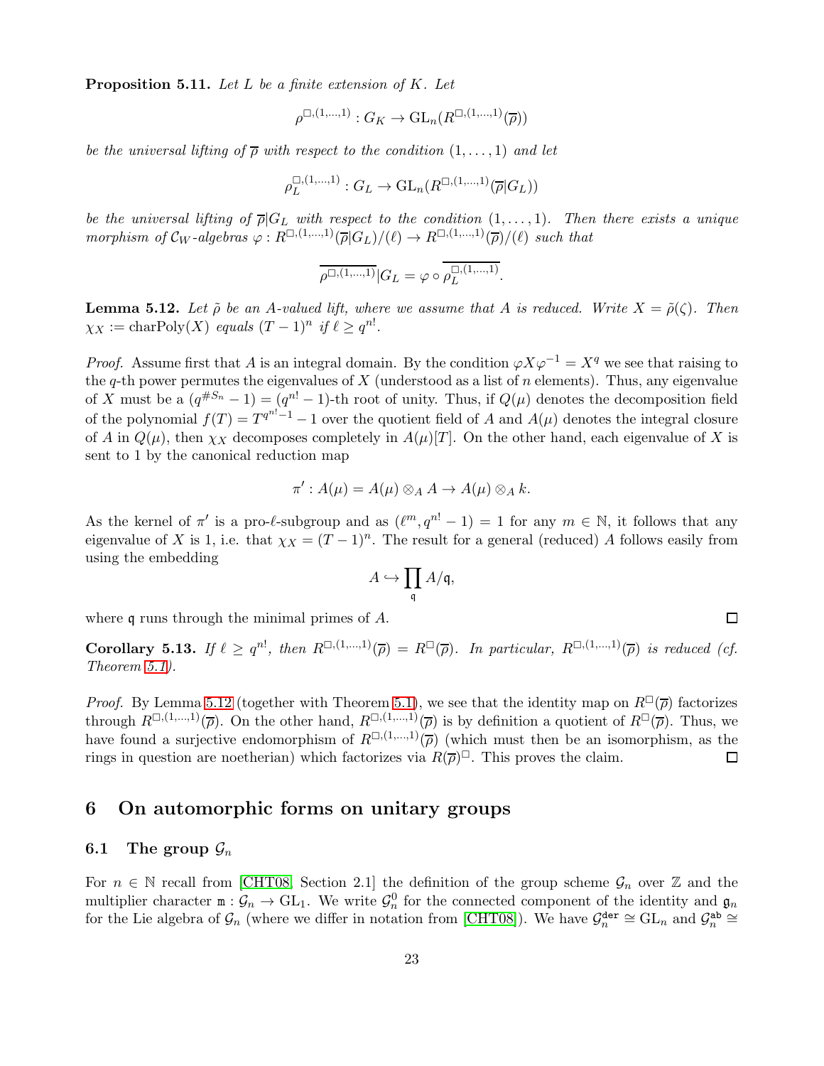**Proposition 5.11.** *Let $L$ be a finite extension of $K$. Let*

$$\rho^{\square,(1,\ldots,1)} : G_K \to \mathrm{GL}_n(R^{\square,(1,\ldots,1)}(\overline{\rho}))$$

*be the universal lifting of $\overline{\rho}$ with respect to the condition $(1,\ldots,1)$ and let*

$$\rho_L^{\square,(1,\ldots,1)} : G_L \to \mathrm{GL}_n(R^{\square,(1,\ldots,1)}(\overline{\rho}|G_L))$$

*be the universal lifting of $\overline{\rho}|G_L$ with respect to the condition $(1,\ldots,1)$. Then there exists a unique morphism of $\mathcal{C}_W$-algebras $\varphi : R^{\square,(1,\ldots,1)}(\overline{\rho}|G_L)/(\ell) \to R^{\square,(1,\ldots,1)}(\overline{\rho})/(\ell)$ such that*

$$\overline{\rho^{\square,(1,\ldots,1)}}|G_L = \varphi \circ \overline{\rho_L^{\square,(1,\ldots,1)}}.$$

**Lemma 5.12.** *Let $\tilde{\rho}$ be an $A$-valued lift, where we assume that $A$ is reduced. Write $X = \tilde{\rho}(\zeta)$. Then $\chi_X := \mathrm{charPoly}(X)$ equals $(T-1)^n$ if $\ell \geq q^{n!}$.*

*Proof.* Assume first that $A$ is an integral domain. By the condition $\varphi X \varphi^{-1} = X^q$ we see that raising to the $q$-th power permutes the eigenvalues of $X$ (understood as a list of $n$ elements). Thus, any eigenvalue of $X$ must be a $(q^{\#S_n}-1) = (q^{n!}-1)$-th root of unity. Thus, if $Q(\mu)$ denotes the decomposition field of the polynomial $f(T) = T^{q^{n!}-1} - 1$ over the quotient field of $A$ and $A(\mu)$ denotes the integral closure of $A$ in $Q(\mu)$, then $\chi_X$ decomposes completely in $A(\mu)[T]$. On the other hand, each eigenvalue of $X$ is sent to 1 by the canonical reduction map

$$\pi' : A(\mu) = A(\mu) \otimes_A A \to A(\mu) \otimes_A k.$$

As the kernel of $\pi'$ is a pro-$\ell$-subgroup and as $(\ell^m, q^{n!}-1) = 1$ for any $m \in \mathbb{N}$, it follows that any eigenvalue of $X$ is 1, i.e. that $\chi_X = (T-1)^n$. The result for a general (reduced) $A$ follows easily from using the embedding

$$A \hookrightarrow \prod_{\mathfrak{q}} A/\mathfrak{q},$$

where $\mathfrak{q}$ runs through the minimal primes of $A$. □

**Corollary 5.13.** *If $\ell \geq q^{n!}$, then $R^{\square,(1,\ldots,1)}(\overline{\rho}) = R^{\square}(\overline{\rho})$. In particular, $R^{\square,(1,\ldots,1)}(\overline{\rho})$ is reduced (cf. Theorem 5.1).*

*Proof.* By Lemma 5.12 (together with Theorem 5.1), we see that the identity map on $R^{\square}(\overline{\rho})$ factorizes through $R^{\square,(1,\ldots,1)}(\overline{\rho})$. On the other hand, $R^{\square,(1,\ldots,1)}(\overline{\rho})$ is by definition a quotient of $R^{\square}(\overline{\rho})$. Thus, we have found a surjective endomorphism of $R^{\square,(1,\ldots,1)}(\overline{\rho})$ (which must then be an isomorphism, as the rings in question are noetherian) which factorizes via $R(\overline{\rho})^{\square}$. This proves the claim. □

# 6 On automorphic forms on unitary groups

## 6.1 The group $\mathcal{G}_n$

For $n \in \mathbb{N}$ recall from [CHT08, Section 2.1] the definition of the group scheme $\mathcal{G}_n$ over $\mathbb{Z}$ and the multiplier character $\mathtt{m} : \mathcal{G}_n \to \mathrm{GL}_1$. We write $\mathcal{G}_n^0$ for the connected component of the identity and $\mathfrak{g}_n$ for the Lie algebra of $\mathcal{G}_n$ (where we differ in notation from [CHT08]). We have $\mathcal{G}_n^{\mathtt{der}} \cong \mathrm{GL}_n$ and $\mathcal{G}_n^{\mathtt{ab}} \cong$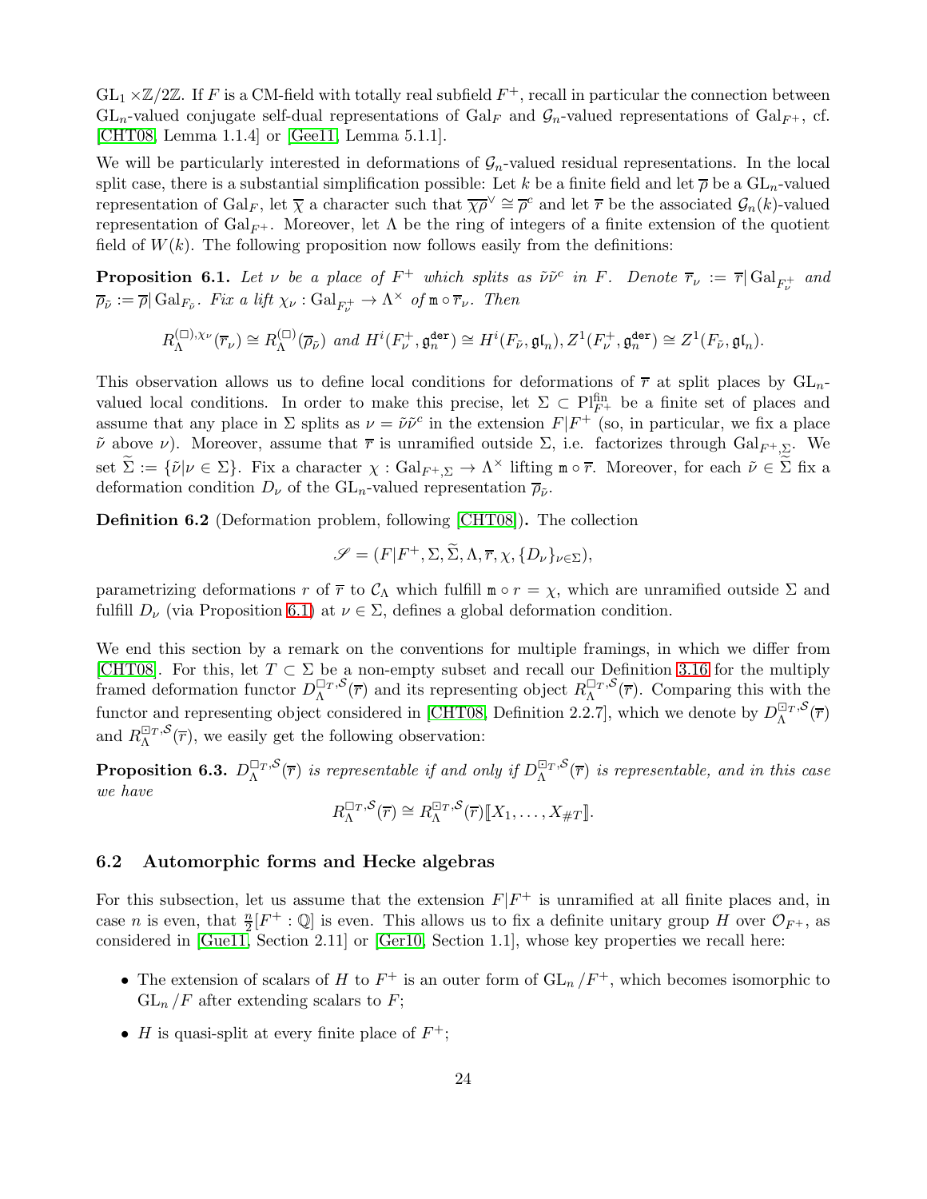$\mathrm{GL}_1 \times \mathbb{Z}/2\mathbb{Z}$. If $F$ is a CM-field with totally real subfield $F^+$, recall in particular the connection between $\mathrm{GL}_n$-valued conjugate self-dual representations of $\mathrm{Gal}_F$ and $\mathcal{G}_n$-valued representations of $\mathrm{Gal}_{F^+}$, cf. [CHT08, Lemma 1.1.4] or [Gee11, Lemma 5.1.1].

We will be particularly interested in deformations of $\mathcal{G}_n$-valued residual representations. In the local split case, there is a substantial simplification possible: Let $k$ be a finite field and let $\overline{\rho}$ be a $\mathrm{GL}_n$-valued representation of $\mathrm{Gal}_F$, let $\overline{\chi}$ a character such that $\overline{\chi\rho}^\vee \cong \overline{\rho}^c$ and let $\overline{r}$ be the associated $\mathcal{G}_n(k)$-valued representation of $\mathrm{Gal}_{F^+}$. Moreover, let $\Lambda$ be the ring of integers of a finite extension of the quotient field of $W(k)$. The following proposition now follows easily from the definitions:

**Proposition 6.1.** *Let $\nu$ be a place of $F^+$ which splits as $\tilde{\nu}\tilde{\nu}^c$ in $F$. Denote $\overline{r}_\nu := \overline{r}|\mathrm{Gal}_{F^+_\nu}$ and $\overline{\rho}_{\tilde{\nu}} := \overline{\rho}|\mathrm{Gal}_{F_{\tilde{\nu}}}$. Fix a lift $\chi_\nu : \mathrm{Gal}_{F^+_\nu} \to \Lambda^\times$ of $\mathtt{m} \circ \overline{r}_\nu$. Then*

$$R_\Lambda^{(\square),\chi_\nu}(\overline{r}_\nu) \cong R_\Lambda^{(\square)}(\overline{\rho}_{\tilde{\nu}}) \text{ and } H^i(F^+_\nu, \mathfrak{g}_n^{\mathtt{der}}) \cong H^i(F_{\tilde{\nu}}, \mathfrak{gl}_n), Z^1(F^+_\nu, \mathfrak{g}_n^{\mathtt{der}}) \cong Z^1(F_{\tilde{\nu}}, \mathfrak{gl}_n).$$

This observation allows us to define local conditions for deformations of $\overline{r}$ at split places by $\mathrm{GL}_n$-valued local conditions. In order to make this precise, let $\Sigma \subset \mathrm{Pl}_{F^+}^{\mathrm{fin}}$ be a finite set of places and assume that any place in $\Sigma$ splits as $\nu = \tilde{\nu}\tilde{\nu}^c$ in the extension $F|F^+$ (so, in particular, we fix a place $\tilde{\nu}$ above $\nu$). Moreover, assume that $\overline{r}$ is unramified outside $\Sigma$, i.e. factorizes through $\mathrm{Gal}_{F^+,\Sigma}$. We set $\widetilde{\Sigma} := \{\tilde{\nu}|\nu \in \Sigma\}$. Fix a character $\chi : \mathrm{Gal}_{F^+,\Sigma} \to \Lambda^\times$ lifting $\mathtt{m} \circ \overline{r}$. Moreover, for each $\tilde{\nu} \in \widetilde{\Sigma}$ fix a deformation condition $D_\nu$ of the $\mathrm{GL}_n$-valued representation $\overline{\rho}_{\tilde{\nu}}$.

**Definition 6.2** (Deformation problem, following [CHT08])**.** The collection

$$\mathscr{S} = (F|F^+, \Sigma, \widetilde{\Sigma}, \Lambda, \overline{r}, \chi, \{D_\nu\}_{\nu \in \Sigma}),$$

parametrizing deformations $r$ of $\overline{r}$ to $\mathcal{C}_\Lambda$ which fulfill $\mathtt{m} \circ r = \chi$, which are unramified outside $\Sigma$ and fulfill $D_\nu$ (via Proposition 6.1) at $\nu \in \Sigma$, defines a global deformation condition.

We end this section by a remark on the conventions for multiple framings, in which we differ from [CHT08]. For this, let $T \subset \Sigma$ be a non-empty subset and recall our Definition 3.16 for the multiply framed deformation functor $D_\Lambda^{\square_T,\mathcal{S}}(\overline{r})$ and its representing object $R_\Lambda^{\square_T,\mathcal{S}}(\overline{r})$. Comparing this with the functor and representing object considered in [CHT08, Definition 2.2.7], which we denote by $D_\Lambda^{\boxdot_T,\mathcal{S}}(\overline{r})$ and $R_\Lambda^{\boxdot_T,\mathcal{S}}(\overline{r})$, we easily get the following observation:

**Proposition 6.3.** *$D_\Lambda^{\square_T,\mathcal{S}}(\overline{r})$ is representable if and only if $D_\Lambda^{\boxdot_T,\mathcal{S}}(\overline{r})$ is representable, and in this case we have*

$$R_\Lambda^{\square_T,\mathcal{S}}(\overline{r}) \cong R_\Lambda^{\boxdot_T,\mathcal{S}}(\overline{r})[\![X_1, \ldots, X_{\#T}]\!].$$

### 6.2 Automorphic forms and Hecke algebras

For this subsection, let us assume that the extension $F|F^+$ is unramified at all finite places and, in case $n$ is even, that $\frac{n}{2}[F^+ : \mathbb{Q}]$ is even. This allows us to fix a definite unitary group $H$ over $\mathcal{O}_{F^+}$, as considered in [Gue11, Section 2.11] or [Ger10, Section 1.1], whose key properties we recall here:

- The extension of scalars of $H$ to $F^+$ is an outer form of $\mathrm{GL}_n / F^+$, which becomes isomorphic to $\mathrm{GL}_n / F$ after extending scalars to $F$;
- $H$ is quasi-split at every finite place of $F^+$;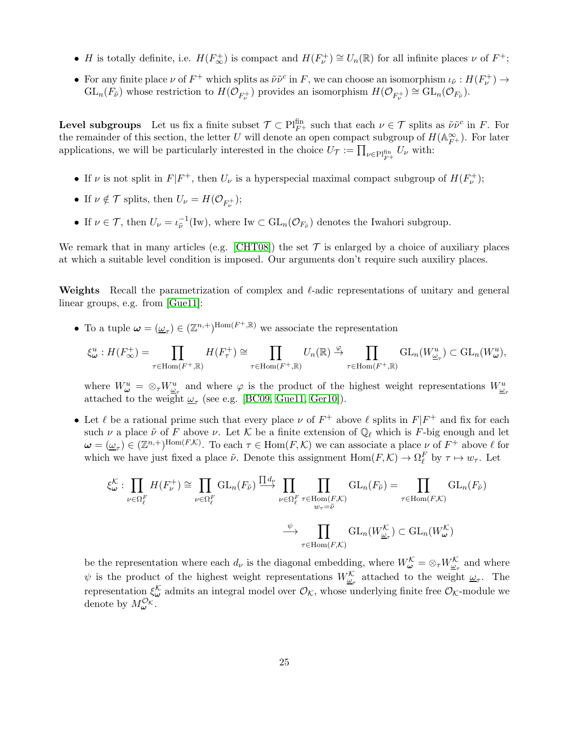- $H$ is totally definite, i.e. $H(F^+_\infty)$ is compact and $H(F^+_\nu) \cong U_n(\mathbb{R})$ for all infinite places $\nu$ of $F^+$;
- For any finite place $\nu$ of $F^+$ which splits as $\tilde{\nu}\tilde{\nu}^c$ in $F$, we can choose an isomorphism $\iota_{\tilde{\nu}} : H(F^+_\nu) \to \mathrm{GL}_n(F_{\tilde{\nu}})$ whose restriction to $H(\mathcal{O}_{F^+_\nu})$ provides an isomorphism $H(\mathcal{O}_{F^+_\nu}) \cong \mathrm{GL}_n(\mathcal{O}_{F_{\tilde{\nu}}})$.

**Level subgroups** Let us fix a finite subset $\mathcal{T} \subset \mathrm{Pl}^{\mathrm{fin}}_{F^+}$ such that each $\nu \in \mathcal{T}$ splits as $\tilde{\nu}\tilde{\nu}^c$ in $F$. For the remainder of this section, the letter $U$ will denote an open compact subgroup of $H(\mathbb{A}^\infty_{F^+})$. For later applications, we will be particularly interested in the choice $U_{\mathcal{T}} := \prod_{\nu \in \mathrm{Pl}^{\mathrm{fin}}_{F^+}} U_\nu$ with:

- If $\nu$ is not split in $F|F^+$, then $U_\nu$ is a hyperspecial maximal compact subgroup of $H(F^+_\nu)$;
- If $\nu \notin \mathcal{T}$ splits, then $U_\nu = H(\mathcal{O}_{F^+_\nu})$;
- If $\nu \in \mathcal{T}$, then $U_\nu = \iota^{-1}_{\tilde{\nu}}(\mathrm{Iw})$, where $\mathrm{Iw} \subset \mathrm{GL}_n(\mathcal{O}_{F_{\tilde{\nu}}})$ denotes the Iwahori subgroup.

We remark that in many articles (e.g. [CHT08]) the set $\mathcal{T}$ is enlarged by a choice of auxiliary places at which a suitable level condition is imposed. Our arguments don't require such auxiliry places.

**Weights** Recall the parametrization of complex and $\ell$-adic representations of unitary and general linear groups, e.g. from [Gue11]:

- To a tuple $\boldsymbol{\omega} = (\underline{\omega}_\tau) \in (\mathbb{Z}^{n,+})^{\mathrm{Hom}(F^+,\mathbb{R})}$ we associate the representation

$$\xi^u_{\boldsymbol{\omega}} : H(F^+_\infty) = \prod_{\tau \in \mathrm{Hom}(F^+,\mathbb{R})} H(F^+_\tau) \cong \prod_{\tau \in \mathrm{Hom}(F^+,\mathbb{R})} U_n(\mathbb{R}) \xrightarrow{\varphi} \prod_{\tau \in \mathrm{Hom}(F^+,\mathbb{R})} \mathrm{GL}_n(W^u_{\underline{\omega}_\tau}) \subset \mathrm{GL}_n(W^u_{\boldsymbol{\omega}}),$$

  where $W^u_{\boldsymbol{\omega}} = \otimes_\tau W^u_{\underline{\omega}_\tau}$ and where $\varphi$ is the product of the highest weight representations $W^u_{\underline{\omega}_\tau}$ attached to the weight $\underline{\omega}_\tau$ (see e.g. [BC09, Gue11, Ger10]).

- Let $\ell$ be a rational prime such that every place $\nu$ of $F^+$ above $\ell$ splits in $F|F^+$ and fix for each such $\nu$ a place $\tilde{\nu}$ of $F$ above $\nu$. Let $\mathcal{K}$ be a finite extension of $\mathbb{Q}_\ell$ which is $F$-big enough and let $\boldsymbol{\omega} = (\underline{\omega}_\tau) \in (\mathbb{Z}^{n,+})^{\mathrm{Hom}(F,\mathcal{K})}$. To each $\tau \in \mathrm{Hom}(F,\mathcal{K})$ we can associate a place $\nu$ of $F^+$ above $\ell$ for which we have just fixed a place $\tilde{\nu}$. Denote this assignment $\mathrm{Hom}(F,\mathcal{K}) \to \Omega^F_\ell$ by $\tau \mapsto w_\tau$. Let

$$\xi^{\mathcal{K}}_{\boldsymbol{\omega}} : \prod_{\nu \in \Omega^F_\ell} H(F^+_\nu) \cong \prod_{\nu \in \Omega^F_\ell} \mathrm{GL}_n(F_{\tilde{\nu}}) \xrightarrow{\prod d_\nu} \prod_{\nu \in \Omega^F_\ell} \prod_{\substack{\tau \in \mathrm{Hom}(F,\mathcal{K}) \\ w_\tau = \tilde{\nu}}} \mathrm{GL}_n(F_{\tilde{\nu}}) = \prod_{\tau \in \mathrm{Hom}(F,\mathcal{K})} \mathrm{GL}_n(F_{\tilde{\nu}})$$

$$\xrightarrow{\psi} \prod_{\tau \in \mathrm{Hom}(F,\mathcal{K})} \mathrm{GL}_n(W^{\mathcal{K}}_{\underline{\omega}_\tau}) \subset \mathrm{GL}_n(W^{\mathcal{K}}_{\boldsymbol{\omega}})$$

  be the representation where each $d_\nu$ is the diagonal embedding, where $W^{\mathcal{K}}_{\boldsymbol{\omega}} = \otimes_\tau W^{\mathcal{K}}_{\underline{\omega}_\tau}$ and where $\psi$ is the product of the highest weight representations $W^{\mathcal{K}}_{\underline{\omega}_\tau}$ attached to the weight $\underline{\omega}_\tau$. The representation $\xi^{\mathcal{K}}_{\boldsymbol{\omega}}$ admits an integral model over $\mathcal{O}_{\mathcal{K}}$, whose underlying finite free $\mathcal{O}_{\mathcal{K}}$-module we denote by $M^{\mathcal{O}_{\mathcal{K}}}_{\boldsymbol{\omega}}$.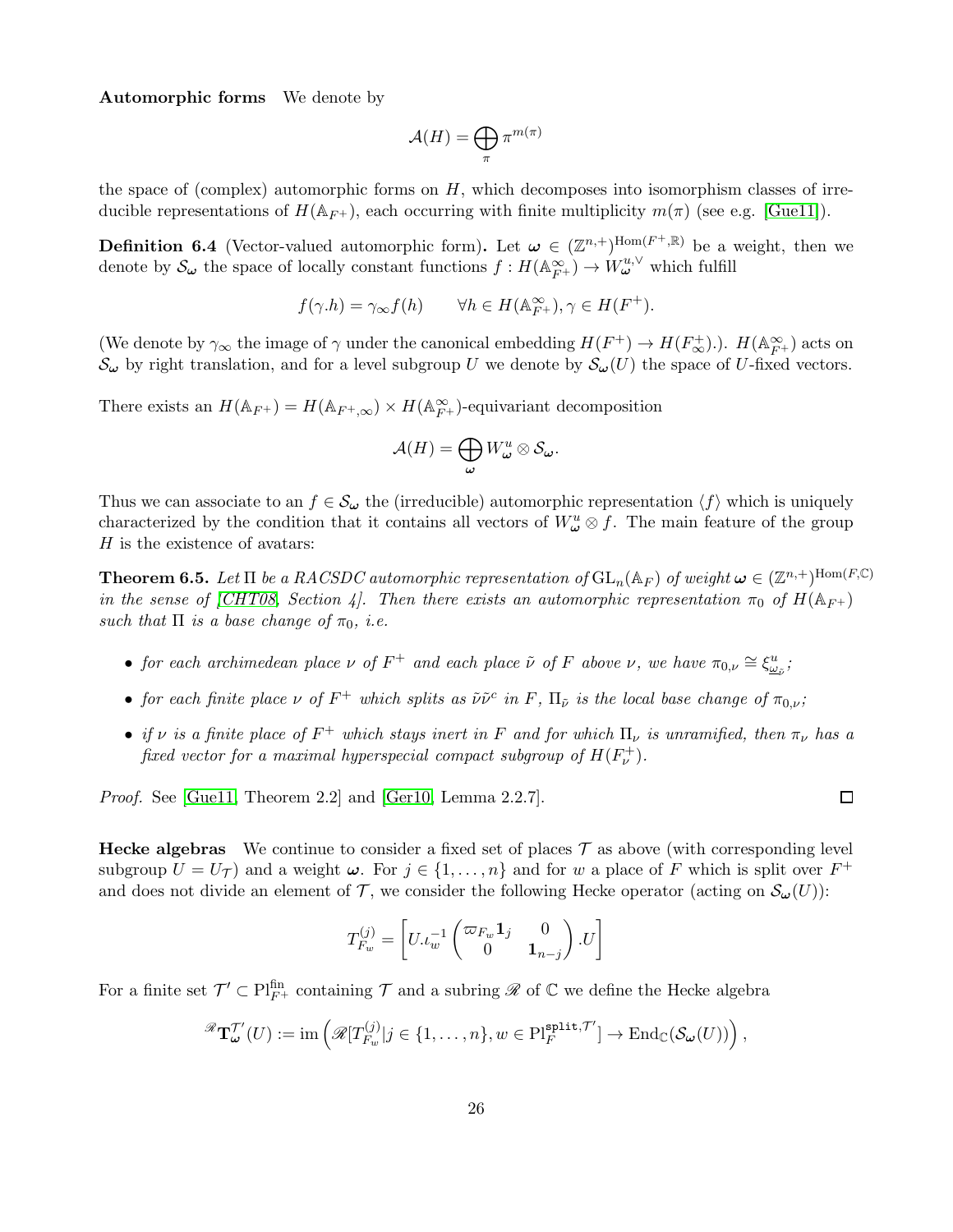**Automorphic forms** We denote by

$$\mathcal{A}(H) = \bigoplus_{\pi} \pi^{m(\pi)}$$

the space of (complex) automorphic forms on $H$, which decomposes into isomorphism classes of irreducible representations of $H(\mathbb{A}_{F^+})$, each occurring with finite multiplicity $m(\pi)$ (see e.g. [Gue11]).

**Definition 6.4** (Vector-valued automorphic form)**.** Let $\boldsymbol{\omega} \in (\mathbb{Z}^{n,+})^{\mathrm{Hom}(F^+,\mathbb{R})}$ be a weight, then we denote by $\mathcal{S}_{\boldsymbol{\omega}}$ the space of locally constant functions $f : H(\mathbb{A}_{F^+}^\infty) \to W_{\boldsymbol{\omega}}^{u,\vee}$ which fulfill

$$f(\gamma.h) = \gamma_\infty f(h) \qquad \forall h \in H(\mathbb{A}_{F^+}^\infty), \gamma \in H(F^+).$$

(We denote by $\gamma_\infty$ the image of $\gamma$ under the canonical embedding $H(F^+) \to H(F^+_\infty)$.). $H(\mathbb{A}_{F^+}^\infty)$ acts on $\mathcal{S}_{\boldsymbol{\omega}}$ by right translation, and for a level subgroup $U$ we denote by $\mathcal{S}_{\boldsymbol{\omega}}(U)$ the space of $U$-fixed vectors.

There exists an $H(\mathbb{A}_{F^+}) = H(\mathbb{A}_{F^+,\infty}) \times H(\mathbb{A}_{F^+}^\infty)$-equivariant decomposition

$$\mathcal{A}(H) = \bigoplus_{\boldsymbol{\omega}} W_{\boldsymbol{\omega}}^u \otimes \mathcal{S}_{\boldsymbol{\omega}}.$$

Thus we can associate to an $f \in \mathcal{S}_{\boldsymbol{\omega}}$ the (irreducible) automorphic representation $\langle f \rangle$ which is uniquely characterized by the condition that it contains all vectors of $W_{\boldsymbol{\omega}}^u \otimes f$. The main feature of the group $H$ is the existence of avatars:

**Theorem 6.5.** *Let $\Pi$ be a RACSDC automorphic representation of $\mathrm{GL}_n(\mathbb{A}_F)$ of weight $\boldsymbol{\omega} \in (\mathbb{Z}^{n,+})^{\mathrm{Hom}(F,\mathbb{C})}$ in the sense of [CHT08, Section 4]. Then there exists an automorphic representation $\pi_0$ of $H(\mathbb{A}_{F^+})$ such that $\Pi$ is a base change of $\pi_0$, i.e.*

- *for each archimedean place $\nu$ of $F^+$ and each place $\tilde{\nu}$ of $F$ above $\nu$, we have $\pi_{0,\nu} \cong \xi^u_{\underline{\omega}_{\tilde{\nu}}}$;*
- *for each finite place $\nu$ of $F^+$ which splits as $\tilde{\nu}\tilde{\nu}^c$ in $F$, $\Pi_{\tilde{\nu}}$ is the local base change of $\pi_{0,\nu}$;*
- *if $\nu$ is a finite place of $F^+$ which stays inert in $F$ and for which $\Pi_\nu$ is unramified, then $\pi_\nu$ has a fixed vector for a maximal hyperspecial compact subgroup of $H(F^+_\nu)$.*

*Proof.* See [Gue11, Theorem 2.2] and [Ger10, Lemma 2.2.7]. □

**Hecke algebras** We continue to consider a fixed set of places $\mathcal{T}$ as above (with corresponding level subgroup $U = U_{\mathcal{T}}$) and a weight $\boldsymbol{\omega}$. For $j \in \{1, \ldots, n\}$ and for $w$ a place of $F$ which is split over $F^+$ and does not divide an element of $\mathcal{T}$, we consider the following Hecke operator (acting on $\mathcal{S}_{\boldsymbol{\omega}}(U)$):

$$T_{F_w}^{(j)} = \left[ U.\iota_w^{-1} \begin{pmatrix} \varpi_{F_w} \mathbf{1}_j & 0 \\ 0 & \mathbf{1}_{n-j} \end{pmatrix} .U \right]$$

For a finite set $\mathcal{T}' \subset \mathrm{Pl}_{F^+}^{\mathrm{fin}}$ containing $\mathcal{T}$ and a subring $\mathscr{R}$ of $\mathbb{C}$ we define the Hecke algebra

$${}^{\mathscr{R}}\mathbf{T}_{\boldsymbol{\omega}}^{\mathcal{T}'}(U) := \mathrm{im}\left( \mathscr{R}[T_{F_w}^{(j)} | j \in \{1, \ldots, n\}, w \in \mathrm{Pl}_F^{\mathtt{split},\mathcal{T}'}] \to \mathrm{End}_{\mathbb{C}}(\mathcal{S}_{\boldsymbol{\omega}}(U)) \right),$$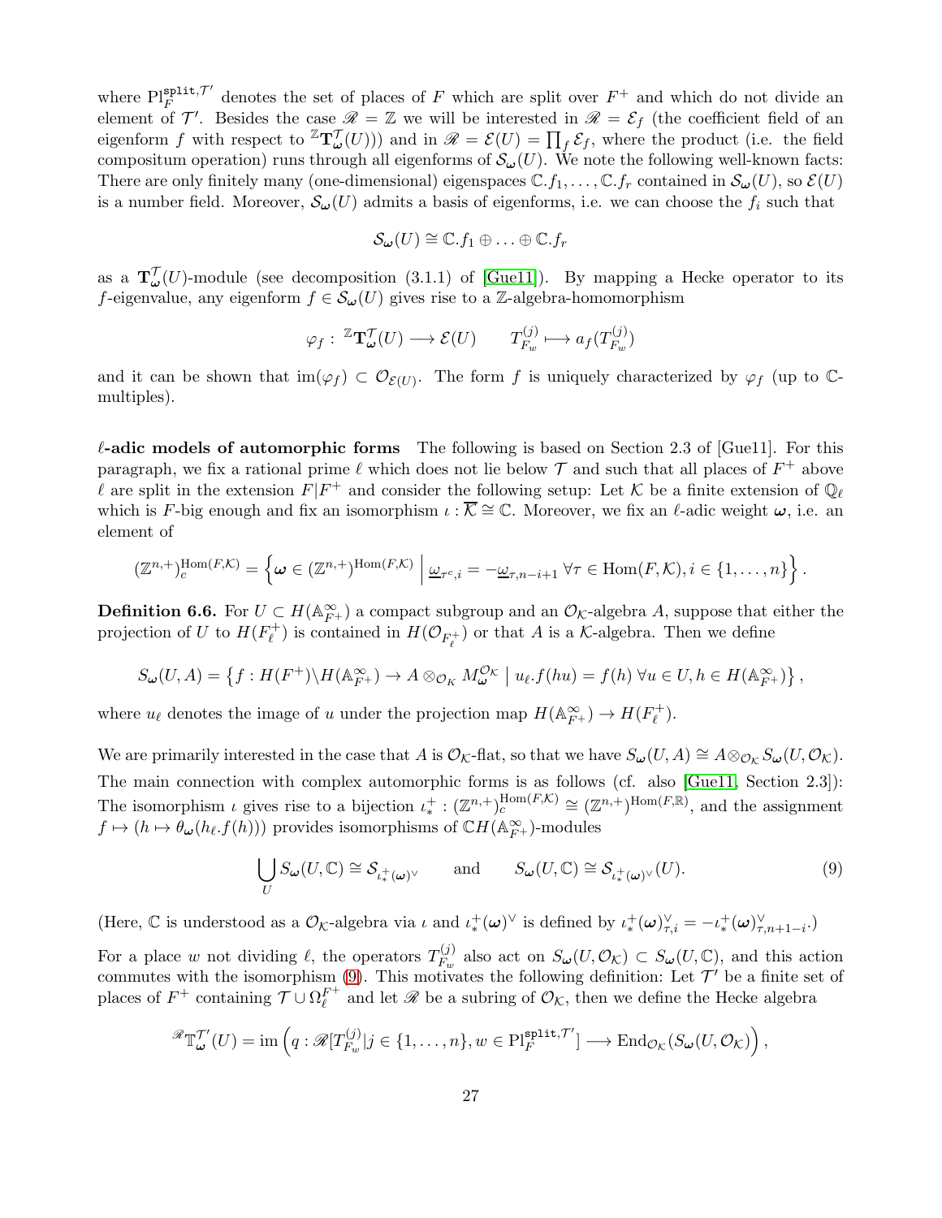where $\mathrm{Pl}_F^{\mathtt{split},\mathcal{T}'}$ denotes the set of places of $F$ which are split over $F^+$ and which do not divide an element of $\mathcal{T}'$. Besides the case $\mathscr{R} = \mathbb{Z}$ we will be interested in $\mathscr{R} = \mathcal{E}_f$ (the coefficient field of an eigenform $f$ with respect to ${}^{\mathbb{Z}}\mathbf{T}_{\boldsymbol{\omega}}^{\mathcal{T}}(U)$)) and in $\mathscr{R} = \mathcal{E}(U) = \prod_f \mathcal{E}_f$, where the product (i.e. the field compositum operation) runs through all eigenforms of $\mathcal{S}_{\boldsymbol{\omega}}(U)$. We note the following well-known facts: There are only finitely many (one-dimensional) eigenspaces $\mathbb{C}.f_1, \ldots, \mathbb{C}.f_r$ contained in $\mathcal{S}_{\boldsymbol{\omega}}(U)$, so $\mathcal{E}(U)$ is a number field. Moreover, $\mathcal{S}_{\boldsymbol{\omega}}(U)$ admits a basis of eigenforms, i.e. we can choose the $f_i$ such that

$$\mathcal{S}_{\boldsymbol{\omega}}(U) \cong \mathbb{C}.f_1 \oplus \ldots \oplus \mathbb{C}.f_r$$

as a $\mathbf{T}_{\boldsymbol{\omega}}^{\mathcal{T}}(U)$-module (see decomposition (3.1.1) of [Gue11]). By mapping a Hecke operator to its $f$-eigenvalue, any eigenform $f \in \mathcal{S}_{\boldsymbol{\omega}}(U)$ gives rise to a $\mathbb{Z}$-algebra-homomorphism

$$\varphi_f : {}^{\mathbb{Z}}\mathbf{T}_{\boldsymbol{\omega}}^{\mathcal{T}}(U) \longrightarrow \mathcal{E}(U) \qquad T_{F_w}^{(j)} \longmapsto a_f(T_{F_w}^{(j)})$$

and it can be shown that $\mathrm{im}(\varphi_f) \subset \mathcal{O}_{\mathcal{E}(U)}$. The form $f$ is uniquely characterized by $\varphi_f$ (up to $\mathbb{C}$-multiples).

**$\ell$-adic models of automorphic forms** The following is based on Section 2.3 of [Gue11]. For this paragraph, we fix a rational prime $\ell$ which does not lie below $\mathcal{T}$ and such that all places of $F^+$ above $\ell$ are split in the extension $F|F^+$ and consider the following setup: Let $\mathcal{K}$ be a finite extension of $\mathbb{Q}_\ell$ which is $F$-big enough and fix an isomorphism $\iota : \overline{\mathcal{K}} \cong \mathbb{C}$. Moreover, we fix an $\ell$-adic weight $\boldsymbol{\omega}$, i.e. an element of

$$(\mathbb{Z}^{n,+})_c^{\mathrm{Hom}(F,\mathcal{K})} = \left\{ \boldsymbol{\omega} \in (\mathbb{Z}^{n,+})^{\mathrm{Hom}(F,\mathcal{K})} \;\middle|\; \underline{\omega}_{\tau^c,i} = -\underline{\omega}_{\tau,n-i+1} \; \forall \tau \in \mathrm{Hom}(F,\mathcal{K}), i \in \{1,\ldots,n\} \right\}.$$

**Definition 6.6.** For $U \subset H(\mathbb{A}_{F^+}^\infty)$ a compact subgroup and an $\mathcal{O}_\mathcal{K}$-algebra $A$, suppose that either the projection of $U$ to $H(F_\ell^+)$ is contained in $H(\mathcal{O}_{F_\ell^+})$ or that $A$ is a $\mathcal{K}$-algebra. Then we define

$$S_{\boldsymbol{\omega}}(U, A) = \left\{ f : H(F^+)\backslash H(\mathbb{A}_{F^+}^\infty) \to A \otimes_{\mathcal{O}_K} M_{\boldsymbol{\omega}}^{\mathcal{O}_\mathcal{K}} \;\middle|\; u_\ell.f(hu) = f(h) \; \forall u \in U, h \in H(\mathbb{A}_{F^+}^\infty) \right\},$$

where $u_\ell$ denotes the image of $u$ under the projection map $H(\mathbb{A}_{F^+}^\infty) \to H(F_\ell^+)$.

We are primarily interested in the case that $A$ is $\mathcal{O}_\mathcal{K}$-flat, so that we have $S_{\boldsymbol{\omega}}(U, A) \cong A \otimes_{\mathcal{O}_\mathcal{K}} S_{\boldsymbol{\omega}}(U, \mathcal{O}_\mathcal{K})$.
The main connection with complex automorphic forms is as follows (cf. also [Gue11, Section 2.3]): The isomorphism $\iota$ gives rise to a bijection $\iota_*^+ : (\mathbb{Z}^{n,+})_c^{\mathrm{Hom}(F,\mathcal{K})} \cong (\mathbb{Z}^{n,+})^{\mathrm{Hom}(F,\mathbb{R})}$, and the assignment $f \mapsto (h \mapsto \theta_{\boldsymbol{\omega}}(h_\ell.f(h)))$ provides isomorphisms of $\mathbb{C}H(\mathbb{A}_{F^+}^\infty)$-modules

$$\bigcup_U S_{\boldsymbol{\omega}}(U, \mathbb{C}) \cong \mathcal{S}_{\iota_*^+(\boldsymbol{\omega})^\vee} \qquad \text{and} \qquad S_{\boldsymbol{\omega}}(U, \mathbb{C}) \cong \mathcal{S}_{\iota_*^+(\boldsymbol{\omega})^\vee}(U). \tag{9}$$

(Here, $\mathbb{C}$ is understood as a $\mathcal{O}_\mathcal{K}$-algebra via $\iota$ and $\iota_*^+(\boldsymbol{\omega})^\vee$ is defined by $\iota_*^+(\boldsymbol{\omega})^\vee_{\tau,i} = -\iota_*^+(\boldsymbol{\omega})^\vee_{\tau,n+1-i}$.)

For a place $w$ not dividing $\ell$, the operators $T_{F_w}^{(j)}$ also act on $S_{\boldsymbol{\omega}}(U, \mathcal{O}_\mathcal{K}) \subset S_{\boldsymbol{\omega}}(U, \mathbb{C})$, and this action commutes with the isomorphism (9). This motivates the following definition: Let $\mathcal{T}'$ be a finite set of places of $F^+$ containing $\mathcal{T} \cup \Omega_\ell^{F^+}$ and let $\mathscr{R}$ be a subring of $\mathcal{O}_\mathcal{K}$, then we define the Hecke algebra

$${}^{\mathscr{R}}\mathbb{T}_{\boldsymbol{\omega}}^{\mathcal{T}'}(U) = \mathrm{im}\left( q : \mathscr{R}[T_{F_w}^{(j)} | j \in \{1,\ldots,n\}, w \in \mathrm{Pl}_F^{\mathtt{split},\mathcal{T}'}] \longrightarrow \mathrm{End}_{\mathcal{O}_\mathcal{K}}(S_{\boldsymbol{\omega}}(U, \mathcal{O}_\mathcal{K})\right),$$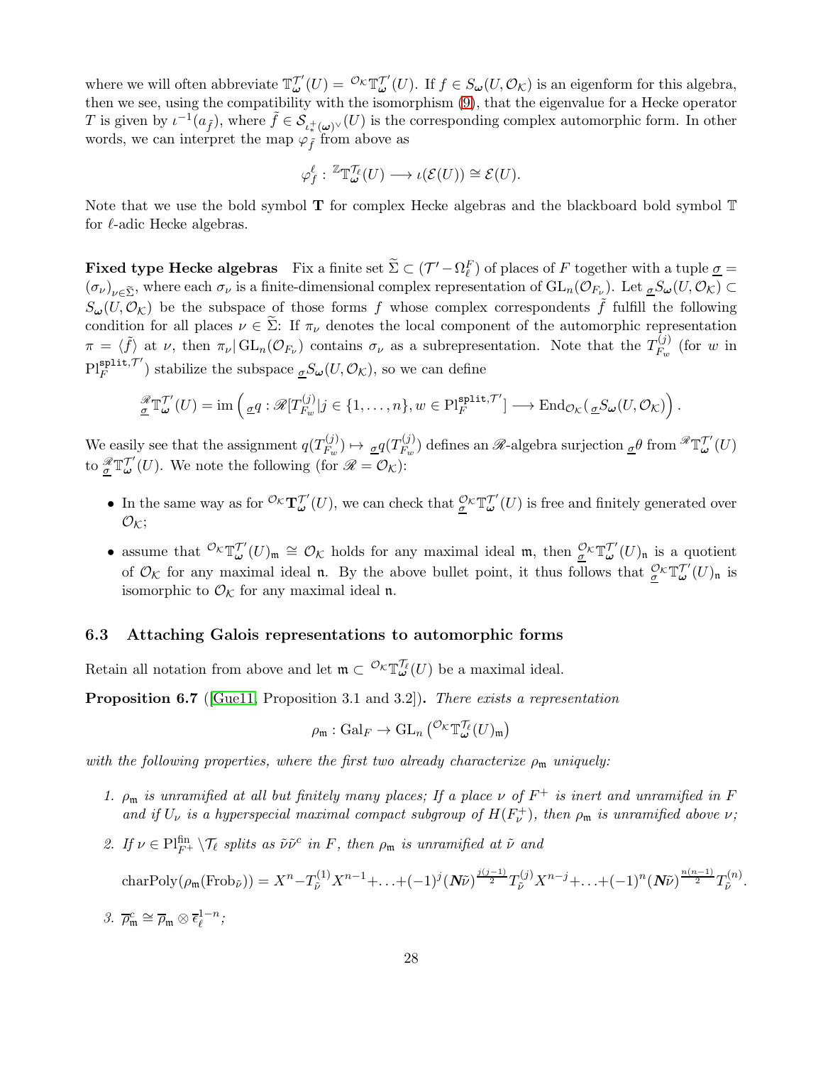where we will often abbreviate $\mathbb{T}_{\boldsymbol{\omega}}^{\mathcal{T}'}(U) = {}^{\mathcal{O}_{\mathcal{K}}}\mathbb{T}_{\boldsymbol{\omega}}^{\mathcal{T}'}(U)$. If $f \in S_{\boldsymbol{\omega}}(U, \mathcal{O}_{\mathcal{K}})$ is an eigenform for this algebra, then we see, using the compatibility with the isomorphism (9), that the eigenvalue for a Hecke operator $T$ is given by $\iota^{-1}(a_{\tilde{f}})$, where $\tilde{f} \in \mathcal{S}_{\iota_*^+(\boldsymbol{\omega})^\vee}(U)$ is the corresponding complex automorphic form. In other words, we can interpret the map $\varphi_{\tilde{f}}$ from above as

$$\varphi_f^\ell : {}^{\mathbb{Z}}\mathbb{T}_{\boldsymbol{\omega}}^{\mathcal{T}_\ell}(U) \longrightarrow \iota(\mathcal{E}(U)) \cong \mathcal{E}(U).$$

Note that we use the bold symbol $\mathbf{T}$ for complex Hecke algebras and the blackboard bold symbol $\mathbb{T}$ for $\ell$-adic Hecke algebras.

**Fixed type Hecke algebras** Fix a finite set $\widetilde{\Sigma} \subset (\mathcal{T}' - \Omega_\ell^F)$ of places of $F$ together with a tuple $\underline{\sigma} = (\sigma_\nu)_{\nu \in \widetilde{\Sigma}}$, where each $\sigma_\nu$ is a finite-dimensional complex representation of $\mathrm{GL}_n(\mathcal{O}_{F_\nu})$. Let ${}_{\underline{\sigma}}S_{\boldsymbol{\omega}}(U, \mathcal{O}_{\mathcal{K}}) \subset S_{\boldsymbol{\omega}}(U, \mathcal{O}_{\mathcal{K}})$ be the subspace of those forms $f$ whose complex correspondents $\tilde{f}$ fulfill the following condition for all places $\nu \in \widetilde{\Sigma}$: If $\pi_\nu$ denotes the local component of the automorphic representation $\pi = \langle \tilde{f} \rangle$ at $\nu$, then $\pi_\nu | \mathrm{GL}_n(\mathcal{O}_{F_\nu})$ contains $\sigma_\nu$ as a subrepresentation. Note that the $T_{F_w}^{(j)}$ (for $w$ in $\mathrm{Pl}_F^{\mathtt{split}, \mathcal{T}'}$) stabilize the subspace ${}_{\underline{\sigma}}S_{\boldsymbol{\omega}}(U, \mathcal{O}_{\mathcal{K}})$, so we can define

$${}^{\mathscr{R}}_{\underline{\sigma}}\mathbb{T}_{\boldsymbol{\omega}}^{\mathcal{T}'}(U) = \mathrm{im}\left( {}_{\underline{\sigma}}q : \mathscr{R}[T_{F_w}^{(j)} | j \in \{1, \ldots, n\}, w \in \mathrm{Pl}_F^{\mathtt{split}, \mathcal{T}'}] \longrightarrow \mathrm{End}_{\mathcal{O}_{\mathcal{K}}}({}_{\underline{\sigma}}S_{\boldsymbol{\omega}}(U, \mathcal{O}_{\mathcal{K}})) \right).$$

We easily see that the assignment $q(T_{F_w}^{(j)}) \mapsto {}_{\underline{\sigma}}q(T_{F_w}^{(j)})$ defines an $\mathscr{R}$-algebra surjection ${}_{\underline{\sigma}}\theta$ from ${}^{\mathscr{R}}\mathbb{T}_{\boldsymbol{\omega}}^{\mathcal{T}'}(U)$ to ${}^{\mathscr{R}}_{\underline{\sigma}}\mathbb{T}_{\boldsymbol{\omega}}^{\mathcal{T}'}(U)$. We note the following (for $\mathscr{R} = \mathcal{O}_{\mathcal{K}}$):

- In the same way as for ${}^{\mathcal{O}_{\mathcal{K}}}\mathbf{T}_{\boldsymbol{\omega}}^{\mathcal{T}'}(U)$, we can check that ${}^{\mathcal{O}_{\mathcal{K}}}_{\underline{\sigma}}\mathbb{T}_{\boldsymbol{\omega}}^{\mathcal{T}'}(U)$ is free and finitely generated over $\mathcal{O}_{\mathcal{K}}$;
- assume that ${}^{\mathcal{O}_{\mathcal{K}}}\mathbb{T}_{\boldsymbol{\omega}}^{\mathcal{T}'}(U)_{\mathfrak{m}} \cong \mathcal{O}_{\mathcal{K}}$ holds for any maximal ideal $\mathfrak{m}$, then ${}^{\mathcal{O}_{\mathcal{K}}}_{\underline{\sigma}}\mathbb{T}_{\boldsymbol{\omega}}^{\mathcal{T}'}(U)_{\mathfrak{n}}$ is a quotient of $\mathcal{O}_{\mathcal{K}}$ for any maximal ideal $\mathfrak{n}$. By the above bullet point, it thus follows that ${}^{\mathcal{O}_{\mathcal{K}}}_{\underline{\sigma}}\mathbb{T}_{\boldsymbol{\omega}}^{\mathcal{T}'}(U)_{\mathfrak{n}}$ is isomorphic to $\mathcal{O}_{\mathcal{K}}$ for any maximal ideal $\mathfrak{n}$.

### 6.3 Attaching Galois representations to automorphic forms

Retain all notation from above and let $\mathfrak{m} \subset {}^{\mathcal{O}_{\mathcal{K}}}\mathbb{T}_{\boldsymbol{\omega}}^{\mathcal{T}_\ell}(U)$ be a maximal ideal.

**Proposition 6.7** ([Gue11, Proposition 3.1 and 3.2]). *There exists a representation*

$$\rho_{\mathfrak{m}} : \mathrm{Gal}_F \to \mathrm{GL}_n\left({}^{\mathcal{O}_{\mathcal{K}}}\mathbb{T}_{\boldsymbol{\omega}}^{\mathcal{T}_\ell}(U)_{\mathfrak{m}}\right)$$

*with the following properties, where the first two already characterize $\rho_{\mathfrak{m}}$ uniquely:*

1. *$\rho_{\mathfrak{m}}$ is unramified at all but finitely many places; If a place $\nu$ of $F^+$ is inert and unramified in $F$ and if $U_\nu$ is a hyperspecial maximal compact subgroup of $H(F_\nu^+)$, then $\rho_{\mathfrak{m}}$ is unramified above $\nu$;*
2. *If $\nu \in \mathrm{Pl}_{F^+}^{\mathrm{fin}} \setminus \mathcal{T}_\ell$ splits as $\tilde{\nu}\tilde{\nu}^c$ in $F$, then $\rho_{\mathfrak{m}}$ is unramified at $\tilde{\nu}$ and*

$$\mathrm{charPoly}(\rho_{\mathfrak{m}}(\mathrm{Frob}_{\tilde{\nu}})) = X^n - T_{\tilde{\nu}}^{(1)} X^{n-1} + \ldots + (-1)^j (\boldsymbol{N}\tilde{\nu})^{\frac{j(j-1)}{2}} T_{\tilde{\nu}}^{(j)} X^{n-j} + \ldots + (-1)^n (\boldsymbol{N}\tilde{\nu})^{\frac{n(n-1)}{2}} T_{\tilde{\nu}}^{(n)}.$$

3. *$\overline{\rho}_{\mathfrak{m}}^c \cong \overline{\rho}_{\mathfrak{m}} \otimes \overline{\epsilon}_\ell^{1-n}$;*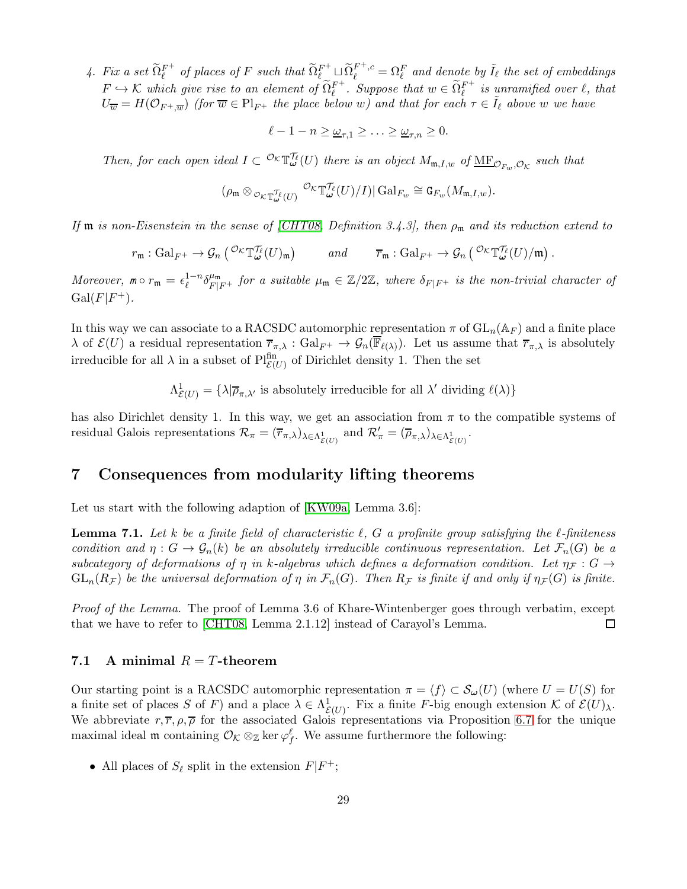4. *Fix a set $\widetilde{\Omega}_\ell^{F^+}$ of places of $F$ such that $\widetilde{\Omega}_\ell^{F^+} \sqcup \widetilde{\Omega}_\ell^{F^+,c} = \Omega_\ell^F$ and denote by $\tilde{I}_\ell$ the set of embeddings $F \hookrightarrow \mathcal{K}$ which give rise to an element of $\widetilde{\Omega}_\ell^{F^+}$. Suppose that $w \in \widetilde{\Omega}_\ell^{F^+}$ is unramified over $\ell$, that $U_{\overline{w}} = H(\mathcal{O}_{F^+,\overline{w}})$ (for $\overline{w} \in \mathrm{Pl}_{F^+}$ the place below $w$) and that for each $\tau \in \tilde{I}_\ell$ above $w$ we have*

$$\ell - 1 - n \geq \underline{\omega}_{\tau,1} \geq \ldots \geq \underline{\omega}_{\tau,n} \geq 0.$$

*Then, for each open ideal $I \subset {}^{\mathcal{O}_\mathcal{K}}\mathbb{T}_{\boldsymbol{\omega}}^{\mathcal{T}_\ell}(U)$ there is an object $M_{\mathfrak{m},I,w}$ of $\underline{\mathrm{MF}}_{\mathcal{O}_{F_w},\mathcal{O}_\mathcal{K}}$ such that*

$$(\rho_\mathfrak{m} \otimes_{{}^{\mathcal{O}_\mathcal{K}}\mathbb{T}_{\boldsymbol{\omega}}^{\mathcal{T}_\ell}(U)} {}^{\mathcal{O}_\mathcal{K}}\mathbb{T}_{\boldsymbol{\omega}}^{\mathcal{T}_\ell}(U)/I)|\,\mathrm{Gal}_{F_w} \cong \mathtt{G}_{F_w}(M_{\mathfrak{m},I,w}).$$

*If $\mathfrak{m}$ is non-Eisenstein in the sense of [CHT08, Definition 3.4.3], then $\rho_\mathfrak{m}$ and its reduction extend to*

$$r_\mathfrak{m} : \mathrm{Gal}_{F^+} \to \mathcal{G}_n\left({}^{\mathcal{O}_\mathcal{K}}\mathbb{T}_{\boldsymbol{\omega}}^{\mathcal{T}_\ell}(U)_\mathfrak{m}\right) \qquad \text{and} \qquad \overline{r}_\mathfrak{m} : \mathrm{Gal}_{F^+} \to \mathcal{G}_n\left({}^{\mathcal{O}_\mathcal{K}}\mathbb{T}_{\boldsymbol{\omega}}^{\mathcal{T}_\ell}(U)/\mathfrak{m}\right).$$

*Moreover, $\mathfrak{m} \circ r_\mathfrak{m} = \epsilon_\ell^{1-n}\delta_{F|F^+}^{\mu_\mathfrak{m}}$ for a suitable $\mu_\mathfrak{m} \in \mathbb{Z}/2\mathbb{Z}$, where $\delta_{F|F^+}$ is the non-trivial character of $\mathrm{Gal}(F|F^+)$.*

In this way we can associate to a RACSDC automorphic representation $\pi$ of $\mathrm{GL}_n(\mathbb{A}_F)$ and a finite place $\lambda$ of $\mathcal{E}(U)$ a residual representation $\overline{r}_{\pi,\lambda} : \mathrm{Gal}_{F^+} \to \mathcal{G}_n(\overline{\mathbb{F}}_{\ell(\lambda)})$. Let us assume that $\overline{r}_{\pi,\lambda}$ is absolutely irreducible for all $\lambda$ in a subset of $\mathrm{Pl}_{\mathcal{E}(U)}^{\mathrm{fin}}$ of Dirichlet density 1. Then the set

$$\Lambda_{\mathcal{E}(U)}^1 = \{\lambda | \overline{\rho}_{\pi,\lambda'} \text{ is absolutely irreducible for all } \lambda' \text{ dividing } \ell(\lambda)\}$$

has also Dirichlet density 1. In this way, we get an association from $\pi$ to the compatible systems of residual Galois representations $\mathcal{R}_\pi = (\overline{r}_{\pi,\lambda})_{\lambda \in \Lambda_{\mathcal{E}(U)}^1}$ and $\mathcal{R}'_\pi = (\overline{\rho}_{\pi,\lambda})_{\lambda \in \Lambda_{\mathcal{E}(U)}^1}$.

# 7 Consequences from modularity lifting theorems

Let us start with the following adaption of [KW09a, Lemma 3.6]:

**Lemma 7.1.** *Let $k$ be a finite field of characteristic $\ell$, $G$ a profinite group satisfying the $\ell$-finiteness condition and $\eta : G \to \mathcal{G}_n(k)$ be an absolutely irreducible continuous representation. Let $\mathcal{F}_n(G)$ be a subcategory of deformations of $\eta$ in $k$-algebras which defines a deformation condition. Let $\eta_\mathcal{F} : G \to \mathrm{GL}_n(R_\mathcal{F})$ be the universal deformation of $\eta$ in $\mathcal{F}_n(G)$. Then $R_\mathcal{F}$ is finite if and only if $\eta_\mathcal{F}(G)$ is finite.*

*Proof of the Lemma.* The proof of Lemma 3.6 of Khare-Wintenberger goes through verbatim, except that we have to refer to [CHT08, Lemma 2.1.12] instead of Carayol's Lemma. $\square$

## 7.1 A minimal $R = T$-theorem

Our starting point is a RACSDC automorphic representation $\pi = \langle f \rangle \subset \mathcal{S}_{\boldsymbol{\omega}}(U)$ (where $U = U(S)$ for a finite set of places $S$ of $F$) and a place $\lambda \in \Lambda_{\mathcal{E}(U)}^1$. Fix a finite $F$-big enough extension $\mathcal{K}$ of $\mathcal{E}(U)_\lambda$. We abbreviate $r, \overline{r}, \rho, \overline{\rho}$ for the associated Galois representations via Proposition 6.7 for the unique maximal ideal $\mathfrak{m}$ containing $\mathcal{O}_\mathcal{K} \otimes_\mathbb{Z} \ker \varphi_f^\ell$. We assume furthermore the following:

- All places of $S_\ell$ split in the extension $F|F^+$;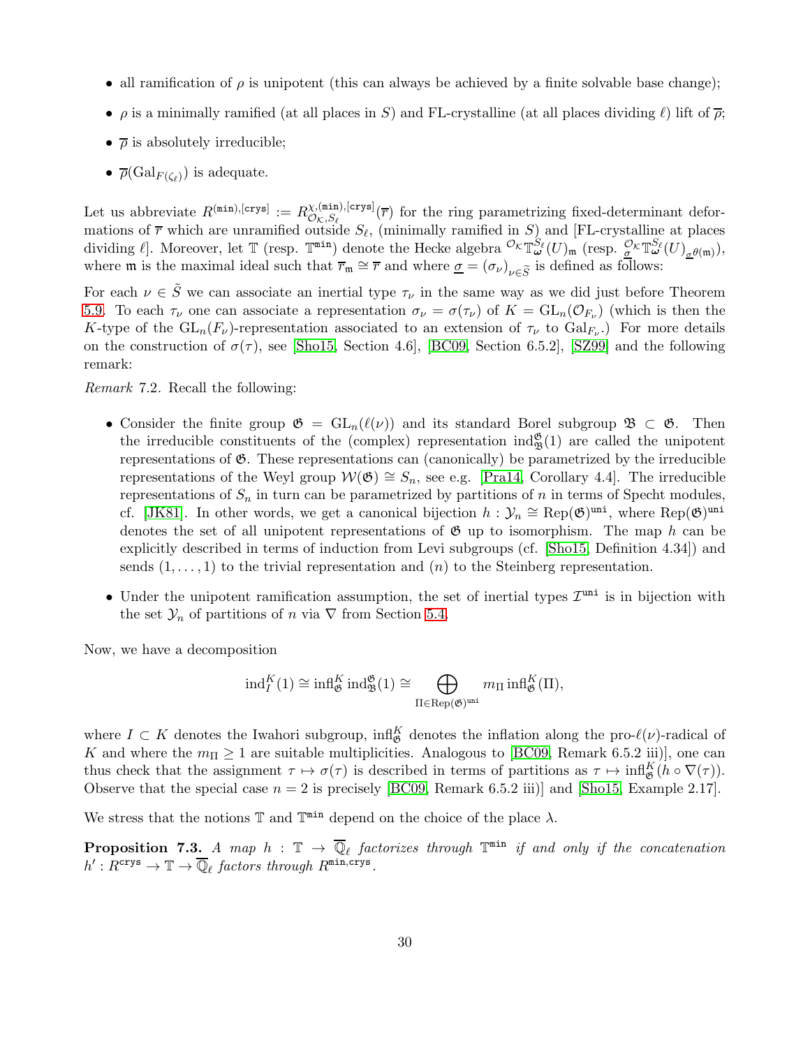- all ramification of $\rho$ is unipotent (this can always be achieved by a finite solvable base change);
- $\rho$ is a minimally ramified (at all places in $S$) and FL-crystalline (at all places dividing $\ell$) lift of $\overline{\rho}$;
- $\overline{\rho}$ is absolutely irreducible;
- $\overline{\rho}(\mathrm{Gal}_{F(\zeta_\ell)})$ is adequate.

Let us abbreviate $R^{(\mathtt{min}),[\mathtt{crys}]} := R^{\chi,(\mathtt{min}),[\mathtt{crys}]}_{\mathcal{O}_\mathcal{K},S_\ell}(\overline{r})$ for the ring parametrizing fixed-determinant deformations of $\overline{r}$ which are unramified outside $S_\ell$, (minimally ramified in $S$) and [FL-crystalline at places dividing $\ell$]. Moreover, let $\mathbb{T}$ (resp. $\mathbb{T}^{\mathtt{min}}$) denote the Hecke algebra ${}^{\mathcal{O}_\mathcal{K}}\mathbb{T}^{S_\ell}_{\omega}(U)_\mathfrak{m}$ (resp. ${}^{\mathcal{O}_\mathcal{K}}_{\underline{\sigma}}\mathbb{T}^{S_\ell}_{\omega}(U)_{\underline{\sigma}\theta(\mathfrak{m})}$), where $\mathfrak{m}$ is the maximal ideal such that $\overline{r}_\mathfrak{m} \cong \overline{r}$ and where $\underline{\sigma} = (\sigma_\nu)_{\nu\in\widetilde{S}}$ is defined as follows:

For each $\nu \in \tilde{S}$ we can associate an inertial type $\tau_\nu$ in the same way as we did just before Theorem 5.9. To each $\tau_\nu$ one can associate a representation $\sigma_\nu = \sigma(\tau_\nu)$ of $K = \mathrm{GL}_n(\mathcal{O}_{F_\nu})$ (which is then the $K$-type of the $\mathrm{GL}_n(F_\nu)$-representation associated to an extension of $\tau_\nu$ to $\mathrm{Gal}_{F_\nu}$.) For more details on the construction of $\sigma(\tau)$, see [Sho15, Section 4.6], [BC09, Section 6.5.2], [SZ99] and the following remark:

*Remark* 7.2. Recall the following:

- Consider the finite group $\mathfrak{G} = \mathrm{GL}_n(\ell(\nu))$ and its standard Borel subgroup $\mathfrak{B} \subset \mathfrak{G}$. Then the irreducible constituents of the (complex) representation $\mathrm{ind}_\mathfrak{B}^\mathfrak{G}(1)$ are called the unipotent representations of $\mathfrak{G}$. These representations can (canonically) be parametrized by the irreducible representations of the Weyl group $\mathcal{W}(\mathfrak{G}) \cong S_n$, see e.g. [Pra14, Corollary 4.4]. The irreducible representations of $S_n$ in turn can be parametrized by partitions of $n$ in terms of Specht modules, cf. [JK81]. In other words, we get a canonical bijection $h : \mathcal{Y}_n \cong \mathrm{Rep}(\mathfrak{G})^{\mathtt{uni}}$, where $\mathrm{Rep}(\mathfrak{G})^{\mathtt{uni}}$ denotes the set of all unipotent representations of $\mathfrak{G}$ up to isomorphism. The map $h$ can be explicitly described in terms of induction from Levi subgroups (cf. [Sho15, Definition 4.34]) and sends $(1,\ldots,1)$ to the trivial representation and $(n)$ to the Steinberg representation.
- Under the unipotent ramification assumption, the set of inertial types $\mathcal{I}^{\mathtt{uni}}$ is in bijection with the set $\mathcal{Y}_n$ of partitions of $n$ via $\nabla$ from Section 5.4.

Now, we have a decomposition

$$\mathrm{ind}_I^K(1) \cong \mathrm{infl}_\mathfrak{G}^K \mathrm{ind}_\mathfrak{B}^\mathfrak{G}(1) \cong \bigoplus_{\Pi\in\mathrm{Rep}(\mathfrak{G})^{\mathtt{uni}}} m_\Pi \,\mathrm{infl}_\mathfrak{G}^K(\Pi),$$

where $I \subset K$ denotes the Iwahori subgroup, $\mathrm{infl}_\mathfrak{G}^K$ denotes the inflation along the pro-$\ell(\nu)$-radical of $K$ and where the $m_\Pi \geq 1$ are suitable multiplicities. Analogous to [BC09, Remark 6.5.2 iii)], one can thus check that the assignment $\tau \mapsto \sigma(\tau)$ is described in terms of partitions as $\tau \mapsto \mathrm{infl}_\mathfrak{G}^K(h \circ \nabla(\tau))$. Observe that the special case $n = 2$ is precisely [BC09, Remark 6.5.2 iii)] and [Sho15, Example 2.17].

We stress that the notions $\mathbb{T}$ and $\mathbb{T}^{\mathtt{min}}$ depend on the choice of the place $\lambda$.

**Proposition 7.3.** *A map $h : \mathbb{T} \to \overline{\mathbb{Q}}_\ell$ factorizes through $\mathbb{T}^{\mathtt{min}}$ if and only if the concatenation $h' : R^{\mathtt{crys}} \to \mathbb{T} \to \overline{\mathbb{Q}}_\ell$ factors through $R^{\mathtt{min,crys}}$.*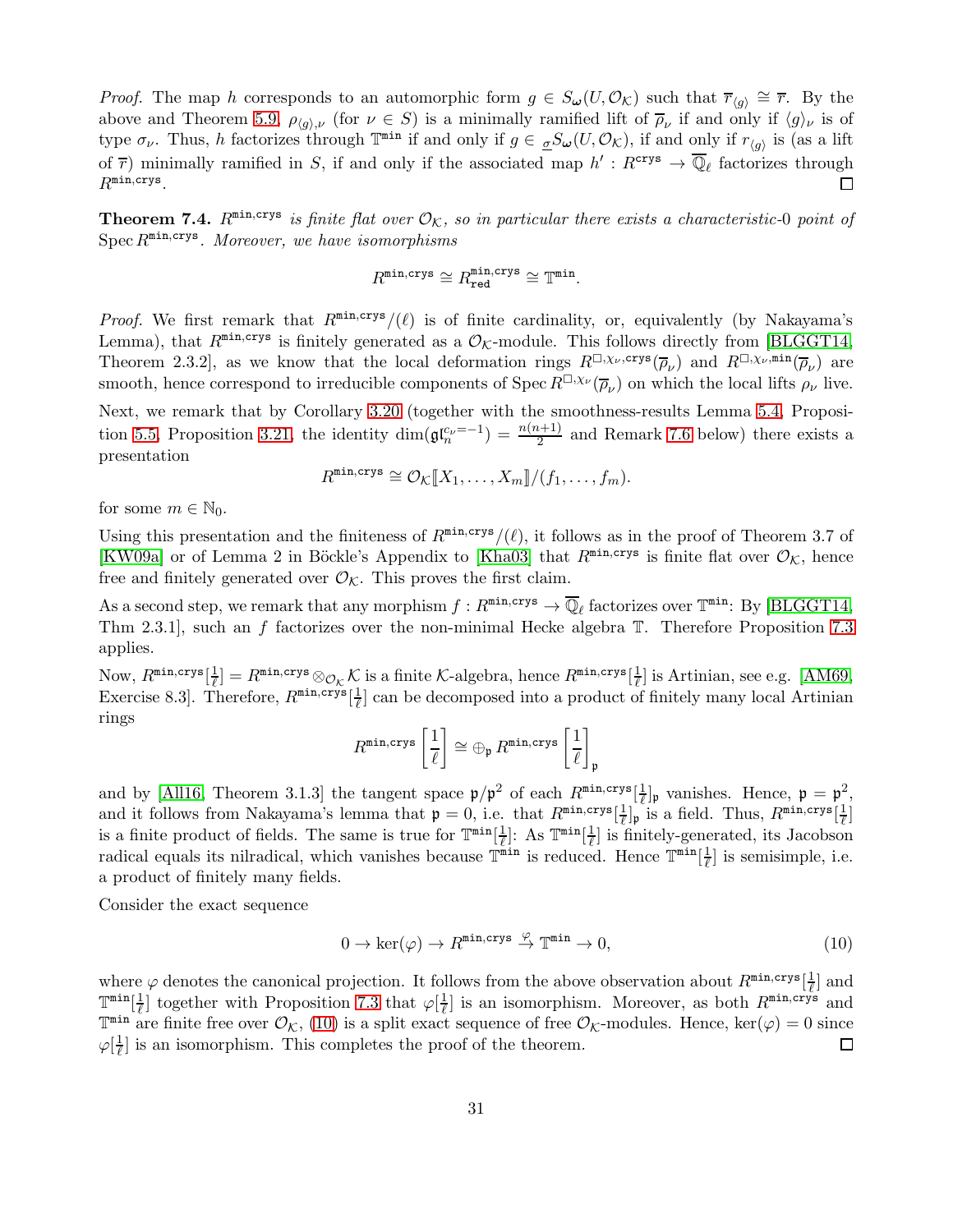*Proof.* The map $h$ corresponds to an automorphic form $g \in S_{\boldsymbol{\omega}}(U, \mathcal{O}_{\mathcal{K}})$ such that $\overline{r}_{\langle g \rangle} \cong \overline{r}$. By the above and Theorem 5.9, $\rho_{\langle g \rangle, \nu}$ (for $\nu \in S$) is a minimally ramified lift of $\overline{\rho}_\nu$ if and only if $\langle g \rangle_\nu$ is of type $\sigma_\nu$. Thus, $h$ factorizes through $\mathbb{T}^{\mathtt{min}}$ if and only if $g \in {}_{\underline{\sigma}}S_{\boldsymbol{\omega}}(U, \mathcal{O}_{\mathcal{K}})$, if and only if $r_{\langle g \rangle}$ is (as a lift of $\overline{r}$) minimally ramified in $S$, if and only if the associated map $h' : R^{\mathtt{crys}} \to \overline{\mathbb{Q}}_\ell$ factorizes through $R^{\mathtt{min,crys}}$. ∎

**Theorem 7.4.** *$R^{\mathtt{min,crys}}$ is finite flat over $\mathcal{O}_{\mathcal{K}}$, so in particular there exists a characteristic-0 point of $\operatorname{Spec} R^{\mathtt{min,crys}}$. Moreover, we have isomorphisms*

$$R^{\mathtt{min,crys}} \cong R^{\mathtt{min,crys}}_{\mathtt{red}} \cong \mathbb{T}^{\mathtt{min}}.$$

*Proof.* We first remark that $R^{\mathtt{min,crys}}/(\ell)$ is of finite cardinality, or, equivalently (by Nakayama's Lemma), that $R^{\mathtt{min,crys}}$ is finitely generated as a $\mathcal{O}_{\mathcal{K}}$-module. This follows directly from [BLGGT14, Theorem 2.3.2], as we know that the local deformation rings $R^{\square,\chi_\nu,\mathtt{crys}}(\overline{\rho}_\nu)$ and $R^{\square,\chi_\nu,\mathtt{min}}(\overline{\rho}_\nu)$ are smooth, hence correspond to irreducible components of $\operatorname{Spec} R^{\square,\chi_\nu}(\overline{\rho}_\nu)$ on which the local lifts $\rho_\nu$ live.

Next, we remark that by Corollary 3.20 (together with the smoothness-results Lemma 5.4, Proposition 5.5, Proposition 3.21, the identity $\dim(\mathfrak{gl}_n^{c_\nu=-1}) = \frac{n(n+1)}{2}$ and Remark 7.6 below) there exists a presentation

$$R^{\mathtt{min,crys}} \cong \mathcal{O}_{\mathcal{K}}[\![X_1, \dots, X_m]\!]/(f_1, \dots, f_m).$$

for some $m \in \mathbb{N}_0$.

Using this presentation and the finiteness of $R^{\mathtt{min,crys}}/(\ell)$, it follows as in the proof of Theorem 3.7 of [KW09a] or of Lemma 2 in Böckle's Appendix to [Kha03] that $R^{\mathtt{min,crys}}$ is finite flat over $\mathcal{O}_{\mathcal{K}}$, hence free and finitely generated over $\mathcal{O}_{\mathcal{K}}$. This proves the first claim.

As a second step, we remark that any morphism $f : R^{\mathtt{min,crys}} \to \overline{\mathbb{Q}}_\ell$ factorizes over $\mathbb{T}^{\mathtt{min}}$: By [BLGGT14, Thm 2.3.1], such an $f$ factorizes over the non-minimal Hecke algebra $\mathbb{T}$. Therefore Proposition 7.3 applies.

Now, $R^{\mathtt{min,crys}}[\frac{1}{\ell}] = R^{\mathtt{min,crys}} \otimes_{\mathcal{O}_{\mathcal{K}}} \mathcal{K}$ is a finite $\mathcal{K}$-algebra, hence $R^{\mathtt{min,crys}}[\frac{1}{\ell}]$ is Artinian, see e.g. [AM69, Exercise 8.3]. Therefore, $R^{\mathtt{min,crys}}[\frac{1}{\ell}]$ can be decomposed into a product of finitely many local Artinian rings

$$R^{\mathtt{min,crys}}\left[\frac{1}{\ell}\right] \cong \oplus_{\mathfrak{p}} R^{\mathtt{min,crys}}\left[\frac{1}{\ell}\right]_{\mathfrak{p}}$$

and by [All16, Theorem 3.1.3] the tangent space $\mathfrak{p}/\mathfrak{p}^2$ of each $R^{\mathtt{min,crys}}[\frac{1}{\ell}]_{\mathfrak{p}}$ vanishes. Hence, $\mathfrak{p} = \mathfrak{p}^2$, and it follows from Nakayama's lemma that $\mathfrak{p} = 0$, i.e. that $R^{\mathtt{min,crys}}[\frac{1}{\ell}]_{\mathfrak{p}}$ is a field. Thus, $R^{\mathtt{min,crys}}[\frac{1}{\ell}]$ is a finite product of fields. The same is true for $\mathbb{T}^{\mathtt{min}}[\frac{1}{\ell}]$: As $\mathbb{T}^{\mathtt{min}}[\frac{1}{\ell}]$ is finitely-generated, its Jacobson radical equals its nilradical, which vanishes because $\mathbb{T}^{\mathtt{min}}$ is reduced. Hence $\mathbb{T}^{\mathtt{min}}[\frac{1}{\ell}]$ is semisimple, i.e. a product of finitely many fields.

Consider the exact sequence

$$0 \to \ker(\varphi) \to R^{\mathtt{min,crys}} \xrightarrow{\varphi} \mathbb{T}^{\mathtt{min}} \to 0, \tag{10}$$

where $\varphi$ denotes the canonical projection. It follows from the above observation about $R^{\mathtt{min,crys}}[\frac{1}{\ell}]$ and $\mathbb{T}^{\mathtt{min}}[\frac{1}{\ell}]$ together with Proposition 7.3 that $\varphi[\frac{1}{\ell}]$ is an isomorphism. Moreover, as both $R^{\mathtt{min,crys}}$ and $\mathbb{T}^{\mathtt{min}}$ are finite free over $\mathcal{O}_{\mathcal{K}}$, (10) is a split exact sequence of free $\mathcal{O}_{\mathcal{K}}$-modules. Hence, $\ker(\varphi) = 0$ since $\varphi[\frac{1}{\ell}]$ is an isomorphism. This completes the proof of the theorem. ∎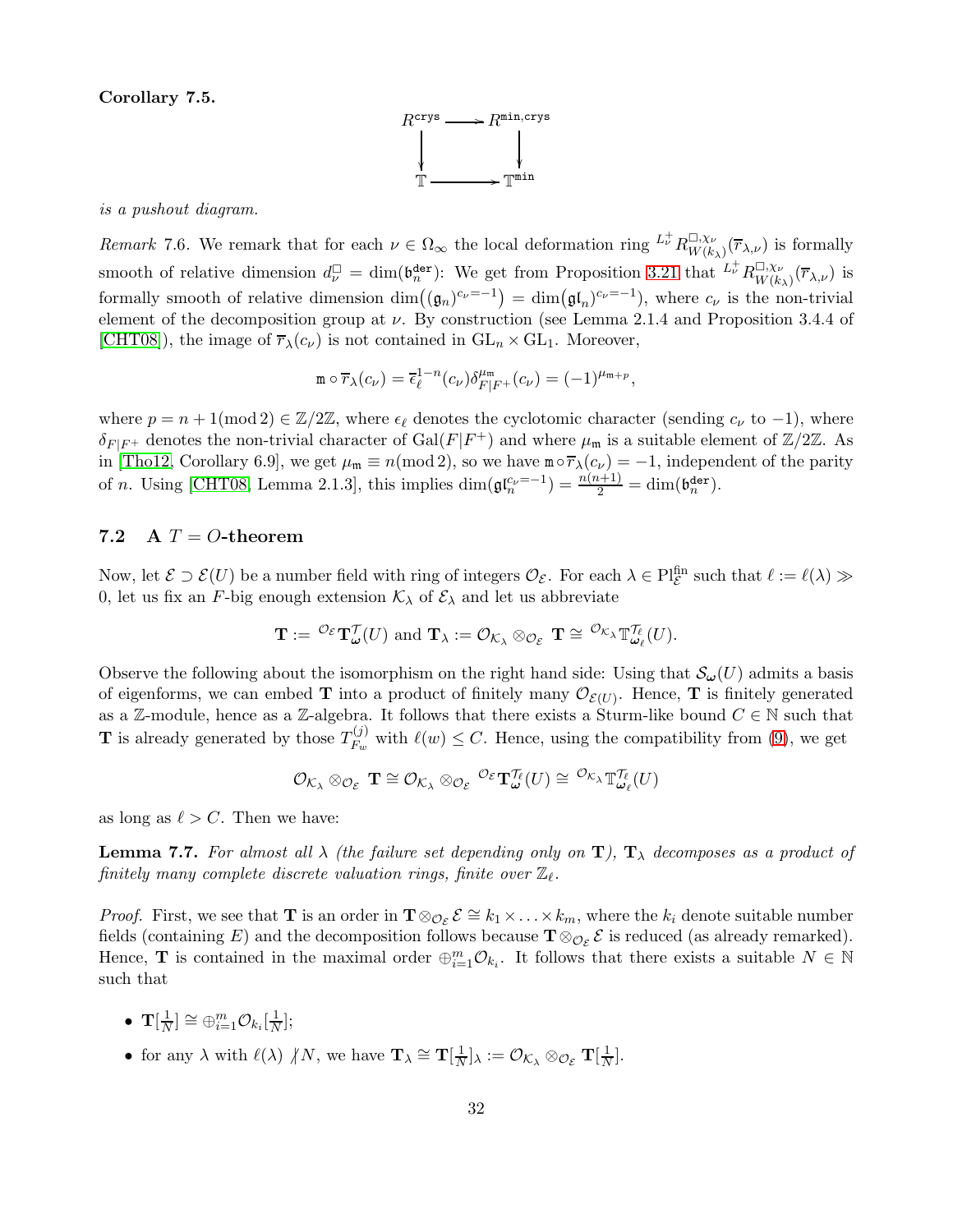**Corollary 7.5.**

$$\begin{array}{ccc} R^{\mathtt{crys}} & \longrightarrow & R^{\mathtt{min},\mathtt{crys}} \\ \downarrow & & \downarrow \\ \mathbb{T} & \longrightarrow & \mathbb{T}^{\mathtt{min}} \end{array}$$

*is a pushout diagram.*

*Remark* 7.6. We remark that for each $\nu \in \Omega_\infty$ the local deformation ring ${}^{L_\nu^+}R^{\square,\chi_\nu}_{W(k_\lambda)}(\overline{r}_{\lambda,\nu})$ is formally smooth of relative dimension $d_\nu^\square = \dim(\mathfrak{b}_n^{\mathtt{der}})$: We get from Proposition 3.21 that ${}^{L_\nu^+}R^{\square,\chi_\nu}_{W(k_\lambda)}(\overline{r}_{\lambda,\nu})$ is formally smooth of relative dimension $\dim\big((\mathfrak{g}_n)^{c_\nu=-1}\big) = \dim\big(\mathfrak{gl}_n)^{c_\nu=-1}\big)$, where $c_\nu$ is the non-trivial element of the decomposition group at $\nu$. By construction (see Lemma 2.1.4 and Proposition 3.4.4 of [CHT08]), the image of $\overline{r}_\lambda(c_\nu)$ is not contained in $\mathrm{GL}_n \times \mathrm{GL}_1$. Moreover,

$$\mathtt{m} \circ \overline{r}_\lambda(c_\nu) = \overline{\epsilon}_\ell^{1-n}(c_\nu)\delta_{F|F^+}^{\mu_\mathtt{m}}(c_\nu) = (-1)^{\mu_\mathtt{m}+p},$$

where $p = n+1 (\mathrm{mod}\, 2) \in \mathbb{Z}/2\mathbb{Z}$, where $\epsilon_\ell$ denotes the cyclotomic character (sending $c_\nu$ to $-1$), where $\delta_{F|F^+}$ denotes the non-trivial character of $\mathrm{Gal}(F|F^+)$ and where $\mu_\mathtt{m}$ is a suitable element of $\mathbb{Z}/2\mathbb{Z}$. As in [Tho12, Corollary 6.9], we get $\mu_\mathtt{m} \equiv n (\mathrm{mod}\, 2)$, so we have $\mathtt{m} \circ \overline{r}_\lambda(c_\nu) = -1$, independent of the parity of $n$. Using [CHT08, Lemma 2.1.3], this implies $\dim(\mathfrak{gl}_n^{c_\nu=-1}) = \frac{n(n+1)}{2} = \dim(\mathfrak{b}_n^{\mathtt{der}})$.

## 7.2 A $T = O$-theorem

Now, let $\mathcal{E} \supset \mathcal{E}(U)$ be a number field with ring of integers $\mathcal{O}_\mathcal{E}$. For each $\lambda \in \mathrm{Pl}_\mathcal{E}^{\mathrm{fin}}$ such that $\ell := \ell(\lambda) \gg 0$, let us fix an $F$-big enough extension $\mathcal{K}_\lambda$ of $\mathcal{E}_\lambda$ and let us abbreviate

$$\mathbf{T} := {}^{\mathcal{O}_\mathcal{E}}\mathbf{T}_{\boldsymbol{\omega}}^{\mathcal{T}}(U) \text{ and } \mathbf{T}_\lambda := \mathcal{O}_{\mathcal{K}_\lambda} \otimes_{\mathcal{O}_\mathcal{E}} \mathbf{T} \cong {}^{\mathcal{O}_{\mathcal{K}_\lambda}}\mathbb{T}_{\boldsymbol{\omega}_\ell}^{\mathcal{T}_\ell}(U).$$

Observe the following about the isomorphism on the right hand side: Using that $\mathcal{S}_{\boldsymbol{\omega}}(U)$ admits a basis of eigenforms, we can embed $\mathbf{T}$ into a product of finitely many $\mathcal{O}_{\mathcal{E}(U)}$. Hence, $\mathbf{T}$ is finitely generated as a $\mathbb{Z}$-module, hence as a $\mathbb{Z}$-algebra. It follows that there exists a Sturm-like bound $C \in \mathbb{N}$ such that $\mathbf{T}$ is already generated by those $T_{F_w}^{(j)}$ with $\ell(w) \leq C$. Hence, using the compatibility from (9), we get

$$\mathcal{O}_{\mathcal{K}_\lambda} \otimes_{\mathcal{O}_\mathcal{E}} \mathbf{T} \cong \mathcal{O}_{\mathcal{K}_\lambda} \otimes_{\mathcal{O}_\mathcal{E}} {}^{\mathcal{O}_\mathcal{E}}\mathbf{T}_{\boldsymbol{\omega}}^{\mathcal{T}_\ell}(U) \cong {}^{\mathcal{O}_{\mathcal{K}_\lambda}}\mathbb{T}_{\boldsymbol{\omega}_\ell}^{\mathcal{T}_\ell}(U)$$

as long as $\ell > C$. Then we have:

**Lemma 7.7.** *For almost all $\lambda$ (the failure set depending only on $\mathbf{T}$), $\mathbf{T}_\lambda$ decomposes as a product of finitely many complete discrete valuation rings, finite over $\mathbb{Z}_\ell$.*

*Proof.* First, we see that $\mathbf{T}$ is an order in $\mathbf{T} \otimes_{\mathcal{O}_\mathcal{E}} \mathcal{E} \cong k_1 \times \ldots \times k_m$, where the $k_i$ denote suitable number fields (containing $E$) and the decomposition follows because $\mathbf{T} \otimes_{\mathcal{O}_\mathcal{E}} \mathcal{E}$ is reduced (as already remarked). Hence, $\mathbf{T}$ is contained in the maximal order $\oplus_{i=1}^m \mathcal{O}_{k_i}$. It follows that there exists a suitable $N \in \mathbb{N}$ such that

- $\mathbf{T}[\frac{1}{N}] \cong \oplus_{i=1}^m \mathcal{O}_{k_i}[\frac{1}{N}]$;
- for any $\lambda$ with $\ell(\lambda) \nmid N$, we have $\mathbf{T}_\lambda \cong \mathbf{T}[\frac{1}{N}]_\lambda := \mathcal{O}_{\mathcal{K}_\lambda} \otimes_{\mathcal{O}_\mathcal{E}} \mathbf{T}[\frac{1}{N}]$.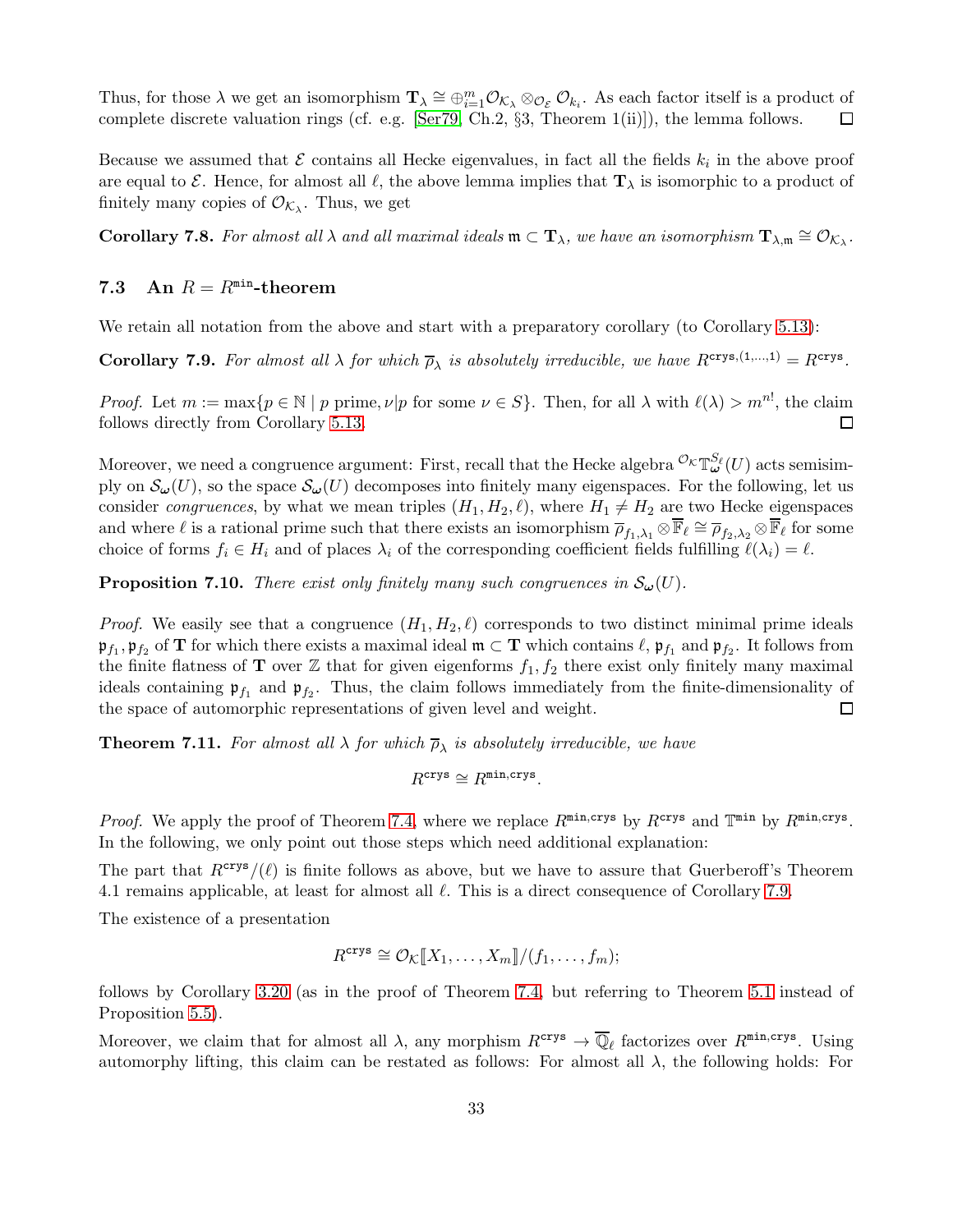Thus, for those $\lambda$ we get an isomorphism $\mathbf{T}_\lambda \cong \oplus_{i=1}^m \mathcal{O}_{\mathcal{K}_\lambda} \otimes_{\mathcal{O}_\mathcal{E}} \mathcal{O}_{k_i}$. As each factor itself is a product of complete discrete valuation rings (cf. e.g. [Ser79, Ch.2, §3, Theorem 1(ii)]), the lemma follows. ◻

Because we assumed that $\mathcal{E}$ contains all Hecke eigenvalues, in fact all the fields $k_i$ in the above proof are equal to $\mathcal{E}$. Hence, for almost all $\ell$, the above lemma implies that $\mathbf{T}_\lambda$ is isomorphic to a product of finitely many copies of $\mathcal{O}_{\mathcal{K}_\lambda}$. Thus, we get

**Corollary 7.8.** *For almost all $\lambda$ and all maximal ideals $\mathfrak{m} \subset \mathbf{T}_\lambda$, we have an isomorphism $\mathbf{T}_{\lambda,\mathfrak{m}} \cong \mathcal{O}_{\mathcal{K}_\lambda}$.*

### 7.3 An $R = R^{\mathtt{min}}$-theorem

We retain all notation from the above and start with a preparatory corollary (to Corollary 5.13):

**Corollary 7.9.** *For almost all $\lambda$ for which $\overline{\rho}_\lambda$ is absolutely irreducible, we have $R^{\mathtt{crys},(1,\dots,1)} = R^{\mathtt{crys}}$.*

*Proof.* Let $m := \max\{p \in \mathbb{N} \mid p \text{ prime}, \nu | p \text{ for some } \nu \in S\}$. Then, for all $\lambda$ with $\ell(\lambda) > m^{n!}$, the claim follows directly from Corollary 5.13. ◻

Moreover, we need a congruence argument: First, recall that the Hecke algebra ${}^{\mathcal{O}_\mathcal{K}}\mathbb{T}_{\boldsymbol{\omega}}^{S_\ell}(U)$ acts semisimply on $\mathcal{S}_{\boldsymbol{\omega}}(U)$, so the space $\mathcal{S}_{\boldsymbol{\omega}}(U)$ decomposes into finitely many eigenspaces. For the following, let us consider *congruences*, by what we mean triples $(H_1, H_2, \ell)$, where $H_1 \neq H_2$ are two Hecke eigenspaces and where $\ell$ is a rational prime such that there exists an isomorphism $\overline{\rho}_{f_1,\lambda_1} \otimes \overline{\mathbb{F}}_\ell \cong \overline{\rho}_{f_2,\lambda_2} \otimes \overline{\mathbb{F}}_\ell$ for some choice of forms $f_i \in H_i$ and of places $\lambda_i$ of the corresponding coefficient fields fulfilling $\ell(\lambda_i) = \ell$.

**Proposition 7.10.** *There exist only finitely many such congruences in $\mathcal{S}_{\boldsymbol{\omega}}(U)$.*

*Proof.* We easily see that a congruence $(H_1, H_2, \ell)$ corresponds to two distinct minimal prime ideals $\mathfrak{p}_{f_1}, \mathfrak{p}_{f_2}$ of $\mathbf{T}$ for which there exists a maximal ideal $\mathfrak{m} \subset \mathbf{T}$ which contains $\ell$, $\mathfrak{p}_{f_1}$ and $\mathfrak{p}_{f_2}$. It follows from the finite flatness of $\mathbf{T}$ over $\mathbb{Z}$ that for given eigenforms $f_1, f_2$ there exist only finitely many maximal ideals containing $\mathfrak{p}_{f_1}$ and $\mathfrak{p}_{f_2}$. Thus, the claim follows immediately from the finite-dimensionality of the space of automorphic representations of given level and weight. ◻

**Theorem 7.11.** *For almost all $\lambda$ for which $\overline{\rho}_\lambda$ is absolutely irreducible, we have*

$$R^{\mathtt{crys}} \cong R^{\mathtt{min},\mathtt{crys}}.$$

*Proof.* We apply the proof of Theorem 7.4, where we replace $R^{\mathtt{min},\mathtt{crys}}$ by $R^{\mathtt{crys}}$ and $\mathbb{T}^{\mathtt{min}}$ by $R^{\mathtt{min},\mathtt{crys}}$. In the following, we only point out those steps which need additional explanation:

The part that $R^{\mathtt{crys}}/(\ell)$ is finite follows as above, but we have to assure that Guerberoff's Theorem 4.1 remains applicable, at least for almost all $\ell$. This is a direct consequence of Corollary 7.9.

The existence of a presentation

$$R^{\mathtt{crys}} \cong \mathcal{O}_\mathcal{K}[\![X_1, \dots, X_m]\!]/(f_1, \dots, f_m);$$

follows by Corollary 3.20 (as in the proof of Theorem 7.4, but referring to Theorem 5.1 instead of Proposition 5.5).

Moreover, we claim that for almost all $\lambda$, any morphism $R^{\mathtt{crys}} \to \overline{\mathbb{Q}}_\ell$ factorizes over $R^{\mathtt{min},\mathtt{crys}}$. Using automorphy lifting, this claim can be restated as follows: For almost all $\lambda$, the following holds: For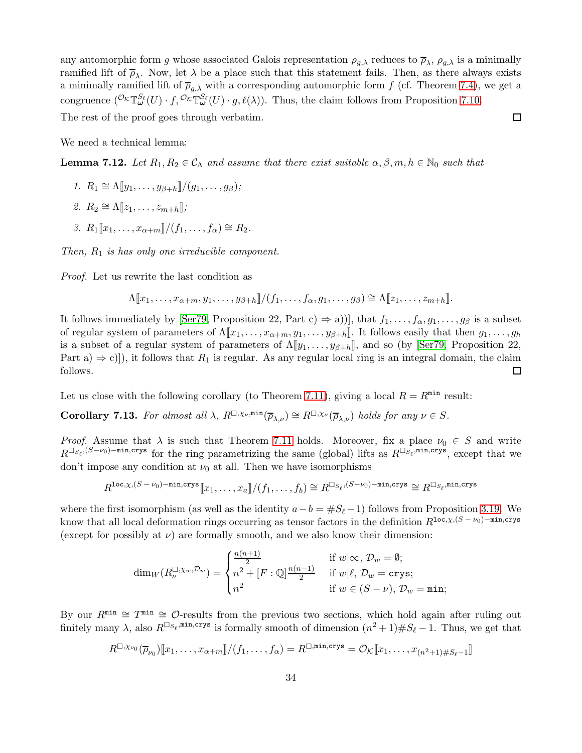any automorphic form $g$ whose associated Galois representation $\rho_{g,\lambda}$ reduces to $\overline{\rho}_\lambda$, $\rho_{g,\lambda}$ is a minimally ramified lift of $\overline{\rho}_\lambda$. Now, let $\lambda$ be a place such that this statement fails. Then, as there always exists a minimally ramified lift of $\overline{\rho}_{g,\lambda}$ with a corresponding automorphic form $f$ (cf. Theorem 7.4), we get a congruence $({}^{\mathcal{O}_\mathcal{K}}\mathbb{T}^{S_\ell}_{\boldsymbol{\omega}}(U)\cdot f, {}^{\mathcal{O}_\mathcal{K}}\mathbb{T}^{S_\ell}_{\boldsymbol{\omega}}(U)\cdot g, \ell(\lambda))$. Thus, the claim follows from Proposition 7.10.

The rest of the proof goes through verbatim. ∎

We need a technical lemma:

**Lemma 7.12.** *Let $R_1, R_2 \in \mathcal{C}_\Lambda$ and assume that there exist suitable $\alpha, \beta, m, h \in \mathbb{N}_0$ such that*

1. $R_1 \cong \Lambda[\![y_1, \ldots, y_{\beta+h}]\!]/(g_1, \ldots, g_\beta)$;
2. $R_2 \cong \Lambda[\![z_1, \ldots, z_{m+h}]\!]$;
3. $R_1[\![x_1, \ldots, x_{\alpha+m}]\!]/(f_1, \ldots, f_\alpha) \cong R_2$.

*Then, $R_1$ is has only one irreducible component.*

*Proof.* Let us rewrite the last condition as

$$\Lambda[\![x_1, \ldots, x_{\alpha+m}, y_1, \ldots, y_{\beta+h}]\!]/(f_1, \ldots, f_\alpha, g_1, \ldots, g_\beta) \cong \Lambda[\![z_1, \ldots, z_{m+h}]\!].$$

It follows immediately by [Ser79, Proposition 22, Part c) ⇒ a))], that $f_1, \ldots, f_\alpha, g_1, \ldots, g_\beta$ is a subset of regular system of parameters of $\Lambda[\![x_1, \ldots, x_{\alpha+m}, y_1, \ldots, y_{\beta+h}]\!]$. It follows easily that then $g_1, \ldots, g_h$ is a subset of a regular system of parameters of $\Lambda[\![y_1, \ldots, y_{\beta+h}]\!]$, and so (by [Ser79, Proposition 22, Part a) ⇒ c)]), it follows that $R_1$ is regular. As any regular local ring is an integral domain, the claim follows. ∎

Let us close with the following corollary (to Theorem 7.11), giving a local $R = R^{\texttt{min}}$ result:

**Corollary 7.13.** *For almost all $\lambda$, $R^{\square,\chi_\nu,\texttt{min}}(\overline{\rho}_{\lambda,\nu}) \cong R^{\square,\chi_\nu}(\overline{\rho}_{\lambda,\nu})$ holds for any $\nu \in S$.*

*Proof.* Assume that $\lambda$ is such that Theorem 7.11 holds. Moreover, fix a place $\nu_0 \in S$ and write $R^{\square_{S_\ell},(S-\nu_0)-\texttt{min},\texttt{crys}}$ for the ring parametrizing the same (global) lifts as $R^{\square_{S_\ell},\texttt{min},\texttt{crys}}$, except that we don't impose any condition at $\nu_0$ at all. Then we have isomorphisms

$$R^{\texttt{loc},\chi,(S-\nu_0)-\texttt{min},\texttt{crys}}[\![x_1, \ldots, x_a]\!]/(f_1, \ldots, f_b) \cong R^{\square_{S_\ell},(S-\nu_0)-\texttt{min},\texttt{crys}} \cong R^{\square_{S_\ell},\texttt{min},\texttt{crys}}$$

where the first isomorphism (as well as the identity $a - b = \#S_\ell - 1$) follows from Proposition 3.19. We know that all local deformation rings occurring as tensor factors in the definition $R^{\texttt{loc},\chi,(S-\nu_0)-\texttt{min},\texttt{crys}}$ (except for possibly at $\nu$) are formally smooth, and we also know their dimension:

$$\dim_W(R_\nu^{\square,\chi_w,\mathcal{D}_w}) = \begin{cases} \frac{n(n+1)}{2} & \text{if } w|\infty,\ \mathcal{D}_w = \emptyset; \\ n^2 + [F:\mathbb{Q}]\frac{n(n-1)}{2} & \text{if } w|\ell,\ \mathcal{D}_w = \texttt{crys}; \\ n^2 & \text{if } w \in (S-\nu),\ \mathcal{D}_w = \texttt{min}; \end{cases}$$

By our $R^{\texttt{min}} \cong T^{\texttt{min}} \cong \mathcal{O}$-results from the previous two sections, which hold again after ruling out finitely many $\lambda$, also $R^{\square_{S_\ell},\texttt{min},\texttt{crys}}$ is formally smooth of dimension $(n^2+1)\#S_\ell - 1$. Thus, we get that

$$R^{\square,\chi_{\nu_0}}(\overline{\rho}_{\nu_0})[\![x_1, \ldots, x_{\alpha+m}]\!]/(f_1, \ldots, f_\alpha) = R^{\square,\texttt{min},\texttt{crys}} = \mathcal{O}_\mathcal{K}[\![x_1, \ldots, x_{(n^2+1)\#S_\ell-1}]\!]$$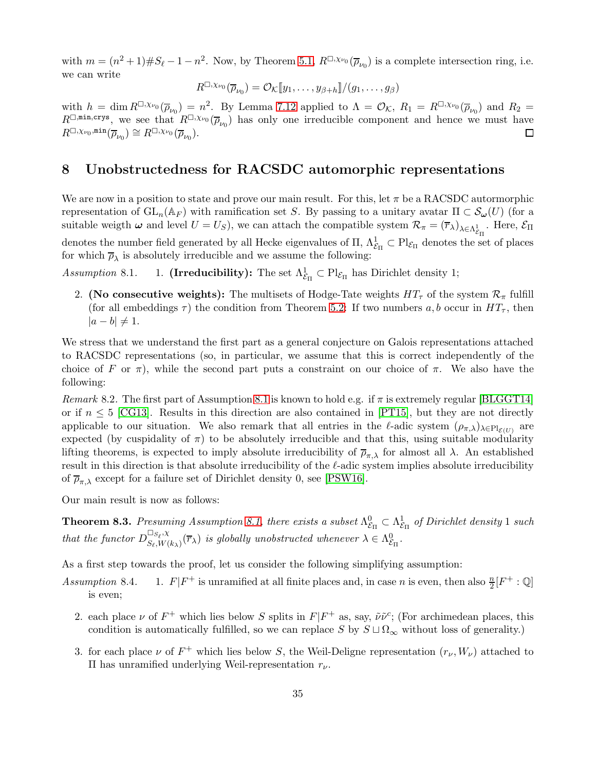with $m = (n^2+1)\#S_\ell - 1 - n^2$. Now, by Theorem 5.1, $R^{\square,\chi_{\nu_0}}(\overline{\rho}_{\nu_0})$ is a complete intersection ring, i.e. we can write

$$R^{\square,\chi_{\nu_0}}(\overline{\rho}_{\nu_0}) = \mathcal{O}_\mathcal{K}[\![y_1,\dots,y_{\beta+h}]\!]/(g_1,\dots,g_\beta)$$

with $h = \dim R^{\square,\chi_{\nu_0}}(\overline{\rho}_{\nu_0}) = n^2$. By Lemma 7.12 applied to $\Lambda = \mathcal{O}_\mathcal{K}$, $R_1 = R^{\square,\chi_{\nu_0}}(\overline{\rho}_{\nu_0})$ and $R_2 = R^{\square,\mathtt{min},\mathtt{crys}}$, we see that $R^{\square,\chi_{\nu_0}}(\overline{\rho}_{\nu_0})$ has only one irreducible component and hence we must have $R^{\square,\chi_{\nu_0},\mathtt{min}}(\overline{\rho}_{\nu_0}) \cong R^{\square,\chi_{\nu_0}}(\overline{\rho}_{\nu_0})$. □

# 8 Unobstructedness for RACSDC automorphic representations

We are now in a position to state and prove our main result. For this, let $\pi$ be a RACSDC autormorphic representation of $\mathrm{GL}_n(\mathbb{A}_F)$ with ramification set $S$. By passing to a unitary avatar $\Pi \subset \mathcal{S}_{\boldsymbol{\omega}}(U)$ (for a suitable weigth $\boldsymbol{\omega}$ and level $U = U_S$), we can attach the compatible system $\mathcal{R}_\pi = (\overline{r}_\lambda)_{\lambda\in\Lambda^1_{\mathcal{E}_\Pi}}$. Here, $\mathcal{E}_\Pi$ denotes the number field generated by all Hecke eigenvalues of $\Pi$, $\Lambda^1_{\mathcal{E}_\Pi} \subset \mathrm{Pl}_{\mathcal{E}_\Pi}$ denotes the set of places for which $\overline{\rho}_\lambda$ is absolutely irreducible and we assume the following:

*Assumption* 8.1.
1. **(Irreducibility):** The set $\Lambda^1_{\mathcal{E}_\Pi} \subset \mathrm{Pl}_{\mathcal{E}_\Pi}$ has Dirichlet density 1;
2. **(No consecutive weights):** The multisets of Hodge-Tate weights $HT_\tau$ of the system $\mathcal{R}_\pi$ fulfill (for all embeddings $\tau$) the condition from Theorem 5.2: If two numbers $a, b$ occur in $HT_\tau$, then $|a-b| \neq 1$.

We stress that we understand the first part as a general conjecture on Galois representations attached to RACSDC representations (so, in particular, we assume that this is correct independently of the choice of $F$ or $\pi$), while the second part puts a constraint on our choice of $\pi$. We also have the following:

*Remark* 8.2. The first part of Assumption 8.1 is known to hold e.g. if $\pi$ is extremely regular [BLGGT14] or if $n \leq 5$ [CG13]. Results in this direction are also contained in [PT15], but they are not directly applicable to our situation. We also remark that all entries in the $\ell$-adic system $(\rho_{\pi,\lambda})_{\lambda\in\mathrm{Pl}_{\mathcal{E}(U)}}$ are expected (by cuspidality of $\pi$) to be absolutely irreducible and that this, using suitable modularity lifting theorems, is expected to imply absolute irreducibility of $\overline{\rho}_{\pi,\lambda}$ for almost all $\lambda$. An established result in this direction is that absolute irreducibility of the $\ell$-adic system implies absolute irreducibility of $\overline{\rho}_{\pi,\lambda}$ except for a failure set of Dirichlet density 0, see [PSW16].

Our main result is now as follows:

**Theorem 8.3.** *Presuming Assumption 8.1, there exists a subset $\Lambda^0_{\mathcal{E}_\Pi} \subset \Lambda^1_{\mathcal{E}_\Pi}$ of Dirichlet density 1 such that the functor $D^{\square_{S_\ell},\chi}_{S_\ell,W(k_\lambda)}(\overline{r}_\lambda)$ is globally unobstructed whenever $\lambda \in \Lambda^0_{\mathcal{E}_\Pi}$.*

As a first step towards the proof, let us consider the following simplifying assumption:

*Assumption* 8.4.
1. $F|F^+$ is unramified at all finite places and, in case $n$ is even, then also $\frac{n}{2}[F^+:\mathbb{Q}]$ is even;
2. each place $\nu$ of $F^+$ which lies below $S$ splits in $F|F^+$ as, say, $\tilde{\nu}\tilde{\nu}^c$; (For archimedean places, this condition is automatically fulfilled, so we can replace $S$ by $S \sqcup \Omega_\infty$ without loss of generality.)
3. for each place $\nu$ of $F^+$ which lies below $S$, the Weil-Deligne representation $(r_\nu, W_\nu)$ attached to $\Pi$ has unramified underlying Weil-representation $r_\nu$.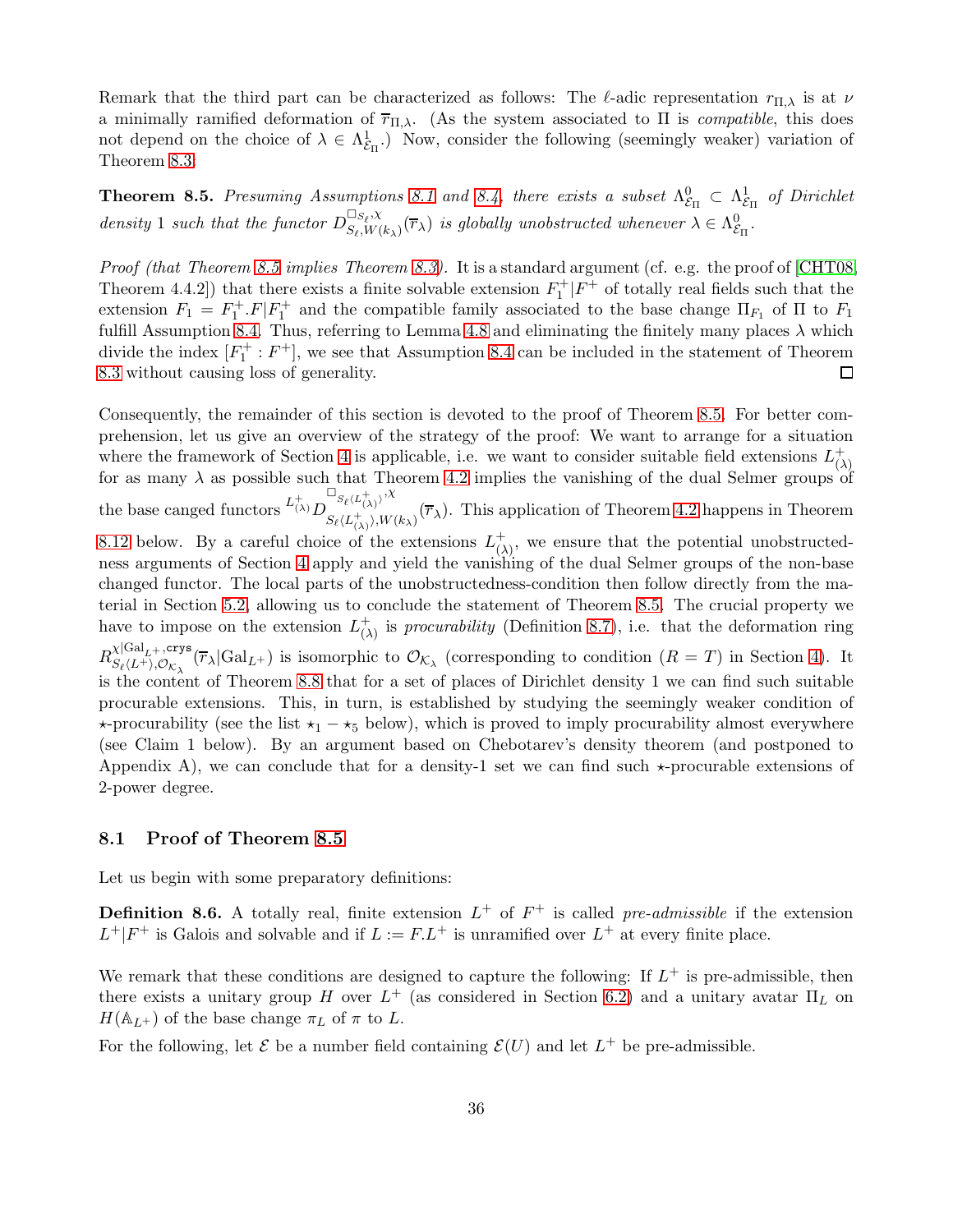Remark that the third part can be characterized as follows: The $\ell$-adic representation $r_{\Pi,\lambda}$ is at $\nu$ a minimally ramified deformation of $\overline{r}_{\Pi,\lambda}$. (As the system associated to $\Pi$ is *compatible*, this does not depend on the choice of $\lambda \in \Lambda^1_{\mathcal{E}_\Pi}$.) Now, consider the following (seemingly weaker) variation of Theorem 8.3:

**Theorem 8.5.** *Presuming Assumptions 8.1 and 8.4, there exists a subset $\Lambda^0_{\mathcal{E}_\Pi} \subset \Lambda^1_{\mathcal{E}_\Pi}$ of Dirichlet density 1 such that the functor $D^{\square_{S_\ell},\chi}_{S_\ell,W(k_\lambda)}(\overline{r}_\lambda)$ is globally unobstructed whenever $\lambda \in \Lambda^0_{\mathcal{E}_\Pi}$.*

*Proof (that Theorem 8.5 implies Theorem 8.3).* It is a standard argument (cf. e.g. the proof of [CHT08, Theorem 4.4.2]) that there exists a finite solvable extension $F_1^+|F^+$ of totally real fields such that the extension $F_1 = F_1^+.F|F_1^+$ and the compatible family associated to the base change $\Pi_{F_1}$ of $\Pi$ to $F_1$ fulfill Assumption 8.4. Thus, referring to Lemma 4.8 and eliminating the finitely many places $\lambda$ which divide the index $[F_1^+ : F^+]$, we see that Assumption 8.4 can be included in the statement of Theorem 8.3 without causing loss of generality. □

Consequently, the remainder of this section is devoted to the proof of Theorem 8.5. For better comprehension, let us give an overview of the strategy of the proof: We want to arrange for a situation where the framework of Section 4 is applicable, i.e. we want to consider suitable field extensions $L^+_{(\lambda)}$ for as many $\lambda$ as possible such that Theorem 4.2 implies the vanishing of the dual Selmer groups of the base canged functors ${}^{L^+_{(\lambda)}}D^{\square_{S_\ell\langle L^+_{(\lambda)}\rangle},\chi}_{S_\ell\langle L^+_{(\lambda)}\rangle,W(k_\lambda)}(\overline{r}_\lambda)$. This application of Theorem 4.2 happens in Theorem 8.12 below. By a careful choice of the extensions $L^+_{(\lambda)}$, we ensure that the potential unobstructedness arguments of Section 4 apply and yield the vanishing of the dual Selmer groups of the non-base changed functor. The local parts of the unobstructedness-condition then follow directly from the material in Section 5.2, allowing us to conclude the statement of Theorem 8.5. The crucial property we have to impose on the extension $L^+_{(\lambda)}$ is *procurability* (Definition 8.7), i.e. that the deformation ring $R^{\chi|\mathrm{Gal}_{L^+},\mathtt{crys}}_{S_\ell\langle L^+\rangle,\mathcal{O}_{\mathcal{K}_\lambda}}(\overline{r}_\lambda|\mathrm{Gal}_{L^+})$ is isomorphic to $\mathcal{O}_{\mathcal{K}_\lambda}$ (corresponding to condition $(R = T)$ in Section 4). It is the content of Theorem 8.8 that for a set of places of Dirichlet density 1 we can find such suitable procurable extensions. This, in turn, is established by studying the seemingly weaker condition of $\star$-procurability (see the list $\star_1 - \star_5$ below), which is proved to imply procurability almost everywhere (see Claim 1 below). By an argument based on Chebotarev's density theorem (and postponed to Appendix A), we can conclude that for a density-1 set we can find such $\star$-procurable extensions of 2-power degree.

## 8.1 Proof of Theorem 8.5

Let us begin with some preparatory definitions:

**Definition 8.6.** A totally real, finite extension $L^+$ of $F^+$ is called *pre-admissible* if the extension $L^+|F^+$ is Galois and solvable and if $L := F.L^+$ is unramified over $L^+$ at every finite place.

We remark that these conditions are designed to capture the following: If $L^+$ is pre-admissible, then there exists a unitary group $H$ over $L^+$ (as considered in Section 6.2) and a unitary avatar $\Pi_L$ on $H(\mathbb{A}_{L^+})$ of the base change $\pi_L$ of $\pi$ to $L$.

For the following, let $\mathcal{E}$ be a number field containing $\mathcal{E}(U)$ and let $L^+$ be pre-admissible.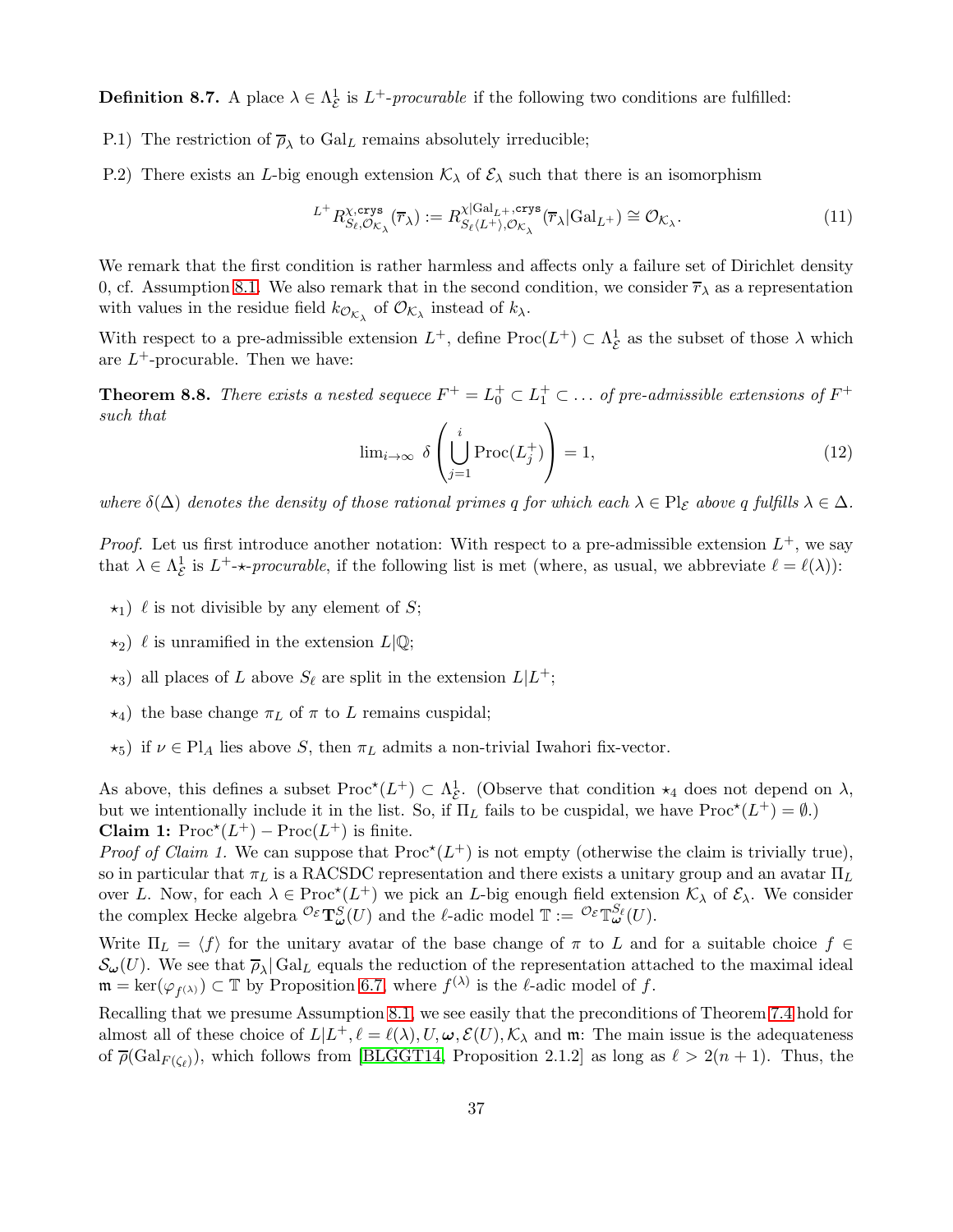**Definition 8.7.** A place $\lambda \in \Lambda^1_{\mathcal{E}}$ is $L^+$-*procurable* if the following two conditions are fulfilled:

P.1) The restriction of $\overline{\rho}_\lambda$ to $\mathrm{Gal}_L$ remains absolutely irreducible;

P.2) There exists an $L$-big enough extension $\mathcal{K}_\lambda$ of $\mathcal{E}_\lambda$ such that there is an isomorphism

$$^{L^+}R^{\chi,\mathtt{crys}}_{S_\ell,\mathcal{O}_{\mathcal{K}_\lambda}}(\overline{r}_\lambda) := R^{\chi|\mathrm{Gal}_{L^+},\mathtt{crys}}_{S_\ell\langle L^+\rangle,\mathcal{O}_{\mathcal{K}_\lambda}}(\overline{r}_\lambda|\mathrm{Gal}_{L^+}) \cong \mathcal{O}_{\mathcal{K}_\lambda}. \tag{11}$$

We remark that the first condition is rather harmless and affects only a failure set of Dirichlet density 0, cf. Assumption 8.1. We also remark that in the second condition, we consider $\overline{r}_\lambda$ as a representation with values in the residue field $k_{\mathcal{O}_{\mathcal{K}_\lambda}}$ of $\mathcal{O}_{\mathcal{K}_\lambda}$ instead of $k_\lambda$.

With respect to a pre-admissible extension $L^+$, define $\mathrm{Proc}(L^+) \subset \Lambda^1_{\mathcal{E}}$ as the subset of those $\lambda$ which are $L^+$-procurable. Then we have:

**Theorem 8.8.** *There exists a nested sequece $F^+ = L^+_0 \subset L^+_1 \subset \dots$ of pre-admissible extensions of $F^+$ such that*

$$\lim\nolimits_{i\to\infty}\ \delta\left(\bigcup_{j=1}^{i} \mathrm{Proc}(L^+_j)\right) = 1, \tag{12}$$

*where $\delta(\Delta)$ denotes the density of those rational primes $q$ for which each $\lambda \in \mathrm{Pl}_{\mathcal{E}}$ above $q$ fulfills $\lambda \in \Delta$.*

*Proof.* Let us first introduce another notation: With respect to a pre-admissible extension $L^+$, we say that $\lambda \in \Lambda^1_{\mathcal{E}}$ is $L^+$-$\star$-*procurable*, if the following list is met (where, as usual, we abbreviate $\ell = \ell(\lambda)$):

- $\star_1$) $\ell$ is not divisible by any element of $S$;
- $\star_2$) $\ell$ is unramified in the extension $L|\mathbb{Q}$;
- $\star_3$) all places of $L$ above $S_\ell$ are split in the extension $L|L^+$;
- $\star_4$) the base change $\pi_L$ of $\pi$ to $L$ remains cuspidal;
- $\star_5$) if $\nu \in \mathrm{Pl}_A$ lies above $S$, then $\pi_L$ admits a non-trivial Iwahori fix-vector.

As above, this defines a subset $\mathrm{Proc}^\star(L^+) \subset \Lambda^1_{\mathcal{E}}$. (Observe that condition $\star_4$ does not depend on $\lambda$, but we intentionally include it in the list. So, if $\Pi_L$ fails to be cuspidal, we have $\mathrm{Proc}^\star(L^+) = \emptyset$.)
**Claim 1:** $\mathrm{Proc}^\star(L^+) - \mathrm{Proc}(L^+)$ is finite.
*Proof of Claim 1.* We can suppose that $\mathrm{Proc}^\star(L^+)$ is not empty (otherwise the claim is trivially true), so in particular that $\pi_L$ is a RACSDC representation and there exists a unitary group and an avatar $\Pi_L$ over $L$. Now, for each $\lambda \in \mathrm{Proc}^\star(L^+)$ we pick an $L$-big enough field extension $\mathcal{K}_\lambda$ of $\mathcal{E}_\lambda$. We consider the complex Hecke algebra ${}^{\mathcal{O}_{\mathcal{E}}}\mathbf{T}^S_{\boldsymbol{\omega}}(U)$ and the $\ell$-adic model $\mathbb{T} := {}^{\mathcal{O}_{\mathcal{E}}}\mathbb{T}^{S_\ell}_{\boldsymbol{\omega}}(U)$.

Write $\Pi_L = \langle f \rangle$ for the unitary avatar of the base change of $\pi$ to $L$ and for a suitable choice $f \in \mathcal{S}_{\boldsymbol{\omega}}(U)$. We see that $\overline{\rho}_\lambda|\,\mathrm{Gal}_L$ equals the reduction of the representation attached to the maximal ideal $\mathfrak{m} = \ker(\varphi_{f^{(\lambda)}}) \subset \mathbb{T}$ by Proposition 6.7, where $f^{(\lambda)}$ is the $\ell$-adic model of $f$.

Recalling that we presume Assumption 8.1, we see easily that the preconditions of Theorem 7.4 hold for almost all of these choice of $L|L^+, \ell = \ell(\lambda), U, \boldsymbol{\omega}, \mathcal{E}(U), \mathcal{K}_\lambda$ and $\mathfrak{m}$: The main issue is the adequateness of $\overline{\rho}(\mathrm{Gal}_{F(\zeta_\ell)})$, which follows from [BLGGT14, Proposition 2.1.2] as long as $\ell > 2(n+1)$. Thus, the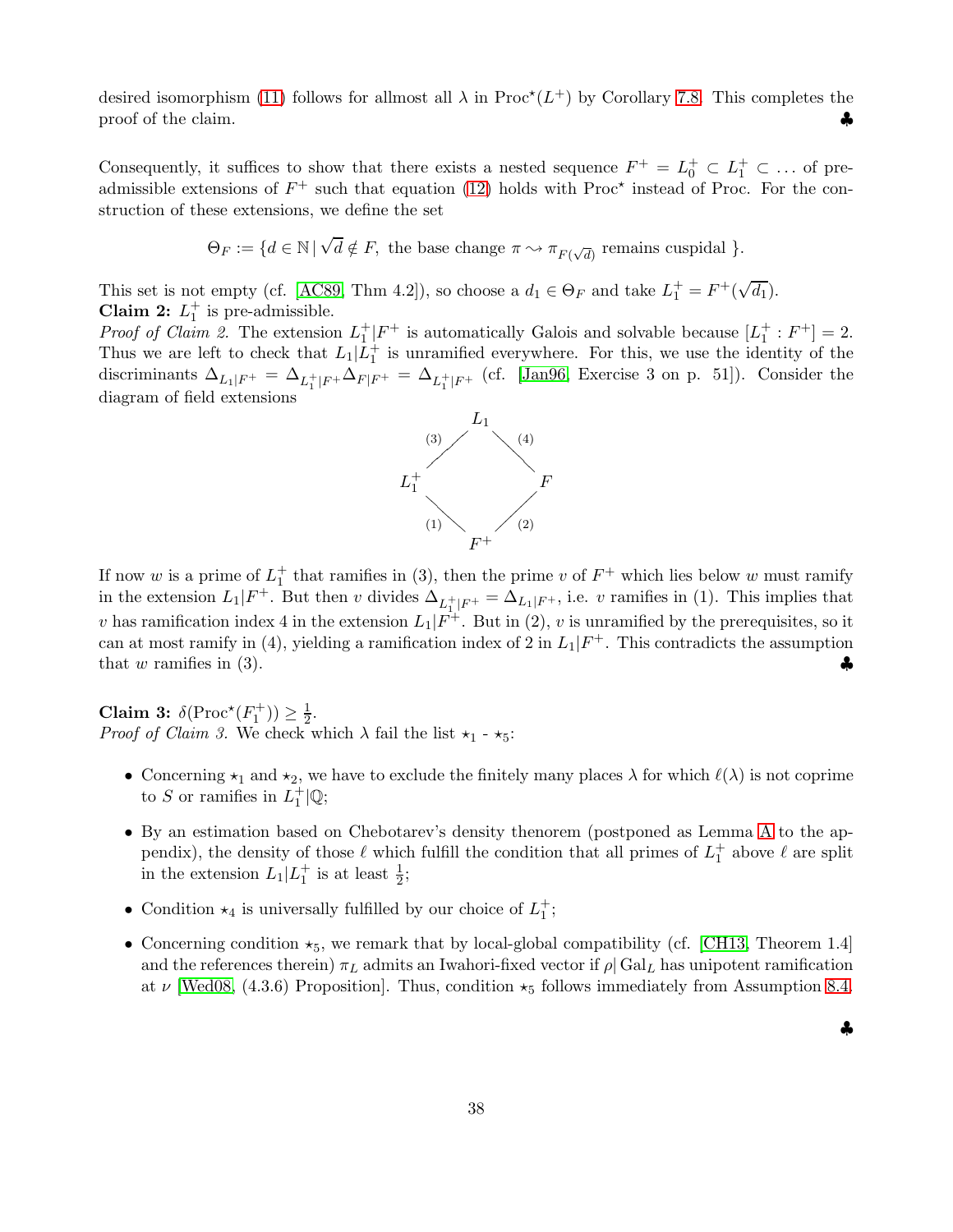desired isomorphism (11) follows for allmost all $\lambda$ in $\mathrm{Proc}^\star(L^+)$ by Corollary 7.8. This completes the proof of the claim. ♣

Consequently, it suffices to show that there exists a nested sequence $F^+ = L_0^+ \subset L_1^+ \subset \ldots$ of pre-admissible extensions of $F^+$ such that equation (12) holds with $\mathrm{Proc}^\star$ instead of Proc. For the construction of these extensions, we define the set

$$\Theta_F := \{d \in \mathbb{N} \,|\, \sqrt{d} \notin F, \text{ the base change } \pi \rightsquigarrow \pi_{F(\sqrt{d})} \text{ remains cuspidal }\}.$$

This set is not empty (cf. [AC89, Thm 4.2]), so choose a $d_1 \in \Theta_F$ and take $L_1^+ = F^+(\sqrt{d_1})$.

**Claim 2:** $L_1^+$ is pre-admissible.

*Proof of Claim 2.* The extension $L_1^+|F^+$ is automatically Galois and solvable because $[L_1^+ : F^+] = 2$. Thus we are left to check that $L_1|L_1^+$ is unramified everywhere. For this, we use the identity of the discriminants $\Delta_{L_1|F^+} = \Delta_{L_1^+|F^+}\Delta_{F|F^+} = \Delta_{L_1^+|F^+}$ (cf. [Jan96, Exercise 3 on p. 51]). Consider the diagram of field extensions

```
          L_1
     (3) /   \ (4)
    L_1^+     F
     (1) \   / (2)
          F^+
```

If now $w$ is a prime of $L_1^+$ that ramifies in (3), then the prime $v$ of $F^+$ which lies below $w$ must ramify in the extension $L_1|F^+$. But then $v$ divides $\Delta_{L_1^+|F^+} = \Delta_{L_1|F^+}$, i.e. $v$ ramifies in (1). This implies that $v$ has ramification index 4 in the extension $L_1|F^+$. But in (2), $v$ is unramified by the prerequisites, so it can at most ramify in (4), yielding a ramification index of 2 in $L_1|F^+$. This contradicts the assumption that $w$ ramifies in (3). ♣

**Claim 3:** $\delta(\mathrm{Proc}^\star(F_1^+)) \geq \frac{1}{2}$.

*Proof of Claim 3.* We check which $\lambda$ fail the list $\star_1$ - $\star_5$:

- Concerning $\star_1$ and $\star_2$, we have to exclude the finitely many places $\lambda$ for which $\ell(\lambda)$ is not coprime to $S$ or ramifies in $L_1^+|\mathbb{Q}$;
- By an estimation based on Chebotarev's density thenorem (postponed as Lemma A to the appendix), the density of those $\ell$ which fulfill the condition that all primes of $L_1^+$ above $\ell$ are split in the extension $L_1|L_1^+$ is at least $\frac{1}{2}$;
- Condition $\star_4$ is universally fulfilled by our choice of $L_1^+$;
- Concerning condition $\star_5$, we remark that by local-global compatibility (cf. [CH13, Theorem 1.4] and the references therein) $\pi_L$ admits an Iwahori-fixed vector if $\rho|\,\mathrm{Gal}_L$ has unipotent ramification at $\nu$ [Wed08, (4.3.6) Proposition]. Thus, condition $\star_5$ follows immediately from Assumption 8.4.

♣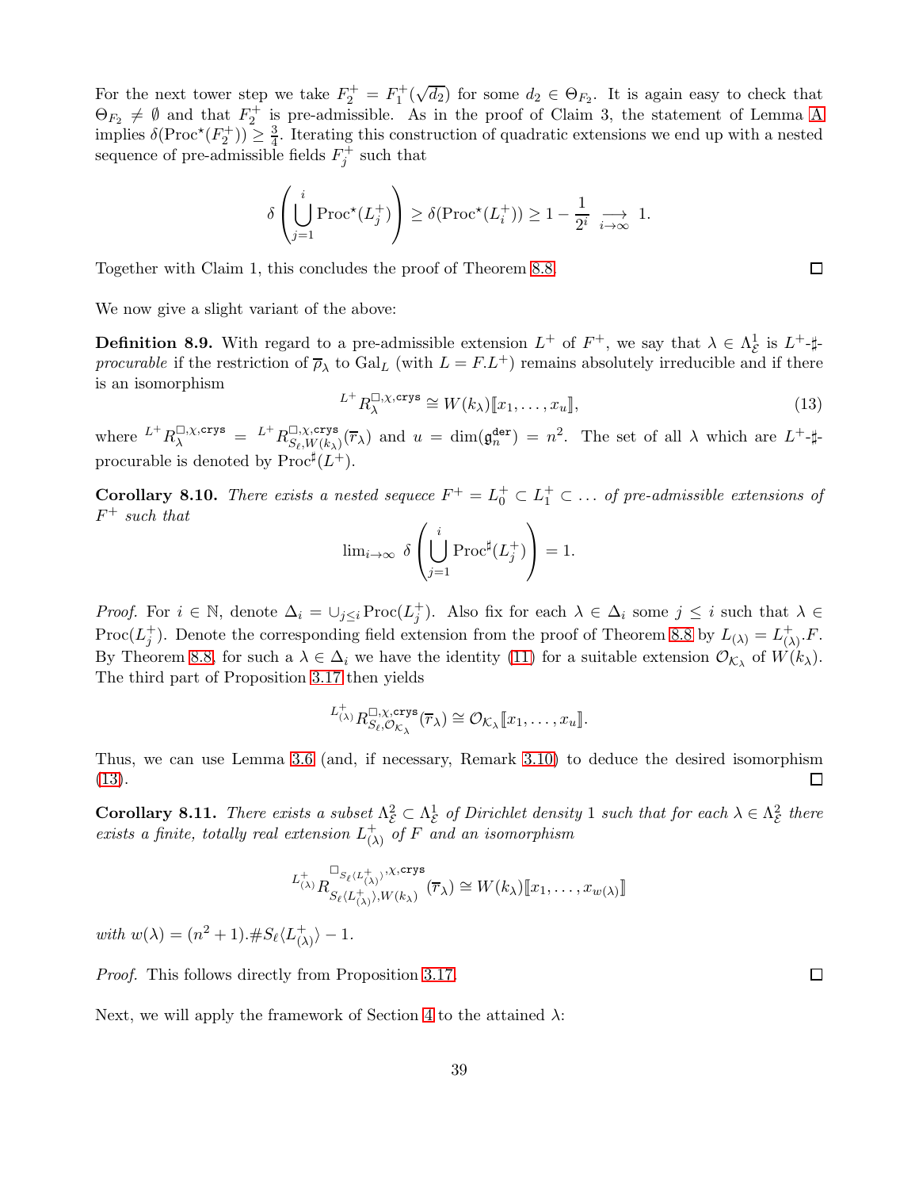For the next tower step we take $F_2^+ = F_1^+(\sqrt{d_2})$ for some $d_2 \in \Theta_{F_2}$. It is again easy to check that $\Theta_{F_2} \neq \emptyset$ and that $F_2^+$ is pre-admissible. As in the proof of Claim 3, the statement of Lemma A implies $\delta(\mathrm{Proc}^\star(F_2^+)) \geq \frac{3}{4}$. Iterating this construction of quadratic extensions we end up with a nested sequence of pre-admissible fields $F_j^+$ such that

$$\delta\left(\bigcup_{j=1}^{i} \mathrm{Proc}^\star(L_j^+)\right) \geq \delta(\mathrm{Proc}^\star(L_i^+)) \geq 1 - \frac{1}{2^i} \underset{i\to\infty}{\longrightarrow} 1.$$

Together with Claim 1, this concludes the proof of Theorem 8.8. ∎

We now give a slight variant of the above:

**Definition 8.9.** With regard to a pre-admissible extension $L^+$ of $F^+$, we say that $\lambda \in \Lambda^1_{\mathcal{E}}$ is *$L^+$-$\sharp$-procurable* if the restriction of $\overline{\rho}_\lambda$ to $\mathrm{Gal}_L$ (with $L = F.L^+$) remains absolutely irreducible and if there is an isomorphism

$$^{L^+}R_\lambda^{\square,\chi,\mathtt{crys}} \cong W(k_\lambda)[\![x_1,\ldots,x_u]\!], \tag{13}$$

where $^{L^+}R_\lambda^{\square,\chi,\mathtt{crys}} = {}^{L^+}R_{S_\ell,W(k_\lambda)}^{\square,\chi,\mathtt{crys}}(\overline{r}_\lambda)$ and $u = \dim(\mathfrak{g}_n^{\mathtt{der}}) = n^2$. The set of all $\lambda$ which are $L^+$-$\sharp$-procurable is denoted by $\mathrm{Proc}^\sharp(L^+)$.

**Corollary 8.10.** *There exists a nested sequece $F^+ = L_0^+ \subset L_1^+ \subset \ldots$ of pre-admissible extensions of $F^+$ such that*

$$\lim_{i\to\infty} \delta\left(\bigcup_{j=1}^{i} \mathrm{Proc}^\sharp(L_j^+)\right) = 1.$$

*Proof.* For $i \in \mathbb{N}$, denote $\Delta_i = \cup_{j\leq i} \mathrm{Proc}(L_j^+)$. Also fix for each $\lambda \in \Delta_i$ some $j \leq i$ such that $\lambda \in \mathrm{Proc}(L_j^+)$. Denote the corresponding field extension from the proof of Theorem 8.8 by $L_{(\lambda)} = L_{(\lambda)}^+.F$. By Theorem 8.8, for such a $\lambda \in \Delta_i$ we have the identity (11) for a suitable extension $\mathcal{O}_{\mathcal{K}_\lambda}$ of $W(k_\lambda)$. The third part of Proposition 3.17 then yields

$$^{L^+_{(\lambda)}}R_{S_\ell,\mathcal{O}_{\mathcal{K}_\lambda}}^{\square,\chi,\mathtt{crys}}(\overline{r}_\lambda) \cong \mathcal{O}_{\mathcal{K}_\lambda}[\![x_1,\ldots,x_u]\!].$$

Thus, we can use Lemma 3.6 (and, if necessary, Remark 3.10) to deduce the desired isomorphism (13). ∎

**Corollary 8.11.** *There exists a subset $\Lambda^2_{\mathcal{E}} \subset \Lambda^1_{\mathcal{E}}$ of Dirichlet density 1 such that for each $\lambda \in \Lambda^2_{\mathcal{E}}$ there exists a finite, totally real extension $L^+_{(\lambda)}$ of $F$ and an isomorphism*

$$^{L^+_{(\lambda)}}R_{S_\ell\langle L^+_{(\lambda)}\rangle,W(k_\lambda)}^{\square_{S_\ell\langle L^+_{(\lambda)}\rangle},\chi,\mathtt{crys}}(\overline{r}_\lambda) \cong W(k_\lambda)[\![x_1,\ldots,x_{w(\lambda)}]\!]$$

*with $w(\lambda) = (n^2+1).\#S_\ell\langle L^+_{(\lambda)}\rangle - 1$.*

*Proof.* This follows directly from Proposition 3.17. ∎

Next, we will apply the framework of Section 4 to the attained $\lambda$: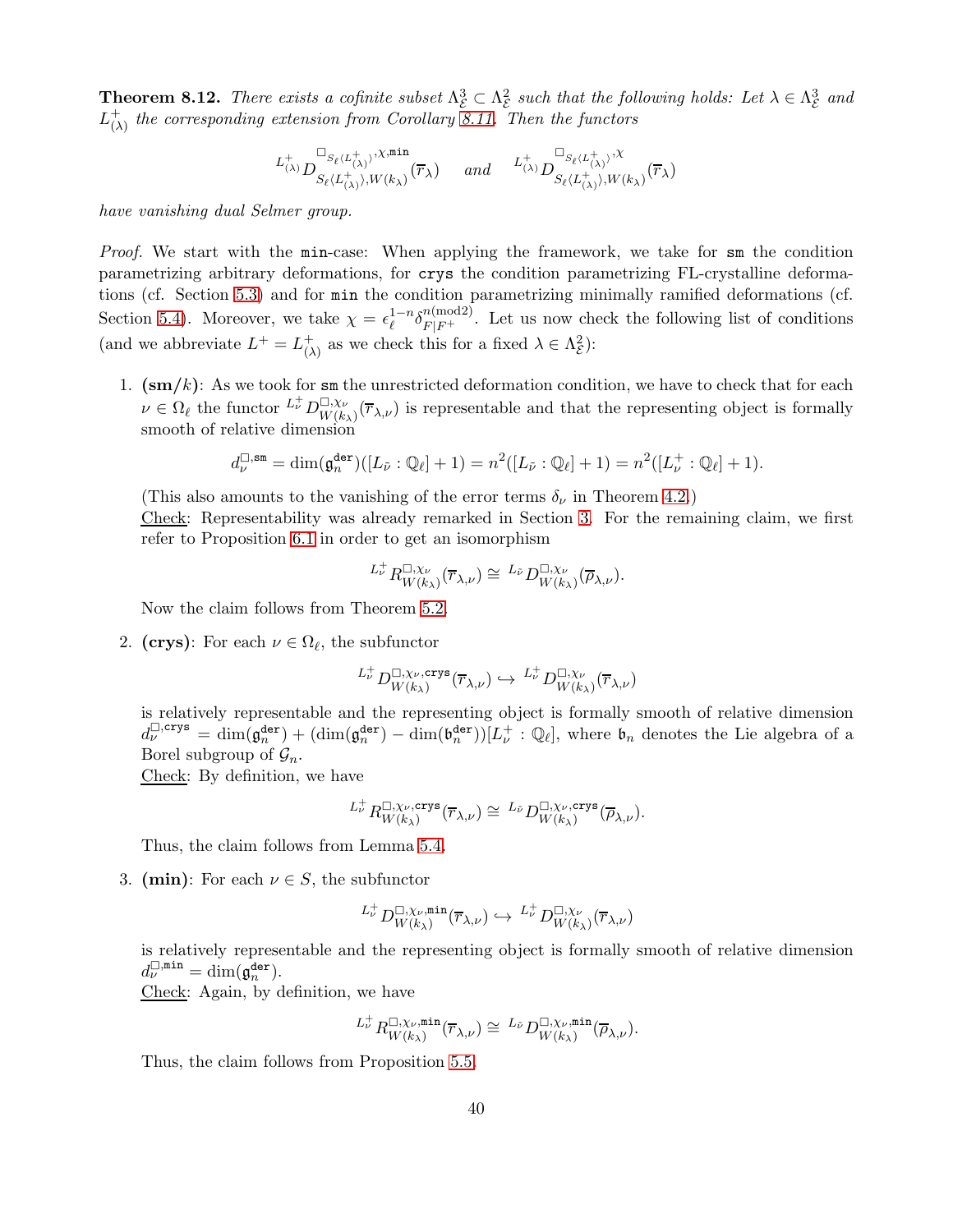**Theorem 8.12.** *There exists a cofinite subset $\Lambda^3_{\mathcal{E}} \subset \Lambda^2_{\mathcal{E}}$ such that the following holds: Let $\lambda \in \Lambda^3_{\mathcal{E}}$ and $L^+_{(\lambda)}$ the corresponding extension from Corollary 8.11. Then the functors*

$$ {}^{L^+_{(\lambda)}}D^{\square_{S_\ell\langle L^+_{(\lambda)}\rangle},\chi,\mathtt{min}}_{S_\ell\langle L^+_{(\lambda)}\rangle, W(k_\lambda)}(\overline{r}_\lambda) \quad \text{and} \quad {}^{L^+_{(\lambda)}}D^{\square_{S_\ell\langle L^+_{(\lambda)}\rangle},\chi}_{S_\ell\langle L^+_{(\lambda)}\rangle, W(k_\lambda)}(\overline{r}_\lambda) $$

*have vanishing dual Selmer group.*

*Proof.* We start with the `min`-case: When applying the framework, we take for `sm` the condition parametrizing arbitrary deformations, for `crys` the condition parametrizing FL-crystalline deformations (cf. Section 5.3) and for `min` the condition parametrizing minimally ramified deformations (cf. Section 5.4). Moreover, we take $\chi = \epsilon_\ell^{1-n}\delta_{F|F^+}^{n(\mathrm{mod}2)}$. Let us now check the following list of conditions (and we abbreviate $L^+ = L^+_{(\lambda)}$ as we check this for a fixed $\lambda \in \Lambda^2_{\mathcal{E}}$):

1. **(sm/$k$)**: As we took for `sm` the unrestricted deformation condition, we have to check that for each $\nu \in \Omega_\ell$ the functor ${}^{L^+_\nu}D^{\square,\chi_\nu}_{W(k_\lambda)}(\overline{r}_{\lambda,\nu})$ is representable and that the representing object is formally smooth of relative dimension

   $$ d^{\square,\mathtt{sm}}_\nu = \dim(\mathfrak{g}^{\mathtt{der}}_n)([L_{\tilde{\nu}} : \mathbb{Q}_\ell] + 1) = n^2([L_{\tilde{\nu}} : \mathbb{Q}_\ell] + 1) = n^2([L^+_\nu : \mathbb{Q}_\ell] + 1). $$

   (This also amounts to the vanishing of the error terms $\delta_\nu$ in Theorem 4.2.)
   Check: Representability was already remarked in Section 3. For the remaining claim, we first refer to Proposition 6.1 in order to get an isomorphism

   $$ {}^{L^+_\nu}R^{\square,\chi_\nu}_{W(k_\lambda)}(\overline{r}_{\lambda,\nu}) \cong {}^{L_{\tilde{\nu}}}D^{\square,\chi_\nu}_{W(k_\lambda)}(\overline{\rho}_{\lambda,\nu}). $$

   Now the claim follows from Theorem 5.2.

2. **(crys)**: For each $\nu \in \Omega_\ell$, the subfunctor

   $$ {}^{L^+_\nu}D^{\square,\chi_\nu,\mathtt{crys}}_{W(k_\lambda)}(\overline{r}_{\lambda,\nu}) \hookrightarrow {}^{L^+_\nu}D^{\square,\chi_\nu}_{W(k_\lambda)}(\overline{r}_{\lambda,\nu}) $$

   is relatively representable and the representing object is formally smooth of relative dimension $d^{\square,\mathtt{crys}}_\nu = \dim(\mathfrak{g}^{\mathtt{der}}_n) + (\dim(\mathfrak{g}^{\mathtt{der}}_n) - \dim(\mathfrak{b}^{\mathtt{der}}_n))[L^+_\nu : \mathbb{Q}_\ell]$, where $\mathfrak{b}_n$ denotes the Lie algebra of a Borel subgroup of $\mathcal{G}_n$.
   Check: By definition, we have

   $$ {}^{L^+_\nu}R^{\square,\chi_\nu,\mathtt{crys}}_{W(k_\lambda)}(\overline{r}_{\lambda,\nu}) \cong {}^{L_{\tilde{\nu}}}D^{\square,\chi_\nu,\mathtt{crys}}_{W(k_\lambda)}(\overline{\rho}_{\lambda,\nu}). $$

   Thus, the claim follows from Lemma 5.4.

3. **(min)**: For each $\nu \in S$, the subfunctor

   $$ {}^{L^+_\nu}D^{\square,\chi_\nu,\mathtt{min}}_{W(k_\lambda)}(\overline{r}_{\lambda,\nu}) \hookrightarrow {}^{L^+_\nu}D^{\square,\chi_\nu}_{W(k_\lambda)}(\overline{r}_{\lambda,\nu}) $$

   is relatively representable and the representing object is formally smooth of relative dimension $d^{\square,\mathtt{min}}_\nu = \dim(\mathfrak{g}^{\mathtt{der}}_n)$.
   Check: Again, by definition, we have

   $$ {}^{L^+_\nu}R^{\square,\chi_\nu,\mathtt{min}}_{W(k_\lambda)}(\overline{r}_{\lambda,\nu}) \cong {}^{L_{\tilde{\nu}}}D^{\square,\chi_\nu,\mathtt{min}}_{W(k_\lambda)}(\overline{\rho}_{\lambda,\nu}). $$

   Thus, the claim follows from Proposition 5.5.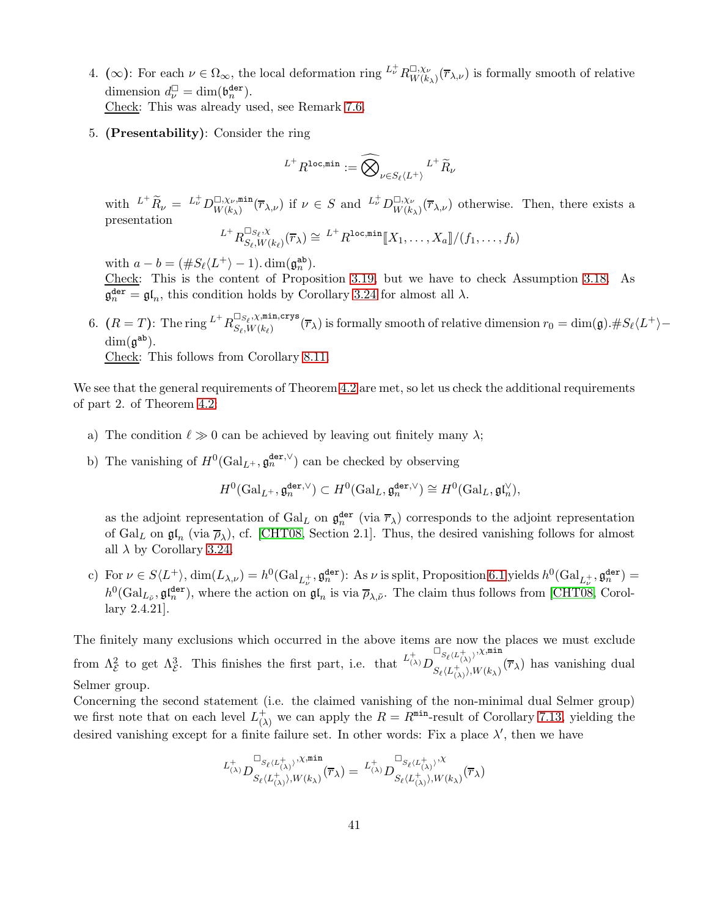4. **($\infty$)**: For each $\nu \in \Omega_\infty$, the local deformation ring ${}^{L_\nu^+}R^{\square,\chi_\nu}_{W(k_\lambda)}(\overline{r}_{\lambda,\nu})$ is formally smooth of relative dimension $d_\nu^\square = \dim(\mathfrak{b}_n^{\mathtt{der}})$.
   Check: This was already used, see Remark 7.6.

5. **(Presentability)**: Consider the ring

$$ {}^{L^+}R^{\mathtt{loc},\mathtt{min}} := \widehat{\bigotimes}_{\nu \in S_\ell\langle L^+\rangle} {}^{L^+}\widetilde{R}_\nu $$

   with ${}^{L^+}\widetilde{R}_\nu = {}^{L_\nu^+}D^{\square,\chi_\nu,\mathtt{min}}_{W(k_\lambda)}(\overline{r}_{\lambda,\nu})$ if $\nu \in S$ and ${}^{L_\nu^+}D^{\square,\chi_\nu}_{W(k_\lambda)}(\overline{r}_{\lambda,\nu})$ otherwise. Then, there exists a presentation

$$ {}^{L^+}R^{\square_{S_\ell},\chi}_{S_\ell,W(k_\ell)}(\overline{r}_\lambda) \cong {}^{L^+}R^{\mathtt{loc},\mathtt{min}}[\![X_1,\ldots,X_a]\!]/(f_1,\ldots,f_b) $$

   with $a - b = (\#S_\ell\langle L^+\rangle - 1).\dim(\mathfrak{g}_n^{\mathtt{ab}})$.
   Check: This is the content of Proposition 3.19, but we have to check Assumption 3.18. As $\mathfrak{g}_n^{\mathtt{der}} = \mathfrak{gl}_n$, this condition holds by Corollary 3.24 for almost all $\lambda$.

6. **($R = T$)**: The ring ${}^{L^+}R^{\square_{S_\ell},\chi,\mathtt{min},\mathtt{crys}}_{S_\ell,W(k_\ell)}(\overline{r}_\lambda)$ is formally smooth of relative dimension $r_0 = \dim(\mathfrak{g}).\#S_\ell\langle L^+\rangle - \dim(\mathfrak{g}^{\mathtt{ab}})$.
   Check: This follows from Corollary 8.11.

We see that the general requirements of Theorem 4.2 are met, so let us check the additional requirements of part 2. of Theorem 4.2:

a) The condition $\ell \gg 0$ can be achieved by leaving out finitely many $\lambda$;

b) The vanishing of $H^0(\mathrm{Gal}_{L^+}, \mathfrak{g}_n^{\mathtt{der},\vee})$ can be checked by observing

$$ H^0(\mathrm{Gal}_{L^+}, \mathfrak{g}_n^{\mathtt{der},\vee}) \subset H^0(\mathrm{Gal}_L, \mathfrak{g}_n^{\mathtt{der},\vee}) \cong H^0(\mathrm{Gal}_L, \mathfrak{gl}_n^\vee), $$

   as the adjoint representation of $\mathrm{Gal}_L$ on $\mathfrak{g}_n^{\mathtt{der}}$ (via $\overline{r}_\lambda$) corresponds to the adjoint representation of $\mathrm{Gal}_L$ on $\mathfrak{gl}_n$ (via $\overline{\rho}_\lambda$), cf. [CHT08, Section 2.1]. Thus, the desired vanishing follows for almost all $\lambda$ by Corollary 3.24.

c) For $\nu \in S\langle L^+\rangle$, $\dim(L_{\lambda,\nu}) = h^0(\mathrm{Gal}_{L_\nu^+}, \mathfrak{g}_n^{\mathtt{der}})$: As $\nu$ is split, Proposition 6.1 yields $h^0(\mathrm{Gal}_{L_\nu^+}, \mathfrak{g}_n^{\mathtt{der}}) = h^0(\mathrm{Gal}_{L_{\tilde{\nu}}}, \mathfrak{gl}_n^{\mathtt{der}})$, where the action on $\mathfrak{gl}_n$ is via $\overline{\rho}_{\lambda,\tilde{\nu}}$. The claim thus follows from [CHT08, Corollary 2.4.21].

The finitely many exclusions which occurred in the above items are now the places we must exclude from $\Lambda^2_{\mathcal{E}}$ to get $\Lambda^3_{\mathcal{E}}$. This finishes the first part, i.e. that ${}^{L^+_{(\lambda)}}D^{\square_{S_\ell\langle L^+_{(\lambda)}\rangle},\chi,\mathtt{min}}_{S_\ell\langle L^+_{(\lambda)}\rangle,W(k_\lambda)}(\overline{r}_\lambda)$ has vanishing dual Selmer group.
Concerning the second statement (i.e. the claimed vanishing of the non-minimal dual Selmer group) we first note that on each level $L^+_{(\lambda)}$ we can apply the $R = R^{\mathtt{min}}$-result of Corollary 7.13, yielding the desired vanishing except for a finite failure set. In other words: Fix a place $\lambda'$, then we have

$$ {}^{L^+_{(\lambda)}}D^{\square_{S_\ell\langle L^+_{(\lambda)}\rangle},\chi,\mathtt{min}}_{S_\ell\langle L^+_{(\lambda)}\rangle,W(k_\lambda)}(\overline{r}_\lambda) = {}^{L^+_{(\lambda)}}D^{\square_{S_\ell\langle L^+_{(\lambda)}\rangle},\chi}_{S_\ell\langle L^+_{(\lambda)}\rangle,W(k_\lambda)}(\overline{r}_\lambda) $$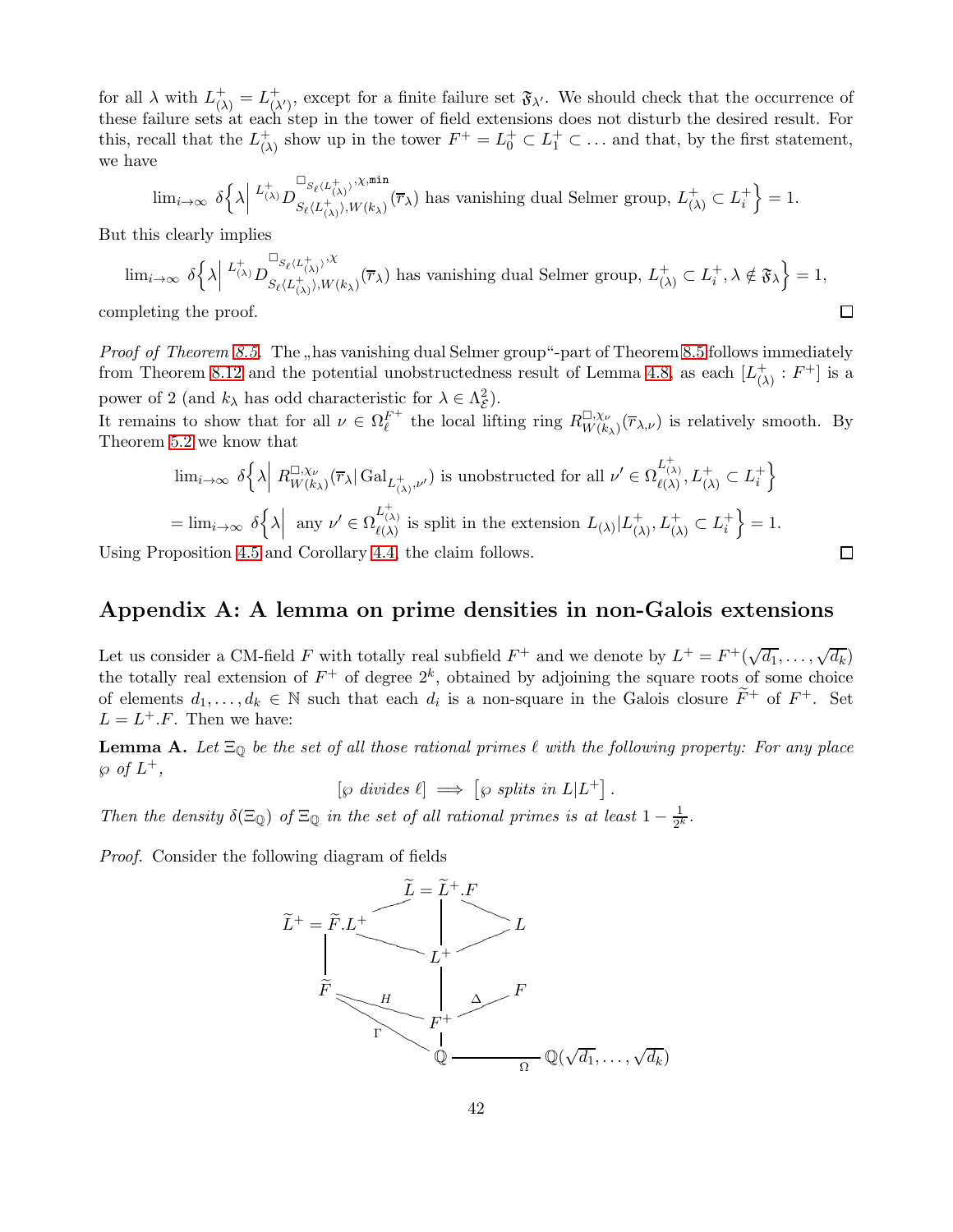for all $\lambda$ with $L^+_{(\lambda)} = L^+_{(\lambda')}$, except for a finite failure set $\mathfrak{F}_{\lambda'}$. We should check that the occurrence of these failure sets at each step in the tower of field extensions does not disturb the desired result. For this, recall that the $L^+_{(\lambda)}$ show up in the tower $F^+ = L^+_0 \subset L^+_1 \subset \ldots$ and that, by the first statement, we have

$$\lim_{i\to\infty} \delta\Big\{\lambda \Big| \ {}^{L^+_{(\lambda)}}D^{\square_{S_\ell\langle L^+_{(\lambda)}\rangle},\chi,\mathtt{min}}_{S_\ell\langle L^+_{(\lambda)}\rangle, W(k_\lambda)}(\overline{r}_\lambda) \text{ has vanishing dual Selmer group, } L^+_{(\lambda)} \subset L^+_i\Big\} = 1.$$

But this clearly implies

$$\lim_{i\to\infty} \delta\Big\{\lambda \Big| \ {}^{L^+_{(\lambda)}}D^{\square_{S_\ell\langle L^+_{(\lambda)}\rangle},\chi}_{S_\ell\langle L^+_{(\lambda)}\rangle, W(k_\lambda)}(\overline{r}_\lambda) \text{ has vanishing dual Selmer group, } L^+_{(\lambda)} \subset L^+_i, \lambda \notin \mathfrak{F}_\lambda\Big\} = 1,$$

completing the proof. □

*Proof of Theorem 8.5.* The „has vanishing dual Selmer group"-part of Theorem 8.5 follows immediately from Theorem 8.12 and the potential unobstructedness result of Lemma 4.8, as each $[L^+_{(\lambda)} : F^+]$ is a power of 2 (and $k_\lambda$ has odd characteristic for $\lambda \in \Lambda^2_{\mathcal{E}}$).
It remains to show that for all $\nu \in \Omega^{F^+}_\ell$ the local lifting ring $R^{\square,\chi_\nu}_{W(k_\lambda)}(\overline{r}_{\lambda,\nu})$ is relatively smooth. By Theorem 5.2 we know that

$$\begin{aligned}
&\lim_{i\to\infty} \delta\Big\{\lambda \Big| \ R^{\square,\chi_\nu}_{W(k_\lambda)}(\overline{r}_\lambda|\,\mathrm{Gal}_{L^+_{(\lambda)},\nu'}) \text{ is unobstructed for all } \nu' \in \Omega^{L^+_{(\lambda)}}_{\ell(\lambda)}, L^+_{(\lambda)} \subset L^+_i\Big\}\\
&= \lim_{i\to\infty} \delta\Big\{\lambda \Big| \ \text{any } \nu' \in \Omega^{L^+_{(\lambda)}}_{\ell(\lambda)} \text{ is split in the extension } L_{(\lambda)}|L^+_{(\lambda)}, L^+_{(\lambda)} \subset L^+_i\Big\} = 1.
\end{aligned}$$

Using Proposition 4.5 and Corollary 4.4, the claim follows. □

## Appendix A: A lemma on prime densities in non-Galois extensions

Let us consider a CM-field $F$ with totally real subfield $F^+$ and we denote by $L^+ = F^+(\sqrt{d_1}, \ldots, \sqrt{d_k})$ the totally real extension of $F^+$ of degree $2^k$, obtained by adjoining the square roots of some choice of elements $d_1, \ldots, d_k \in \mathbb{N}$ such that each $d_i$ is a non-square in the Galois closure $\widetilde{F}^+$ of $F^+$. Set $L = L^+.F$. Then we have:

**Lemma A.** *Let $\Xi_{\mathbb{Q}}$ be the set of all those rational primes $\ell$ with the following property: For any place $\wp$ of $L^+$,*

$$[\wp \text{ divides } \ell] \implies [\wp \text{ splits in } L|L^+].$$

*Then the density $\delta(\Xi_{\mathbb{Q}})$ of $\Xi_{\mathbb{Q}}$ in the set of all rational primes is at least $1 - \frac{1}{2^k}$.*

*Proof.* Consider the following diagram of fields

$$\begin{array}{ccccc}
 & & \widetilde{L} = \widetilde{L}^+.F & & \\
\widetilde{L}^+ = \widetilde{F}.L^+ & & | & & L \\
| & & L^+ & & \\
\widetilde{F} & \overset{H}{\text{—}} & F^+ & \overset{\Delta}{\text{—}} & F \\
 & \underset{\Gamma}{\text{—}} & \mathbb{Q} & \underset{\Omega}{\text{—————}} & \mathbb{Q}(\sqrt{d_1}, \ldots, \sqrt{d_k})
\end{array}$$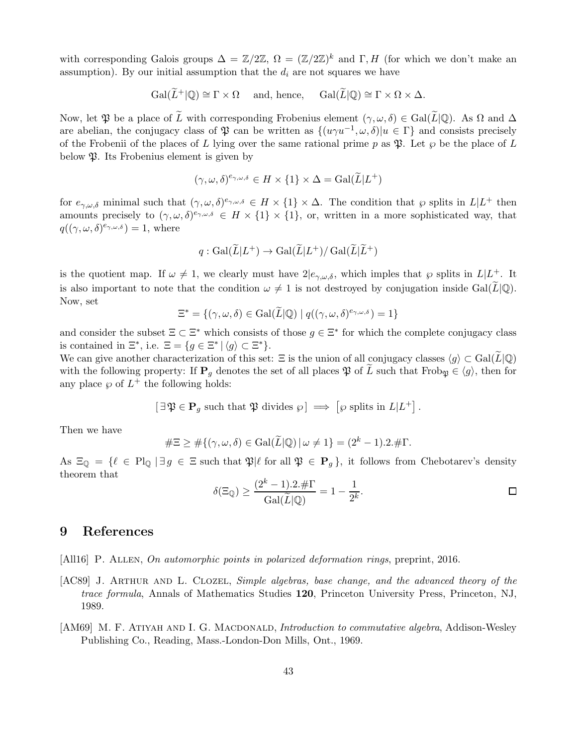with corresponding Galois groups $\Delta = \mathbb{Z}/2\mathbb{Z}$, $\Omega = (\mathbb{Z}/2\mathbb{Z})^k$ and $\Gamma, H$ (for which we don't make an assumption). By our initial assumption that the $d_i$ are not squares we have

$$\mathrm{Gal}(\widetilde{L}^+|\mathbb{Q}) \cong \Gamma \times \Omega \quad \text{ and, hence, } \quad \mathrm{Gal}(\widetilde{L}|\mathbb{Q}) \cong \Gamma \times \Omega \times \Delta.$$

Now, let $\mathfrak{P}$ be a place of $\widetilde{L}$ with corresponding Frobenius element $(\gamma, \omega, \delta) \in \mathrm{Gal}(\widetilde{L}|\mathbb{Q})$. As $\Omega$ and $\Delta$ are abelian, the conjugacy class of $\mathfrak{P}$ can be written as $\{(u\gamma u^{-1}, \omega, \delta) | u \in \Gamma\}$ and consists precisely of the Frobenii of the places of $L$ lying over the same rational prime $p$ as $\mathfrak{P}$. Let $\wp$ be the place of $L$ below $\mathfrak{P}$. Its Frobenius element is given by

$$(\gamma, \omega, \delta)^{e_{\gamma,\omega,\delta}} \in H \times \{1\} \times \Delta = \mathrm{Gal}(\widetilde{L}|L^+)$$

for $e_{\gamma,\omega,\delta}$ minimal such that $(\gamma, \omega, \delta)^{e_{\gamma,\omega,\delta}} \in H \times \{1\} \times \Delta$. The condition that $\wp$ splits in $L|L^+$ then amounts precisely to $(\gamma, \omega, \delta)^{e_{\gamma,\omega,\delta}} \in H \times \{1\} \times \{1\}$, or, written in a more sophisticated way, that $q((\gamma, \omega, \delta)^{e_{\gamma,\omega,\delta}}) = 1$, where

$$q : \mathrm{Gal}(\widetilde{L}|L^+) \to \mathrm{Gal}(\widetilde{L}|L^+)/\,\mathrm{Gal}(\widetilde{L}|\widetilde{L}^+)$$

is the quotient map. If $\omega \neq 1$, we clearly must have $2|e_{\gamma,\omega,\delta}$, which imples that $\wp$ splits in $L|L^+$. It is also important to note that the condition $\omega \neq 1$ is not destroyed by conjugation inside $\mathrm{Gal}(\widetilde{L}|\mathbb{Q})$. Now, set

$$\Xi^* = \{(\gamma, \omega, \delta) \in \mathrm{Gal}(\widetilde{L}|\mathbb{Q}) \mid q((\gamma, \omega, \delta)^{e_{\gamma,\omega,\delta}}) = 1\}$$

and consider the subset $\Xi \subset \Xi^*$ which consists of those $g \in \Xi^*$ for which the complete conjugacy class is contained in $\Xi^*$, i.e. $\Xi = \{g \in \Xi^* \,|\, \langle g \rangle \subset \Xi^*\}$.

We can give another characterization of this set: $\Xi$ is the union of all conjugacy classes $\langle g \rangle \subset \mathrm{Gal}(\widetilde{L}|\mathbb{Q})$ with the following property: If $\mathbf{P}_g$ denotes the set of all places $\mathfrak{P}$ of $\widetilde{L}$ such that $\mathrm{Frob}_{\mathfrak{P}} \in \langle g \rangle$, then for any place $\wp$ of $L^+$ the following holds:

$$[\,\exists\, \mathfrak{P} \in \mathbf{P}_g \text{ such that } \mathfrak{P} \text{ divides } \wp\,] \implies [\wp \text{ splits in } L|L^+]\,.$$

Then we have

$$\#\Xi \geq \#\{(\gamma, \omega, \delta) \in \mathrm{Gal}(\widetilde{L}|\mathbb{Q}) \,|\, \omega \neq 1\} = (2^k - 1).2.\#\Gamma.$$

As $\Xi_{\mathbb{Q}} = \{\ell \in \mathrm{Pl}_{\mathbb{Q}} \,|\, \exists\, g \in \Xi \text{ such that } \mathfrak{P}|\ell \text{ for all } \mathfrak{P} \in \mathbf{P}_g\}$, it follows from Chebotarev's density theorem that

$$\delta(\Xi_{\mathbb{Q}}) \geq \frac{(2^k - 1).2.\#\Gamma}{\mathrm{Gal}(\widetilde{L}|\mathbb{Q})} = 1 - \frac{1}{2^k}.$$

□

# 9 References

[All16] P. Allen, *On automorphic points in polarized deformation rings*, preprint, 2016.

[AC89] J. Arthur and L. Clozel, *Simple algebras, base change, and the advanced theory of the trace formula*, Annals of Mathematics Studies **120**, Princeton University Press, Princeton, NJ, 1989.

[AM69] M. F. Atiyah and I. G. Macdonald, *Introduction to commutative algebra*, Addison-Wesley Publishing Co., Reading, Mass.-London-Don Mills, Ont., 1969.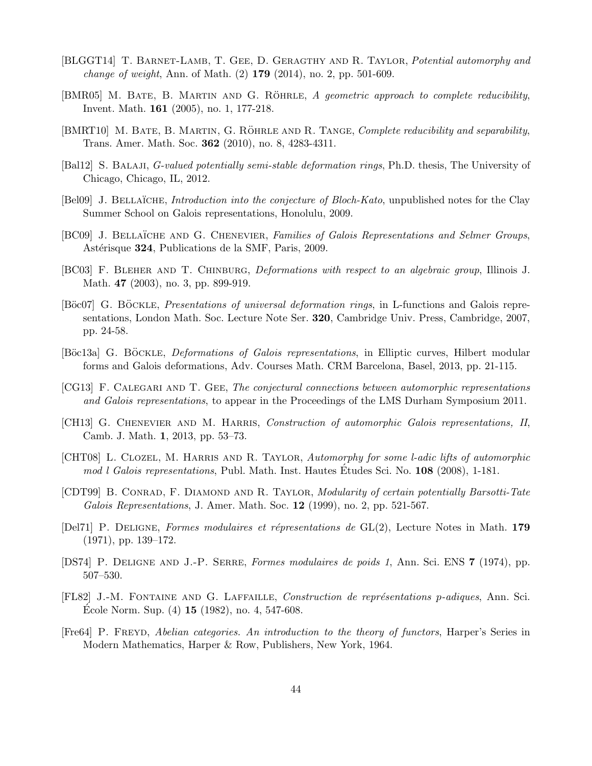[BLGGT14] T. Barnet-Lamb, T. Gee, D. Geragthy and R. Taylor, *Potential automorphy and change of weight*, Ann. of Math. (2) **179** (2014), no. 2, pp. 501-609.

[BMR05] M. Bate, B. Martin and G. Röhrle, *A geometric approach to complete reducibility*, Invent. Math. **161** (2005), no. 1, 177-218.

[BMRT10] M. Bate, B. Martin, G. Röhrle and R. Tange, *Complete reducibility and separability*, Trans. Amer. Math. Soc. **362** (2010), no. 8, 4283-4311.

[Bal12] S. Balaji, *G-valued potentially semi-stable deformation rings*, Ph.D. thesis, The University of Chicago, Chicago, IL, 2012.

[Bel09] J. Bellaïche, *Introduction into the conjecture of Bloch-Kato*, unpublished notes for the Clay Summer School on Galois representations, Honolulu, 2009.

[BC09] J. Bellaïche and G. Chenevier, *Families of Galois Representations and Selmer Groups*, Astérisque **324**, Publications de la SMF, Paris, 2009.

[BC03] F. Bleher and T. Chinburg, *Deformations with respect to an algebraic group*, Illinois J. Math. **47** (2003), no. 3, pp. 899-919.

[Böc07] G. Böckle, *Presentations of universal deformation rings*, in L-functions and Galois representations, London Math. Soc. Lecture Note Ser. **320**, Cambridge Univ. Press, Cambridge, 2007, pp. 24-58.

[Böc13a] G. Böckle, *Deformations of Galois representations*, in Elliptic curves, Hilbert modular forms and Galois deformations, Adv. Courses Math. CRM Barcelona, Basel, 2013, pp. 21-115.

[CG13] F. Calegari and T. Gee, *The conjectural connections between automorphic representations and Galois representations*, to appear in the Proceedings of the LMS Durham Symposium 2011.

[CH13] G. Chenevier and M. Harris, *Construction of automorphic Galois representations, II*, Camb. J. Math. **1**, 2013, pp. 53–73.

[CHT08] L. Clozel, M. Harris and R. Taylor, *Automorphy for some l-adic lifts of automorphic mod l Galois representations*, Publ. Math. Inst. Hautes Études Sci. No. **108** (2008), 1-181.

[CDT99] B. Conrad, F. Diamond and R. Taylor, *Modularity of certain potentially Barsotti-Tate Galois Representations*, J. Amer. Math. Soc. **12** (1999), no. 2, pp. 521-567.

[Del71] P. Deligne, *Formes modulaires et répresentations de* GL(2), Lecture Notes in Math. **179** (1971), pp. 139–172.

[DS74] P. Deligne and J.-P. Serre, *Formes modulaires de poids 1*, Ann. Sci. ENS **7** (1974), pp. 507–530.

[FL82] J.-M. Fontaine and G. Laffaille, *Construction de représentations p-adiques*, Ann. Sci. École Norm. Sup. (4) **15** (1982), no. 4, 547-608.

[Fre64] P. Freyd, *Abelian categories. An introduction to the theory of functors*, Harper's Series in Modern Mathematics, Harper & Row, Publishers, New York, 1964.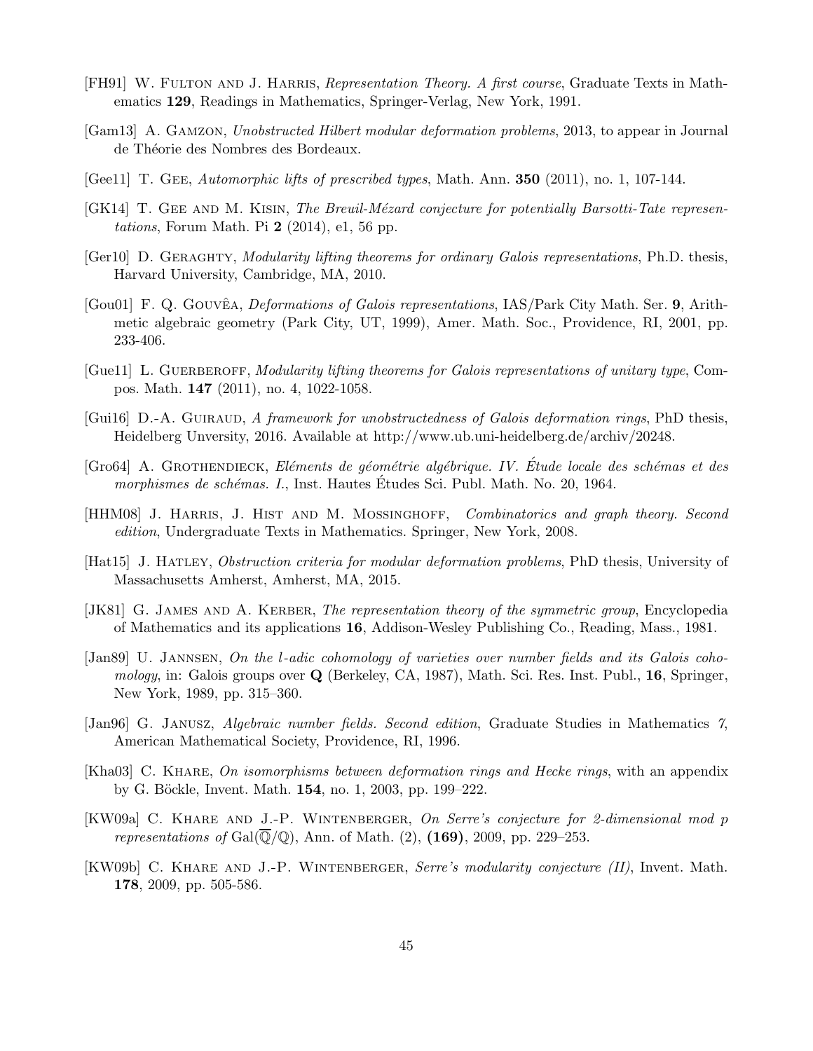[FH91] W. Fulton and J. Harris, *Representation Theory. A first course*, Graduate Texts in Mathematics **129**, Readings in Mathematics, Springer-Verlag, New York, 1991.

[Gam13] A. Gamzon, *Unobstructed Hilbert modular deformation problems*, 2013, to appear in Journal de Théorie des Nombres des Bordeaux.

[Gee11] T. Gee, *Automorphic lifts of prescribed types*, Math. Ann. **350** (2011), no. 1, 107-144.

[GK14] T. Gee and M. Kisin, *The Breuil-Mézard conjecture for potentially Barsotti-Tate representations*, Forum Math. Pi **2** (2014), e1, 56 pp.

[Ger10] D. Geraghty, *Modularity lifting theorems for ordinary Galois representations*, Ph.D. thesis, Harvard University, Cambridge, MA, 2010.

[Gou01] F. Q. Gouvêa, *Deformations of Galois representations*, IAS/Park City Math. Ser. **9**, Arithmetic algebraic geometry (Park City, UT, 1999), Amer. Math. Soc., Providence, RI, 2001, pp. 233-406.

[Gue11] L. Guerberoff, *Modularity lifting theorems for Galois representations of unitary type*, Compos. Math. **147** (2011), no. 4, 1022-1058.

[Gui16] D.-A. Guiraud, *A framework for unobstructedness of Galois deformation rings*, PhD thesis, Heidelberg Unversity, 2016. Available at http://www.ub.uni-heidelberg.de/archiv/20248.

[Gro64] A. Grothendieck, *Eléments de géométrie algébrique. IV. Étude locale des schémas et des morphismes de schémas. I.*, Inst. Hautes Études Sci. Publ. Math. No. 20, 1964.

[HHM08] J. Harris, J. Hist and M. Mossinghoff, *Combinatorics and graph theory. Second edition*, Undergraduate Texts in Mathematics. Springer, New York, 2008.

[Hat15] J. Hatley, *Obstruction criteria for modular deformation problems*, PhD thesis, University of Massachusetts Amherst, Amherst, MA, 2015.

[JK81] G. James and A. Kerber, *The representation theory of the symmetric group*, Encyclopedia of Mathematics and its applications **16**, Addison-Wesley Publishing Co., Reading, Mass., 1981.

[Jan89] U. Jannsen, *On the l-adic cohomology of varieties over number fields and its Galois cohomology*, in: Galois groups over **Q** (Berkeley, CA, 1987), Math. Sci. Res. Inst. Publ., **16**, Springer, New York, 1989, pp. 315–360.

[Jan96] G. Janusz, *Algebraic number fields. Second edition*, Graduate Studies in Mathematics *7*, American Mathematical Society, Providence, RI, 1996.

[Kha03] C. Khare, *On isomorphisms between deformation rings and Hecke rings*, with an appendix by G. Böckle, Invent. Math. **154**, no. 1, 2003, pp. 199–222.

[KW09a] C. Khare and J.-P. Wintenberger, *On Serre's conjecture for 2-dimensional mod p representations of* $\mathrm{Gal}(\overline{\mathbb{Q}}/\mathbb{Q})$, Ann. of Math. (2), **(169)**, 2009, pp. 229–253.

[KW09b] C. Khare and J.-P. Wintenberger, *Serre's modularity conjecture (II)*, Invent. Math. **178**, 2009, pp. 505-586.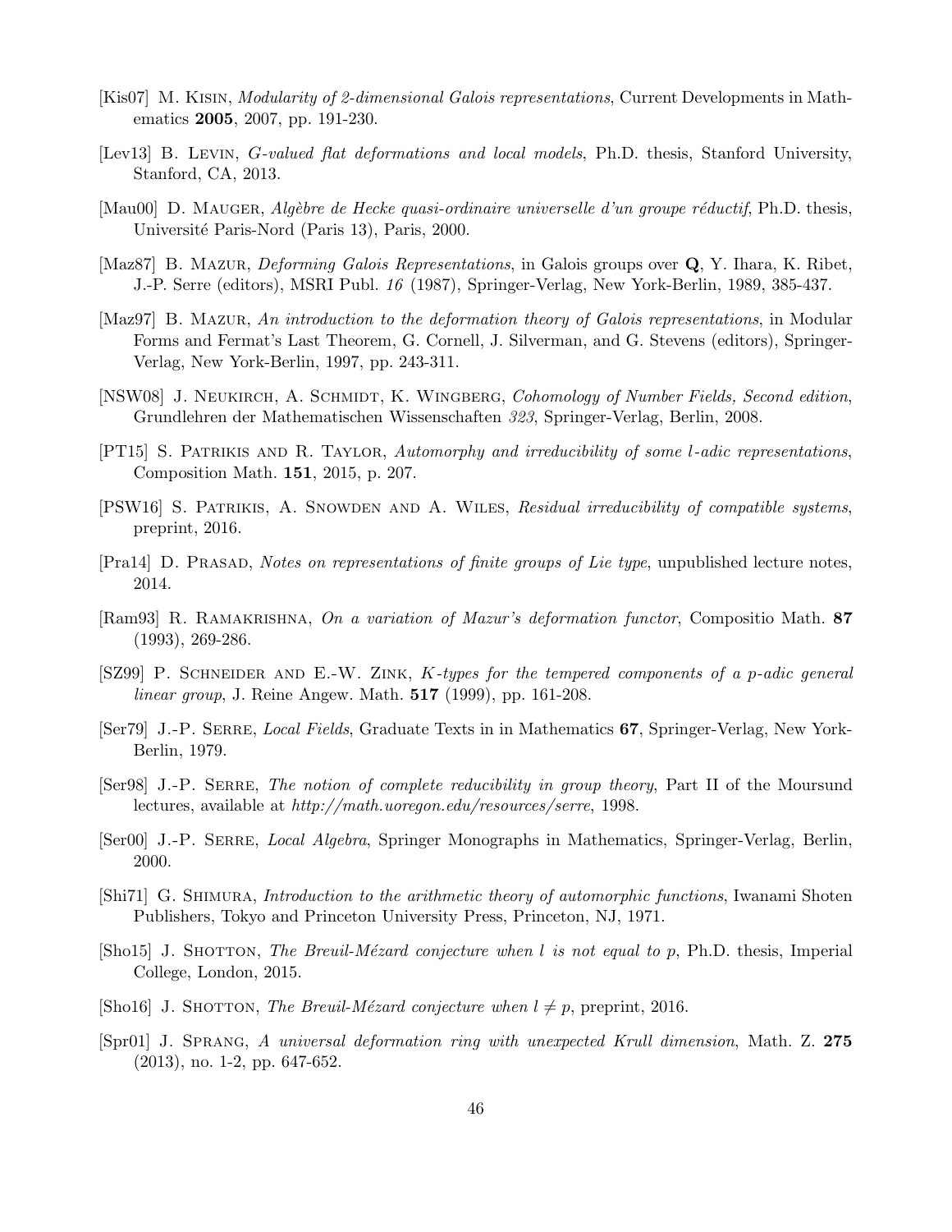[Kis07] M. Kisin, *Modularity of 2-dimensional Galois representations*, Current Developments in Mathematics **2005**, 2007, pp. 191-230.

[Lev13] B. Levin, *G-valued flat deformations and local models*, Ph.D. thesis, Stanford University, Stanford, CA, 2013.

[Mau00] D. Mauger, *Algèbre de Hecke quasi-ordinaire universelle d'un groupe réductif*, Ph.D. thesis, Université Paris-Nord (Paris 13), Paris, 2000.

[Maz87] B. Mazur, *Deforming Galois Representations*, in Galois groups over **Q**, Y. Ihara, K. Ribet, J.-P. Serre (editors), MSRI Publ. *16* (1987), Springer-Verlag, New York-Berlin, 1989, 385-437.

[Maz97] B. Mazur, *An introduction to the deformation theory of Galois representations*, in Modular Forms and Fermat's Last Theorem, G. Cornell, J. Silverman, and G. Stevens (editors), Springer-Verlag, New York-Berlin, 1997, pp. 243-311.

[NSW08] J. Neukirch, A. Schmidt, K. Wingberg, *Cohomology of Number Fields, Second edition*, Grundlehren der Mathematischen Wissenschaften *323*, Springer-Verlag, Berlin, 2008.

[PT15] S. Patrikis and R. Taylor, *Automorphy and irreducibility of some $l$-adic representations*, Composition Math. **151**, 2015, p. 207.

[PSW16] S. Patrikis, A. Snowden and A. Wiles, *Residual irreducibility of compatible systems*, preprint, 2016.

[Pra14] D. Prasad, *Notes on representations of finite groups of Lie type*, unpublished lecture notes, 2014.

[Ram93] R. Ramakrishna, *On a variation of Mazur's deformation functor*, Compositio Math. **87** (1993), 269-286.

[SZ99] P. Schneider and E.-W. Zink, *K-types for the tempered components of a p-adic general linear group*, J. Reine Angew. Math. **517** (1999), pp. 161-208.

[Ser79] J.-P. Serre, *Local Fields*, Graduate Texts in in Mathematics **67**, Springer-Verlag, New York-Berlin, 1979.

[Ser98] J.-P. Serre, *The notion of complete reducibility in group theory*, Part II of the Moursund lectures, available at *http://math.uoregon.edu/resources/serre*, 1998.

[Ser00] J.-P. Serre, *Local Algebra*, Springer Monographs in Mathematics, Springer-Verlag, Berlin, 2000.

[Shi71] G. Shimura, *Introduction to the arithmetic theory of automorphic functions*, Iwanami Shoten Publishers, Tokyo and Princeton University Press, Princeton, NJ, 1971.

[Sho15] J. Shotton, *The Breuil-Mézard conjecture when l is not equal to p*, Ph.D. thesis, Imperial College, London, 2015.

[Sho16] J. Shotton, *The Breuil-Mézard conjecture when $l \neq p$*, preprint, 2016.

[Spr01] J. Sprang, *A universal deformation ring with unexpected Krull dimension*, Math. Z. **275** (2013), no. 1-2, pp. 647-652.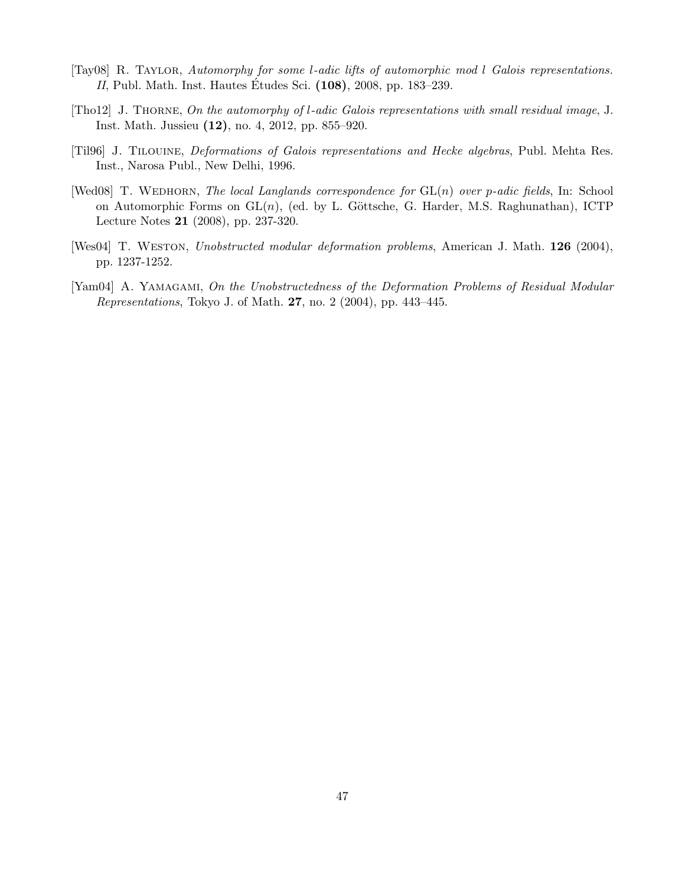[Tay08] R. Taylor, *Automorphy for some $l$-adic lifts of automorphic mod $l$ Galois representations. II*, Publ. Math. Inst. Hautes Études Sci. **(108)**, 2008, pp. 183–239.

[Tho12] J. Thorne, *On the automorphy of $l$-adic Galois representations with small residual image*, J. Inst. Math. Jussieu **(12)**, no. 4, 2012, pp. 855–920.

[Til96] J. Tilouine, *Deformations of Galois representations and Hecke algebras*, Publ. Mehta Res. Inst., Narosa Publ., New Delhi, 1996.

[Wed08] T. Wedhorn, *The local Langlands correspondence for $\mathrm{GL}(n)$ over $p$-adic fields*, In: School on Automorphic Forms on $\mathrm{GL}(n)$, (ed. by L. Göttsche, G. Harder, M.S. Raghunathan), ICTP Lecture Notes **21** (2008), pp. 237-320.

[Wes04] T. Weston, *Unobstructed modular deformation problems*, American J. Math. **126** (2004), pp. 1237-1252.

[Yam04] A. Yamagami, *On the Unobstructedness of the Deformation Problems of Residual Modular Representations*, Tokyo J. of Math. **27**, no. 2 (2004), pp. 443–445.